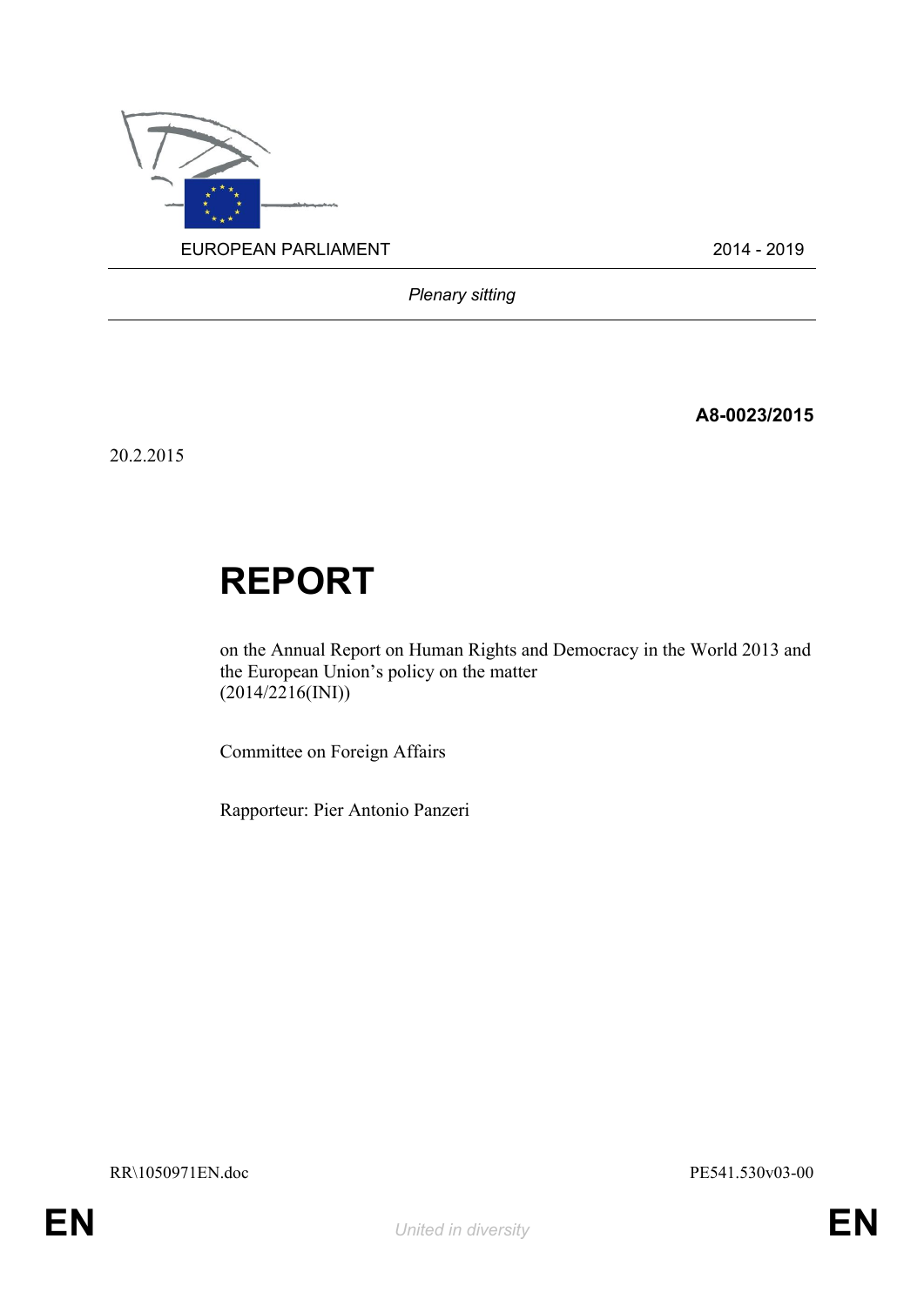EUROPEAN PARLIAMENT 2014 - 2019

*Plenary sitting*

**A8-0023/2015**

20.2.2015

# REPORT

on the Annual Report on Human Rights and Democracy in the World 2013 and the European Union's policy on the matter
(2014/2216(INI))

Committee on Foreign Affairs

Rapporteur: Pier Antonio Panzeri

RR\1050971EN.doc PE541.530v03-00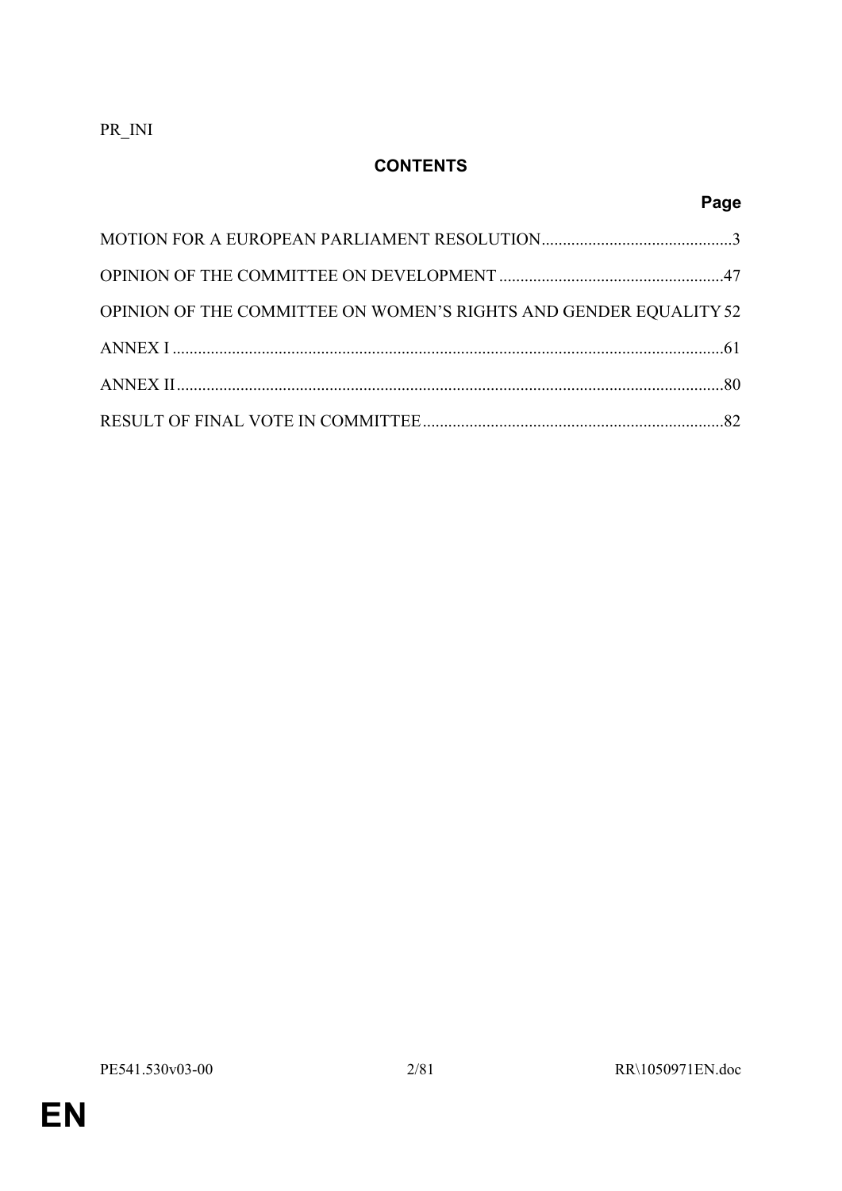PR_INI

# CONTENTS

| | Page |
|---|---|
| MOTION FOR A EUROPEAN PARLIAMENT RESOLUTION | 3 |
| OPINION OF THE COMMITTEE ON DEVELOPMENT | 47 |
| OPINION OF THE COMMITTEE ON WOMEN'S RIGHTS AND GENDER EQUALITY | 52 |
| ANNEX I | 61 |
| ANNEX II | 80 |
| RESULT OF FINAL VOTE IN COMMITTEE | 82 |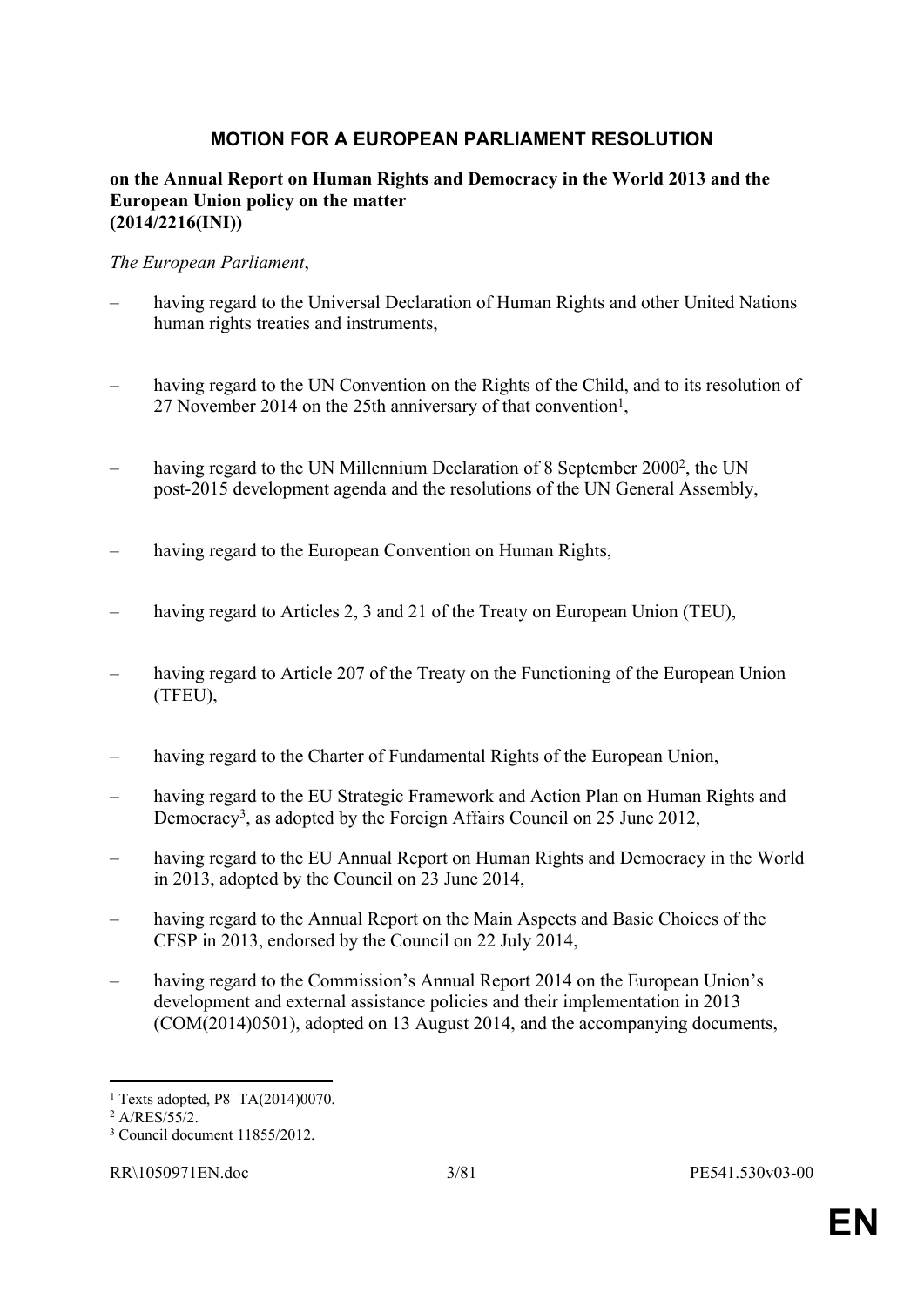## MOTION FOR A EUROPEAN PARLIAMENT RESOLUTION

**on the Annual Report on Human Rights and Democracy in the World 2013 and the European Union policy on the matter (2014/2216(INI))**

*The European Parliament*,

– having regard to the Universal Declaration of Human Rights and other United Nations human rights treaties and instruments,

– having regard to the UN Convention on the Rights of the Child, and to its resolution of 27 November 2014 on the 25th anniversary of that convention[1],

– having regard to the UN Millennium Declaration of 8 September 2000[2], the UN post-2015 development agenda and the resolutions of the UN General Assembly,

– having regard to the European Convention on Human Rights,

– having regard to Articles 2, 3 and 21 of the Treaty on European Union (TEU),

– having regard to Article 207 of the Treaty on the Functioning of the European Union (TFEU),

– having regard to the Charter of Fundamental Rights of the European Union,

– having regard to the EU Strategic Framework and Action Plan on Human Rights and Democracy[3], as adopted by the Foreign Affairs Council on 25 June 2012,

– having regard to the EU Annual Report on Human Rights and Democracy in the World in 2013, adopted by the Council on 23 June 2014,

– having regard to the Annual Report on the Main Aspects and Basic Choices of the CFSP in 2013, endorsed by the Council on 22 July 2014,

– having regard to the Commission's Annual Report 2014 on the European Union's development and external assistance policies and their implementation in 2013 (COM(2014)0501), adopted on 13 August 2014, and the accompanying documents,

---

[1] Texts adopted, P8_TA(2014)0070.

[2] A/RES/55/2.

[3] Council document 11855/2012.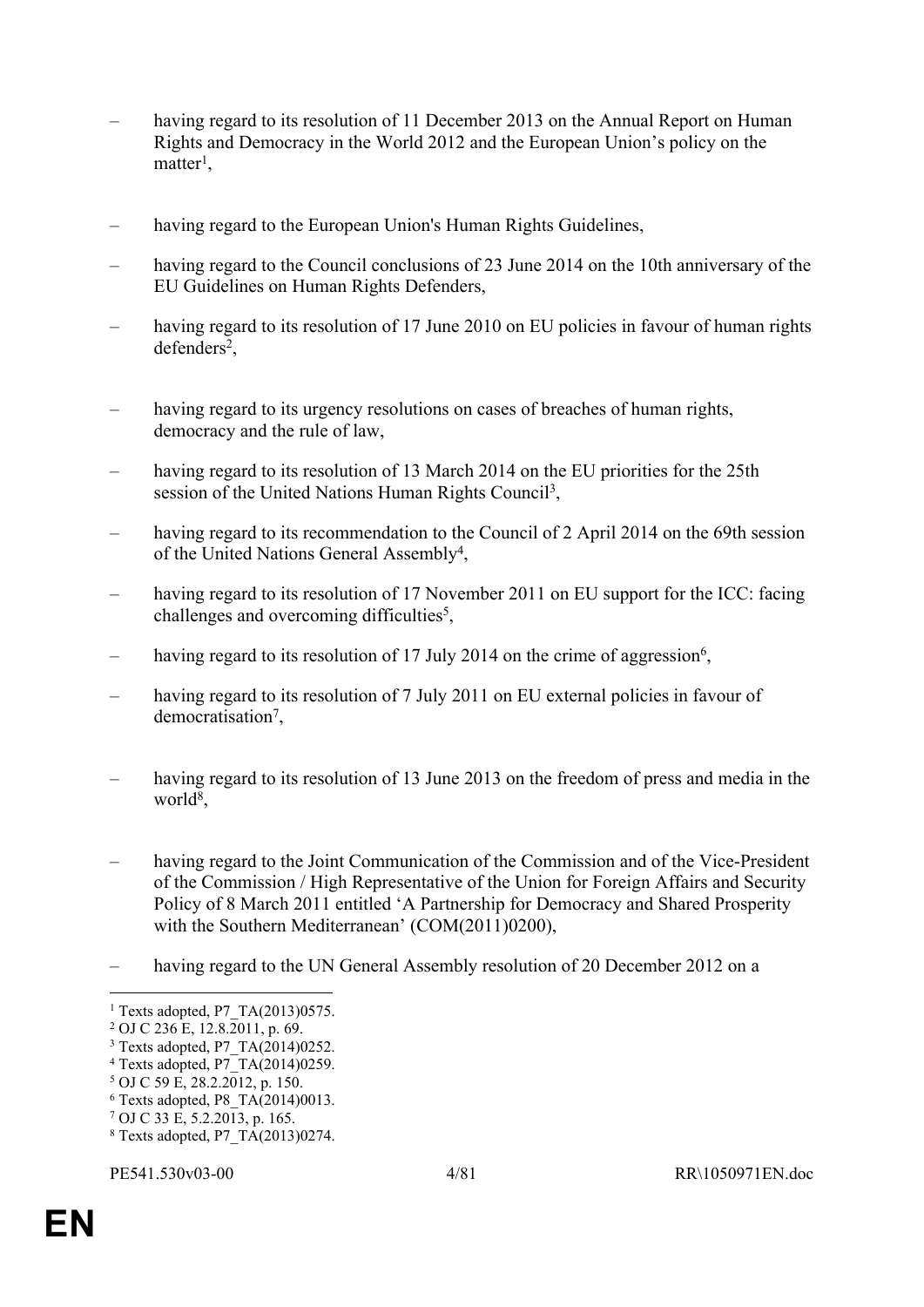– having regard to its resolution of 11 December 2013 on the Annual Report on Human Rights and Democracy in the World 2012 and the European Union's policy on the matter[1],

– having regard to the European Union's Human Rights Guidelines,

– having regard to the Council conclusions of 23 June 2014 on the 10th anniversary of the EU Guidelines on Human Rights Defenders,

– having regard to its resolution of 17 June 2010 on EU policies in favour of human rights defenders[2],

– having regard to its urgency resolutions on cases of breaches of human rights, democracy and the rule of law,

– having regard to its resolution of 13 March 2014 on the EU priorities for the 25th session of the United Nations Human Rights Council[3],

– having regard to its recommendation to the Council of 2 April 2014 on the 69th session of the United Nations General Assembly[4],

– having regard to its resolution of 17 November 2011 on EU support for the ICC: facing challenges and overcoming difficulties[5],

– having regard to its resolution of 17 July 2014 on the crime of aggression[6],

– having regard to its resolution of 7 July 2011 on EU external policies in favour of democratisation[7],

– having regard to its resolution of 13 June 2013 on the freedom of press and media in the world[8],

– having regard to the Joint Communication of the Commission and of the Vice-President of the Commission / High Representative of the Union for Foreign Affairs and Security Policy of 8 March 2011 entitled 'A Partnership for Democracy and Shared Prosperity with the Southern Mediterranean' (COM(2011)0200),

– having regard to the UN General Assembly resolution of 20 December 2012 on a

---

[1] Texts adopted, P7_TA(2013)0575.
[2] OJ C 236 E, 12.8.2011, p. 69.
[3] Texts adopted, P7_TA(2014)0252.
[4] Texts adopted, P7_TA(2014)0259.
[5] OJ C 59 E, 28.2.2012, p. 150.
[6] Texts adopted, P8_TA(2014)0013.
[7] OJ C 33 E, 5.2.2013, p. 165.
[8] Texts adopted, P7_TA(2013)0274.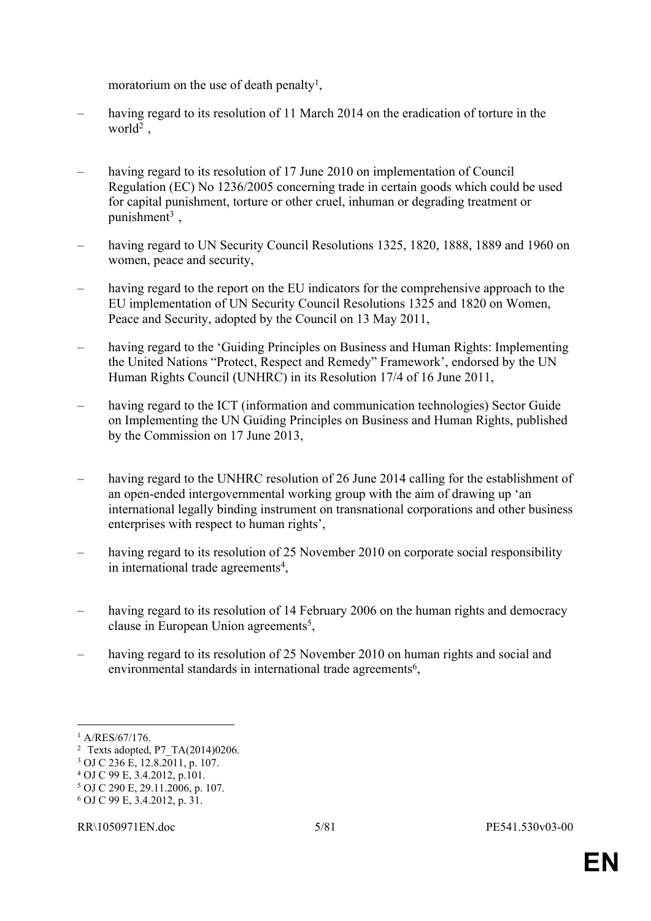moratorium on the use of death penalty[1],

– having regard to its resolution of 11 March 2014 on the eradication of torture in the world[2] ,

– having regard to its resolution of 17 June 2010 on implementation of Council Regulation (EC) No 1236/2005 concerning trade in certain goods which could be used for capital punishment, torture or other cruel, inhuman or degrading treatment or punishment[3] ,

– having regard to UN Security Council Resolutions 1325, 1820, 1888, 1889 and 1960 on women, peace and security,

– having regard to the report on the EU indicators for the comprehensive approach to the EU implementation of UN Security Council Resolutions 1325 and 1820 on Women, Peace and Security, adopted by the Council on 13 May 2011,

– having regard to the 'Guiding Principles on Business and Human Rights: Implementing the United Nations "Protect, Respect and Remedy" Framework', endorsed by the UN Human Rights Council (UNHRC) in its Resolution 17/4 of 16 June 2011,

– having regard to the ICT (information and communication technologies) Sector Guide on Implementing the UN Guiding Principles on Business and Human Rights, published by the Commission on 17 June 2013,

– having regard to the UNHRC resolution of 26 June 2014 calling for the establishment of an open-ended intergovernmental working group with the aim of drawing up 'an international legally binding instrument on transnational corporations and other business enterprises with respect to human rights',

– having regard to its resolution of 25 November 2010 on corporate social responsibility in international trade agreements[4],

– having regard to its resolution of 14 February 2006 on the human rights and democracy clause in European Union agreements[5],

– having regard to its resolution of 25 November 2010 on human rights and social and environmental standards in international trade agreements[6],

---

[1] A/RES/67/176.
[2] Texts adopted, P7_TA(2014)0206.
[3] OJ C 236 E, 12.8.2011, p. 107.
[4] OJ C 99 E, 3.4.2012, p.101.
[5] OJ C 290 E, 29.11.2006, p. 107.
[6] OJ C 99 E, 3.4.2012, p. 31.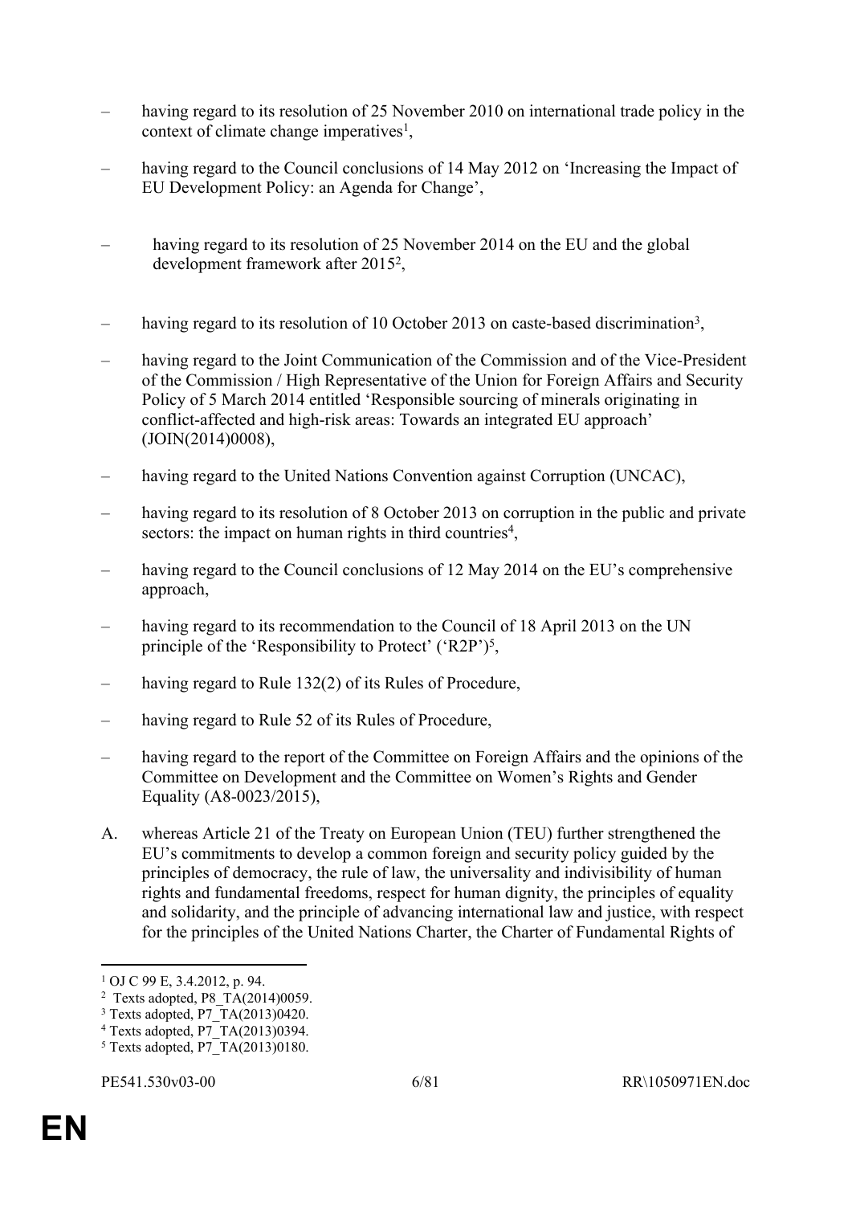– having regard to its resolution of 25 November 2010 on international trade policy in the context of climate change imperatives[1],

– having regard to the Council conclusions of 14 May 2012 on 'Increasing the Impact of EU Development Policy: an Agenda for Change',

– having regard to its resolution of 25 November 2014 on the EU and the global development framework after 2015[2],

– having regard to its resolution of 10 October 2013 on caste-based discrimination[3],

– having regard to the Joint Communication of the Commission and of the Vice-President of the Commission / High Representative of the Union for Foreign Affairs and Security Policy of 5 March 2014 entitled 'Responsible sourcing of minerals originating in conflict-affected and high-risk areas: Towards an integrated EU approach' (JOIN(2014)0008),

– having regard to the United Nations Convention against Corruption (UNCAC),

– having regard to its resolution of 8 October 2013 on corruption in the public and private sectors: the impact on human rights in third countries[4],

– having regard to the Council conclusions of 12 May 2014 on the EU's comprehensive approach,

– having regard to its recommendation to the Council of 18 April 2013 on the UN principle of the 'Responsibility to Protect' ('R2P')[5],

– having regard to Rule 132(2) of its Rules of Procedure,

– having regard to Rule 52 of its Rules of Procedure,

– having regard to the report of the Committee on Foreign Affairs and the opinions of the Committee on Development and the Committee on Women's Rights and Gender Equality (A8-0023/2015),

A. whereas Article 21 of the Treaty on European Union (TEU) further strengthened the EU's commitments to develop a common foreign and security policy guided by the principles of democracy, the rule of law, the universality and indivisibility of human rights and fundamental freedoms, respect for human dignity, the principles of equality and solidarity, and the principle of advancing international law and justice, with respect for the principles of the United Nations Charter, the Charter of Fundamental Rights of

---

[1] OJ C 99 E, 3.4.2012, p. 94.
[2] Texts adopted, P8_TA(2014)0059.
[3] Texts adopted, P7_TA(2013)0420.
[4] Texts adopted, P7_TA(2013)0394.
[5] Texts adopted, P7_TA(2013)0180.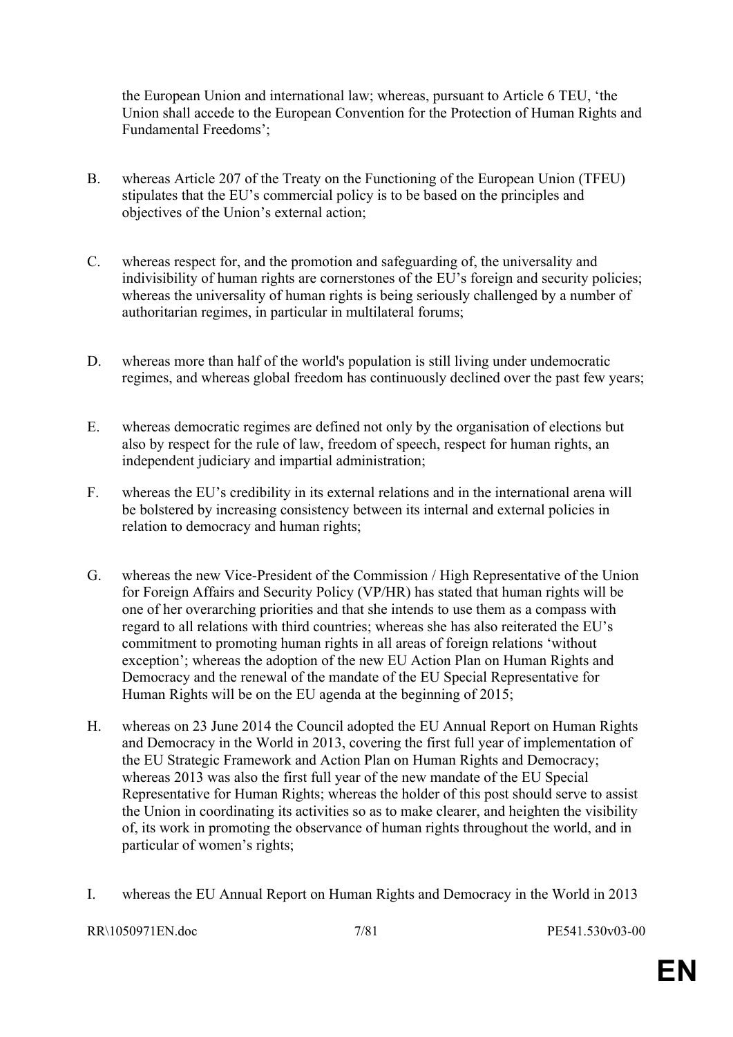the European Union and international law; whereas, pursuant to Article 6 TEU, 'the Union shall accede to the European Convention for the Protection of Human Rights and Fundamental Freedoms';

B. whereas Article 207 of the Treaty on the Functioning of the European Union (TFEU) stipulates that the EU's commercial policy is to be based on the principles and objectives of the Union's external action;

C. whereas respect for, and the promotion and safeguarding of, the universality and indivisibility of human rights are cornerstones of the EU's foreign and security policies; whereas the universality of human rights is being seriously challenged by a number of authoritarian regimes, in particular in multilateral forums;

D. whereas more than half of the world's population is still living under undemocratic regimes, and whereas global freedom has continuously declined over the past few years;

E. whereas democratic regimes are defined not only by the organisation of elections but also by respect for the rule of law, freedom of speech, respect for human rights, an independent judiciary and impartial administration;

F. whereas the EU's credibility in its external relations and in the international arena will be bolstered by increasing consistency between its internal and external policies in relation to democracy and human rights;

G. whereas the new Vice-President of the Commission / High Representative of the Union for Foreign Affairs and Security Policy (VP/HR) has stated that human rights will be one of her overarching priorities and that she intends to use them as a compass with regard to all relations with third countries; whereas she has also reiterated the EU's commitment to promoting human rights in all areas of foreign relations 'without exception'; whereas the adoption of the new EU Action Plan on Human Rights and Democracy and the renewal of the mandate of the EU Special Representative for Human Rights will be on the EU agenda at the beginning of 2015;

H. whereas on 23 June 2014 the Council adopted the EU Annual Report on Human Rights and Democracy in the World in 2013, covering the first full year of implementation of the EU Strategic Framework and Action Plan on Human Rights and Democracy; whereas 2013 was also the first full year of the new mandate of the EU Special Representative for Human Rights; whereas the holder of this post should serve to assist the Union in coordinating its activities so as to make clearer, and heighten the visibility of, its work in promoting the observance of human rights throughout the world, and in particular of women's rights;

I. whereas the EU Annual Report on Human Rights and Democracy in the World in 2013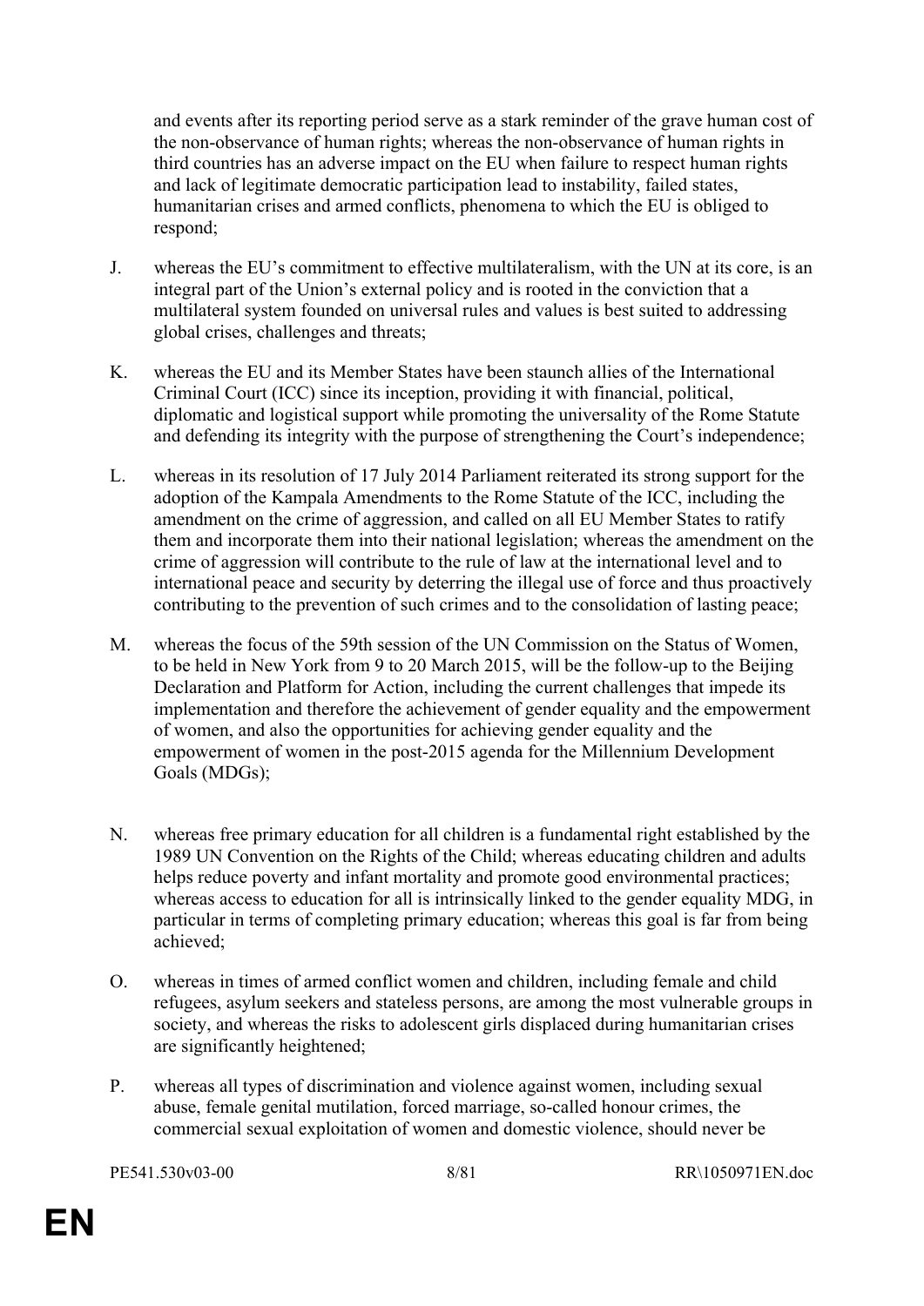and events after its reporting period serve as a stark reminder of the grave human cost of the non-observance of human rights; whereas the non-observance of human rights in third countries has an adverse impact on the EU when failure to respect human rights and lack of legitimate democratic participation lead to instability, failed states, humanitarian crises and armed conflicts, phenomena to which the EU is obliged to respond;

J. whereas the EU's commitment to effective multilateralism, with the UN at its core, is an integral part of the Union's external policy and is rooted in the conviction that a multilateral system founded on universal rules and values is best suited to addressing global crises, challenges and threats;

K. whereas the EU and its Member States have been staunch allies of the International Criminal Court (ICC) since its inception, providing it with financial, political, diplomatic and logistical support while promoting the universality of the Rome Statute and defending its integrity with the purpose of strengthening the Court's independence;

L. whereas in its resolution of 17 July 2014 Parliament reiterated its strong support for the adoption of the Kampala Amendments to the Rome Statute of the ICC, including the amendment on the crime of aggression, and called on all EU Member States to ratify them and incorporate them into their national legislation; whereas the amendment on the crime of aggression will contribute to the rule of law at the international level and to international peace and security by deterring the illegal use of force and thus proactively contributing to the prevention of such crimes and to the consolidation of lasting peace;

M. whereas the focus of the 59th session of the UN Commission on the Status of Women, to be held in New York from 9 to 20 March 2015, will be the follow-up to the Beijing Declaration and Platform for Action, including the current challenges that impede its implementation and therefore the achievement of gender equality and the empowerment of women, and also the opportunities for achieving gender equality and the empowerment of women in the post-2015 agenda for the Millennium Development Goals (MDGs);

N. whereas free primary education for all children is a fundamental right established by the 1989 UN Convention on the Rights of the Child; whereas educating children and adults helps reduce poverty and infant mortality and promote good environmental practices; whereas access to education for all is intrinsically linked to the gender equality MDG, in particular in terms of completing primary education; whereas this goal is far from being achieved;

O. whereas in times of armed conflict women and children, including female and child refugees, asylum seekers and stateless persons, are among the most vulnerable groups in society, and whereas the risks to adolescent girls displaced during humanitarian crises are significantly heightened;

P. whereas all types of discrimination and violence against women, including sexual abuse, female genital mutilation, forced marriage, so-called honour crimes, the commercial sexual exploitation of women and domestic violence, should never be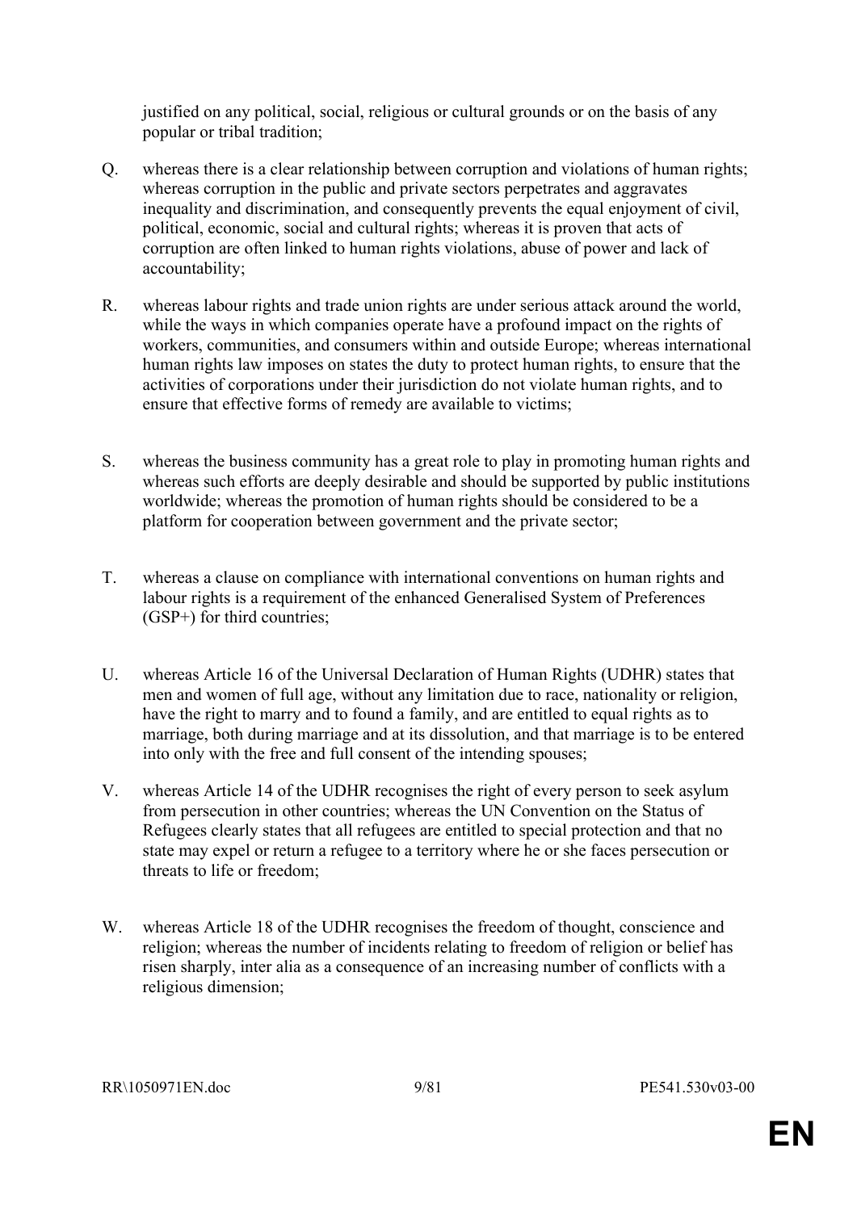justified on any political, social, religious or cultural grounds or on the basis of any popular or tribal tradition;

Q. whereas there is a clear relationship between corruption and violations of human rights; whereas corruption in the public and private sectors perpetrates and aggravates inequality and discrimination, and consequently prevents the equal enjoyment of civil, political, economic, social and cultural rights; whereas it is proven that acts of corruption are often linked to human rights violations, abuse of power and lack of accountability;

R. whereas labour rights and trade union rights are under serious attack around the world, while the ways in which companies operate have a profound impact on the rights of workers, communities, and consumers within and outside Europe; whereas international human rights law imposes on states the duty to protect human rights, to ensure that the activities of corporations under their jurisdiction do not violate human rights, and to ensure that effective forms of remedy are available to victims;

S. whereas the business community has a great role to play in promoting human rights and whereas such efforts are deeply desirable and should be supported by public institutions worldwide; whereas the promotion of human rights should be considered to be a platform for cooperation between government and the private sector;

T. whereas a clause on compliance with international conventions on human rights and labour rights is a requirement of the enhanced Generalised System of Preferences (GSP+) for third countries;

U. whereas Article 16 of the Universal Declaration of Human Rights (UDHR) states that men and women of full age, without any limitation due to race, nationality or religion, have the right to marry and to found a family, and are entitled to equal rights as to marriage, both during marriage and at its dissolution, and that marriage is to be entered into only with the free and full consent of the intending spouses;

V. whereas Article 14 of the UDHR recognises the right of every person to seek asylum from persecution in other countries; whereas the UN Convention on the Status of Refugees clearly states that all refugees are entitled to special protection and that no state may expel or return a refugee to a territory where he or she faces persecution or threats to life or freedom;

W. whereas Article 18 of the UDHR recognises the freedom of thought, conscience and religion; whereas the number of incidents relating to freedom of religion or belief has risen sharply, inter alia as a consequence of an increasing number of conflicts with a religious dimension;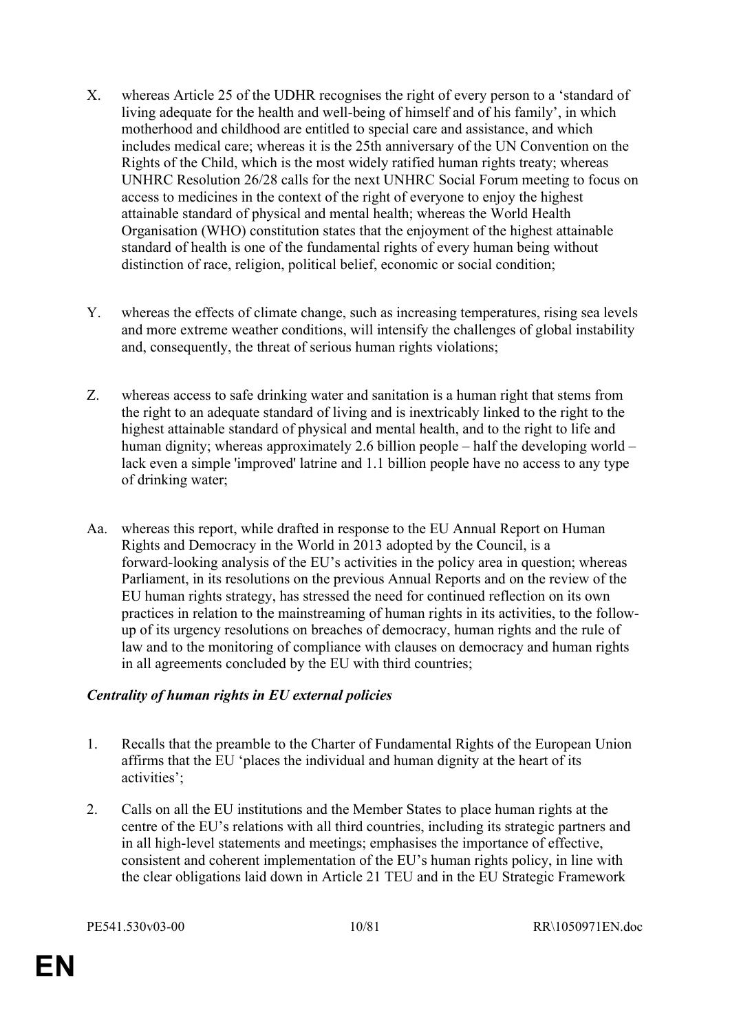X. whereas Article 25 of the UDHR recognises the right of every person to a 'standard of living adequate for the health and well-being of himself and of his family', in which motherhood and childhood are entitled to special care and assistance, and which includes medical care; whereas it is the 25th anniversary of the UN Convention on the Rights of the Child, which is the most widely ratified human rights treaty; whereas UNHRC Resolution 26/28 calls for the next UNHRC Social Forum meeting to focus on access to medicines in the context of the right of everyone to enjoy the highest attainable standard of physical and mental health; whereas the World Health Organisation (WHO) constitution states that the enjoyment of the highest attainable standard of health is one of the fundamental rights of every human being without distinction of race, religion, political belief, economic or social condition;

Y. whereas the effects of climate change, such as increasing temperatures, rising sea levels and more extreme weather conditions, will intensify the challenges of global instability and, consequently, the threat of serious human rights violations;

Z. whereas access to safe drinking water and sanitation is a human right that stems from the right to an adequate standard of living and is inextricably linked to the right to the highest attainable standard of physical and mental health, and to the right to life and human dignity; whereas approximately 2.6 billion people – half the developing world – lack even a simple 'improved' latrine and 1.1 billion people have no access to any type of drinking water;

Aa. whereas this report, while drafted in response to the EU Annual Report on Human Rights and Democracy in the World in 2013 adopted by the Council, is a forward-looking analysis of the EU's activities in the policy area in question; whereas Parliament, in its resolutions on the previous Annual Reports and on the review of the EU human rights strategy, has stressed the need for continued reflection on its own practices in relation to the mainstreaming of human rights in its activities, to the follow-up of its urgency resolutions on breaches of democracy, human rights and the rule of law and to the monitoring of compliance with clauses on democracy and human rights in all agreements concluded by the EU with third countries;

***Centrality of human rights in EU external policies***

1. Recalls that the preamble to the Charter of Fundamental Rights of the European Union affirms that the EU 'places the individual and human dignity at the heart of its activities';

2. Calls on all the EU institutions and the Member States to place human rights at the centre of the EU's relations with all third countries, including its strategic partners and in all high-level statements and meetings; emphasises the importance of effective, consistent and coherent implementation of the EU's human rights policy, in line with the clear obligations laid down in Article 21 TEU and in the EU Strategic Framework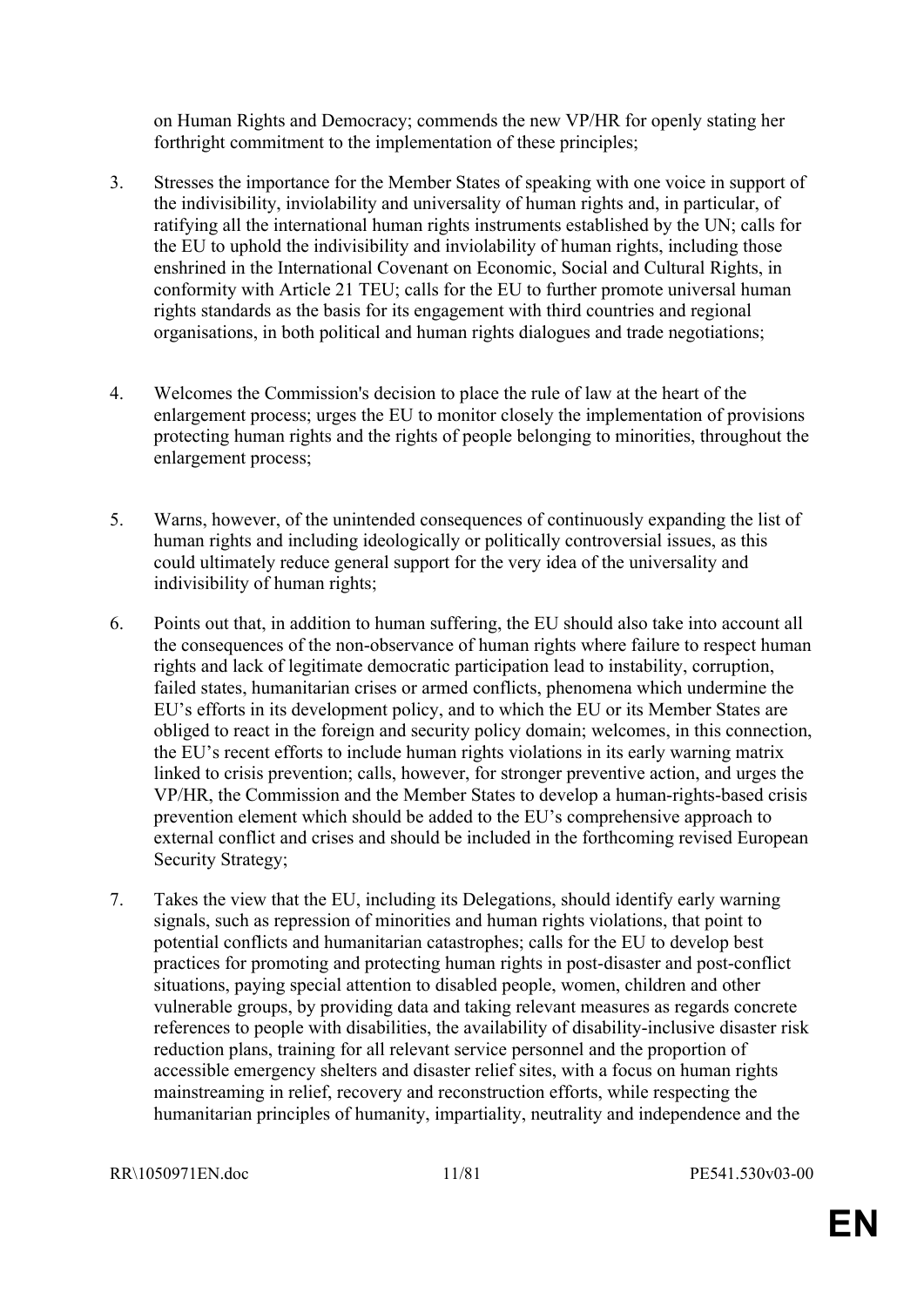on Human Rights and Democracy; commends the new VP/HR for openly stating her forthright commitment to the implementation of these principles;

3. Stresses the importance for the Member States of speaking with one voice in support of the indivisibility, inviolability and universality of human rights and, in particular, of ratifying all the international human rights instruments established by the UN; calls for the EU to uphold the indivisibility and inviolability of human rights, including those enshrined in the International Covenant on Economic, Social and Cultural Rights, in conformity with Article 21 TEU; calls for the EU to further promote universal human rights standards as the basis for its engagement with third countries and regional organisations, in both political and human rights dialogues and trade negotiations;

4. Welcomes the Commission's decision to place the rule of law at the heart of the enlargement process; urges the EU to monitor closely the implementation of provisions protecting human rights and the rights of people belonging to minorities, throughout the enlargement process;

5. Warns, however, of the unintended consequences of continuously expanding the list of human rights and including ideologically or politically controversial issues, as this could ultimately reduce general support for the very idea of the universality and indivisibility of human rights;

6. Points out that, in addition to human suffering, the EU should also take into account all the consequences of the non-observance of human rights where failure to respect human rights and lack of legitimate democratic participation lead to instability, corruption, failed states, humanitarian crises or armed conflicts, phenomena which undermine the EU's efforts in its development policy, and to which the EU or its Member States are obliged to react in the foreign and security policy domain; welcomes, in this connection, the EU's recent efforts to include human rights violations in its early warning matrix linked to crisis prevention; calls, however, for stronger preventive action, and urges the VP/HR, the Commission and the Member States to develop a human-rights-based crisis prevention element which should be added to the EU's comprehensive approach to external conflict and crises and should be included in the forthcoming revised European Security Strategy;

7. Takes the view that the EU, including its Delegations, should identify early warning signals, such as repression of minorities and human rights violations, that point to potential conflicts and humanitarian catastrophes; calls for the EU to develop best practices for promoting and protecting human rights in post-disaster and post-conflict situations, paying special attention to disabled people, women, children and other vulnerable groups, by providing data and taking relevant measures as regards concrete references to people with disabilities, the availability of disability-inclusive disaster risk reduction plans, training for all relevant service personnel and the proportion of accessible emergency shelters and disaster relief sites, with a focus on human rights mainstreaming in relief, recovery and reconstruction efforts, while respecting the humanitarian principles of humanity, impartiality, neutrality and independence and the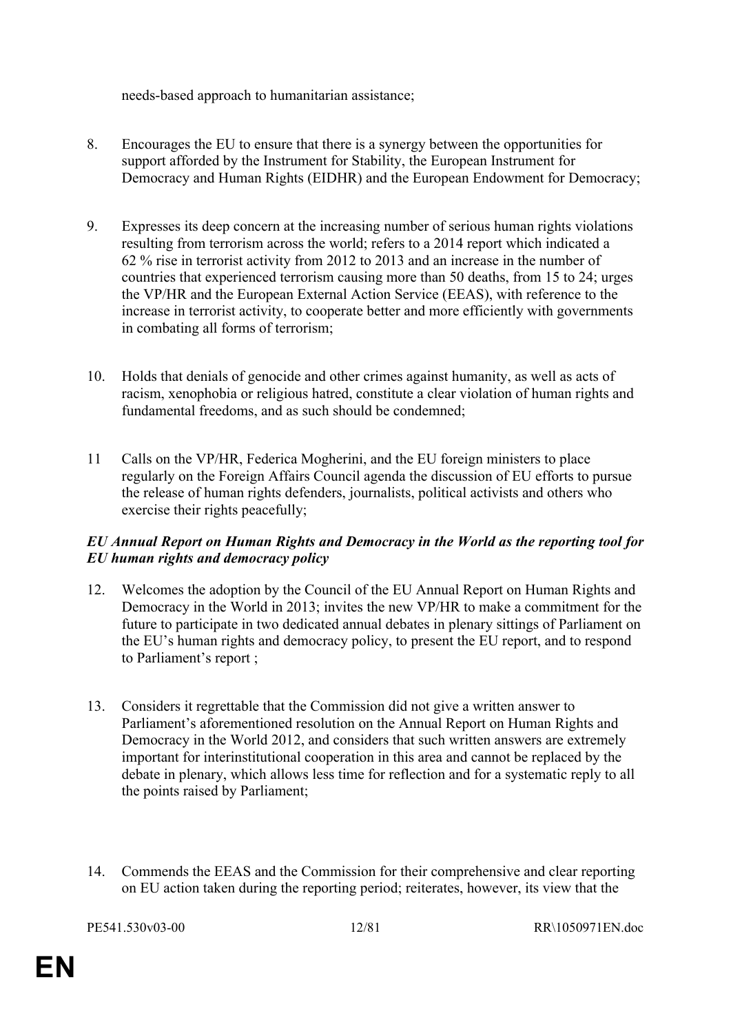needs-based approach to humanitarian assistance;

8. Encourages the EU to ensure that there is a synergy between the opportunities for support afforded by the Instrument for Stability, the European Instrument for Democracy and Human Rights (EIDHR) and the European Endowment for Democracy;

9. Expresses its deep concern at the increasing number of serious human rights violations resulting from terrorism across the world; refers to a 2014 report which indicated a 62 % rise in terrorist activity from 2012 to 2013 and an increase in the number of countries that experienced terrorism causing more than 50 deaths, from 15 to 24; urges the VP/HR and the European External Action Service (EEAS), with reference to the increase in terrorist activity, to cooperate better and more efficiently with governments in combating all forms of terrorism;

10. Holds that denials of genocide and other crimes against humanity, as well as acts of racism, xenophobia or religious hatred, constitute a clear violation of human rights and fundamental freedoms, and as such should be condemned;

11 Calls on the VP/HR, Federica Mogherini, and the EU foreign ministers to place regularly on the Foreign Affairs Council agenda the discussion of EU efforts to pursue the release of human rights defenders, journalists, political activists and others who exercise their rights peacefully;

***EU Annual Report on Human Rights and Democracy in the World as the reporting tool for EU human rights and democracy policy***

12. Welcomes the adoption by the Council of the EU Annual Report on Human Rights and Democracy in the World in 2013; invites the new VP/HR to make a commitment for the future to participate in two dedicated annual debates in plenary sittings of Parliament on the EU's human rights and democracy policy, to present the EU report, and to respond to Parliament's report ;

13. Considers it regrettable that the Commission did not give a written answer to Parliament's aforementioned resolution on the Annual Report on Human Rights and Democracy in the World 2012, and considers that such written answers are extremely important for interinstitutional cooperation in this area and cannot be replaced by the debate in plenary, which allows less time for reflection and for a systematic reply to all the points raised by Parliament;

14. Commends the EEAS and the Commission for their comprehensive and clear reporting on EU action taken during the reporting period; reiterates, however, its view that the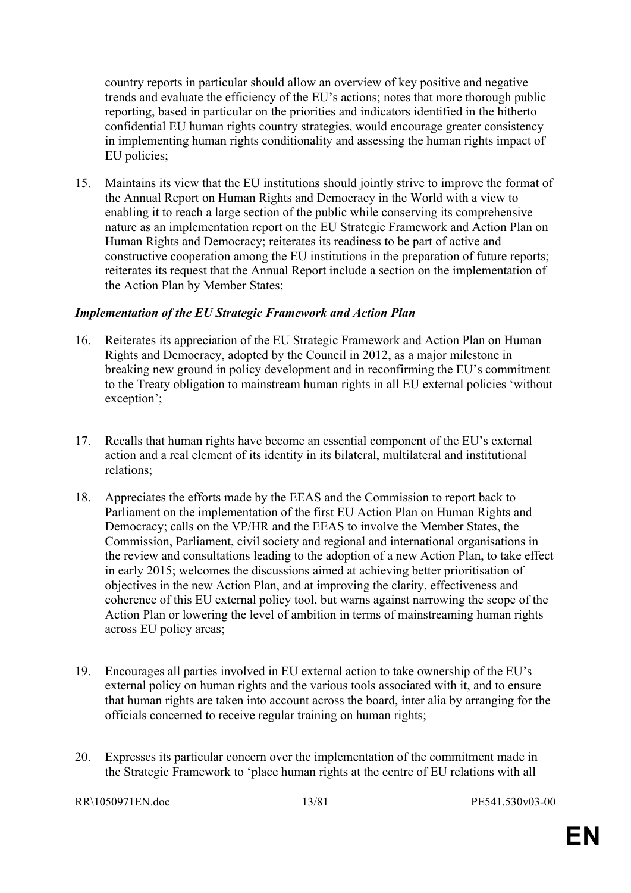country reports in particular should allow an overview of key positive and negative trends and evaluate the efficiency of the EU's actions; notes that more thorough public reporting, based in particular on the priorities and indicators identified in the hitherto confidential EU human rights country strategies, would encourage greater consistency in implementing human rights conditionality and assessing the human rights impact of EU policies;

15. Maintains its view that the EU institutions should jointly strive to improve the format of the Annual Report on Human Rights and Democracy in the World with a view to enabling it to reach a large section of the public while conserving its comprehensive nature as an implementation report on the EU Strategic Framework and Action Plan on Human Rights and Democracy; reiterates its readiness to be part of active and constructive cooperation among the EU institutions in the preparation of future reports; reiterates its request that the Annual Report include a section on the implementation of the Action Plan by Member States;

***Implementation of the EU Strategic Framework and Action Plan***

16. Reiterates its appreciation of the EU Strategic Framework and Action Plan on Human Rights and Democracy, adopted by the Council in 2012, as a major milestone in breaking new ground in policy development and in reconfirming the EU's commitment to the Treaty obligation to mainstream human rights in all EU external policies 'without exception';

17. Recalls that human rights have become an essential component of the EU's external action and a real element of its identity in its bilateral, multilateral and institutional relations;

18. Appreciates the efforts made by the EEAS and the Commission to report back to Parliament on the implementation of the first EU Action Plan on Human Rights and Democracy; calls on the VP/HR and the EEAS to involve the Member States, the Commission, Parliament, civil society and regional and international organisations in the review and consultations leading to the adoption of a new Action Plan, to take effect in early 2015; welcomes the discussions aimed at achieving better prioritisation of objectives in the new Action Plan, and at improving the clarity, effectiveness and coherence of this EU external policy tool, but warns against narrowing the scope of the Action Plan or lowering the level of ambition in terms of mainstreaming human rights across EU policy areas;

19. Encourages all parties involved in EU external action to take ownership of the EU's external policy on human rights and the various tools associated with it, and to ensure that human rights are taken into account across the board, inter alia by arranging for the officials concerned to receive regular training on human rights;

20. Expresses its particular concern over the implementation of the commitment made in the Strategic Framework to 'place human rights at the centre of EU relations with all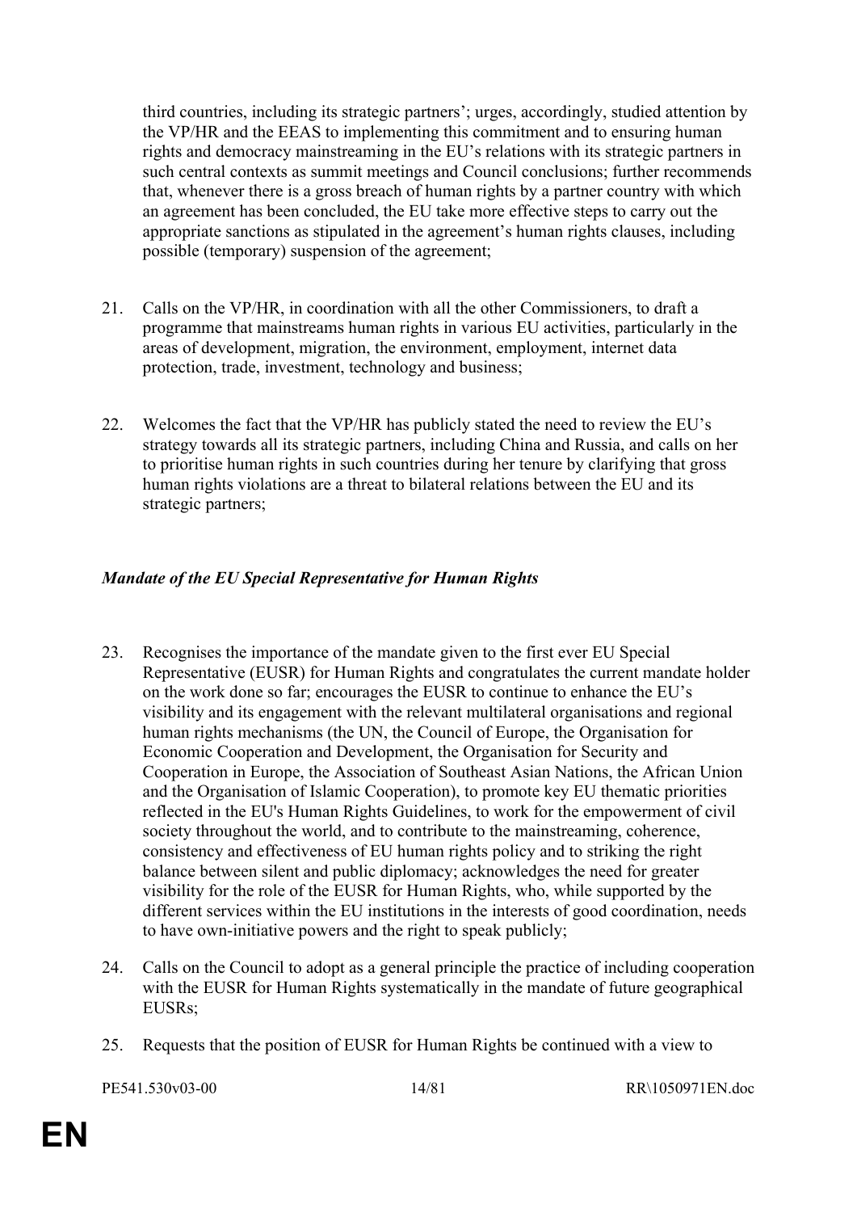third countries, including its strategic partners'; urges, accordingly, studied attention by the VP/HR and the EEAS to implementing this commitment and to ensuring human rights and democracy mainstreaming in the EU's relations with its strategic partners in such central contexts as summit meetings and Council conclusions; further recommends that, whenever there is a gross breach of human rights by a partner country with which an agreement has been concluded, the EU take more effective steps to carry out the appropriate sanctions as stipulated in the agreement's human rights clauses, including possible (temporary) suspension of the agreement;

21. Calls on the VP/HR, in coordination with all the other Commissioners, to draft a programme that mainstreams human rights in various EU activities, particularly in the areas of development, migration, the environment, employment, internet data protection, trade, investment, technology and business;

22. Welcomes the fact that the VP/HR has publicly stated the need to review the EU's strategy towards all its strategic partners, including China and Russia, and calls on her to prioritise human rights in such countries during her tenure by clarifying that gross human rights violations are a threat to bilateral relations between the EU and its strategic partners;

***Mandate of the EU Special Representative for Human Rights***

23. Recognises the importance of the mandate given to the first ever EU Special Representative (EUSR) for Human Rights and congratulates the current mandate holder on the work done so far; encourages the EUSR to continue to enhance the EU's visibility and its engagement with the relevant multilateral organisations and regional human rights mechanisms (the UN, the Council of Europe, the Organisation for Economic Cooperation and Development, the Organisation for Security and Cooperation in Europe, the Association of Southeast Asian Nations, the African Union and the Organisation of Islamic Cooperation), to promote key EU thematic priorities reflected in the EU's Human Rights Guidelines, to work for the empowerment of civil society throughout the world, and to contribute to the mainstreaming, coherence, consistency and effectiveness of EU human rights policy and to striking the right balance between silent and public diplomacy; acknowledges the need for greater visibility for the role of the EUSR for Human Rights, who, while supported by the different services within the EU institutions in the interests of good coordination, needs to have own-initiative powers and the right to speak publicly;

24. Calls on the Council to adopt as a general principle the practice of including cooperation with the EUSR for Human Rights systematically in the mandate of future geographical EUSRs;

25. Requests that the position of EUSR for Human Rights be continued with a view to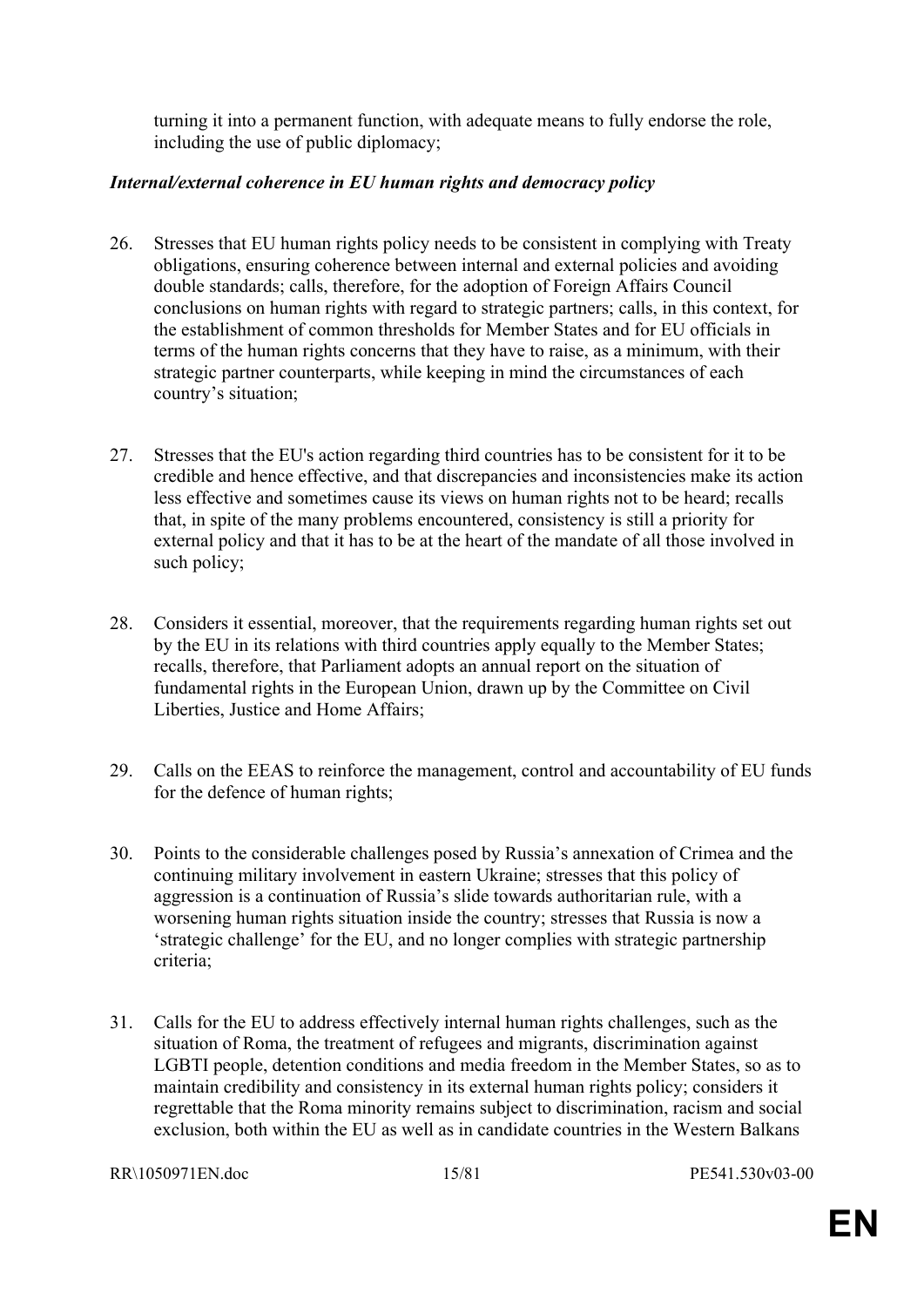turning it into a permanent function, with adequate means to fully endorse the role, including the use of public diplomacy;

***Internal/external coherence in EU human rights and democracy policy***

26. Stresses that EU human rights policy needs to be consistent in complying with Treaty obligations, ensuring coherence between internal and external policies and avoiding double standards; calls, therefore, for the adoption of Foreign Affairs Council conclusions on human rights with regard to strategic partners; calls, in this context, for the establishment of common thresholds for Member States and for EU officials in terms of the human rights concerns that they have to raise, as a minimum, with their strategic partner counterparts, while keeping in mind the circumstances of each country's situation;

27. Stresses that the EU's action regarding third countries has to be consistent for it to be credible and hence effective, and that discrepancies and inconsistencies make its action less effective and sometimes cause its views on human rights not to be heard; recalls that, in spite of the many problems encountered, consistency is still a priority for external policy and that it has to be at the heart of the mandate of all those involved in such policy;

28. Considers it essential, moreover, that the requirements regarding human rights set out by the EU in its relations with third countries apply equally to the Member States; recalls, therefore, that Parliament adopts an annual report on the situation of fundamental rights in the European Union, drawn up by the Committee on Civil Liberties, Justice and Home Affairs;

29. Calls on the EEAS to reinforce the management, control and accountability of EU funds for the defence of human rights;

30. Points to the considerable challenges posed by Russia's annexation of Crimea and the continuing military involvement in eastern Ukraine; stresses that this policy of aggression is a continuation of Russia's slide towards authoritarian rule, with a worsening human rights situation inside the country; stresses that Russia is now a 'strategic challenge' for the EU, and no longer complies with strategic partnership criteria;

31. Calls for the EU to address effectively internal human rights challenges, such as the situation of Roma, the treatment of refugees and migrants, discrimination against LGBTI people, detention conditions and media freedom in the Member States, so as to maintain credibility and consistency in its external human rights policy; considers it regrettable that the Roma minority remains subject to discrimination, racism and social exclusion, both within the EU as well as in candidate countries in the Western Balkans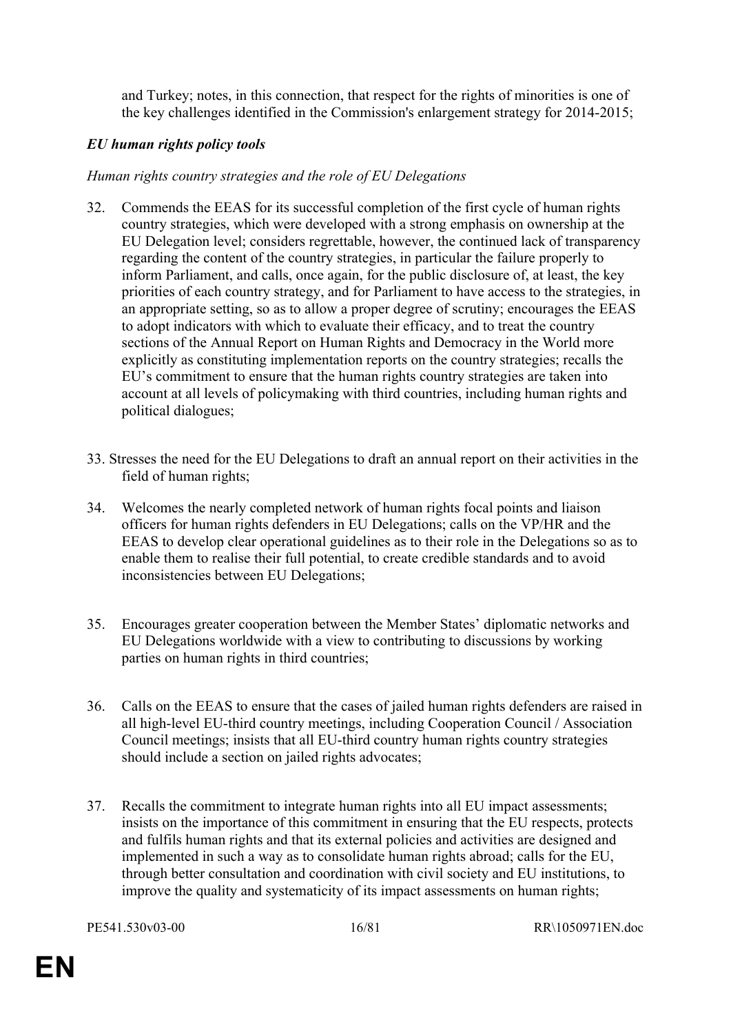and Turkey; notes, in this connection, that respect for the rights of minorities is one of the key challenges identified in the Commission's enlargement strategy for 2014-2015;

### *EU human rights policy tools*

*Human rights country strategies and the role of EU Delegations*

32. Commends the EEAS for its successful completion of the first cycle of human rights country strategies, which were developed with a strong emphasis on ownership at the EU Delegation level; considers regrettable, however, the continued lack of transparency regarding the content of the country strategies, in particular the failure properly to inform Parliament, and calls, once again, for the public disclosure of, at least, the key priorities of each country strategy, and for Parliament to have access to the strategies, in an appropriate setting, so as to allow a proper degree of scrutiny; encourages the EEAS to adopt indicators with which to evaluate their efficacy, and to treat the country sections of the Annual Report on Human Rights and Democracy in the World more explicitly as constituting implementation reports on the country strategies; recalls the EU's commitment to ensure that the human rights country strategies are taken into account at all levels of policymaking with third countries, including human rights and political dialogues;

33. Stresses the need for the EU Delegations to draft an annual report on their activities in the field of human rights;

34. Welcomes the nearly completed network of human rights focal points and liaison officers for human rights defenders in EU Delegations; calls on the VP/HR and the EEAS to develop clear operational guidelines as to their role in the Delegations so as to enable them to realise their full potential, to create credible standards and to avoid inconsistencies between EU Delegations;

35. Encourages greater cooperation between the Member States' diplomatic networks and EU Delegations worldwide with a view to contributing to discussions by working parties on human rights in third countries;

36. Calls on the EEAS to ensure that the cases of jailed human rights defenders are raised in all high-level EU-third country meetings, including Cooperation Council / Association Council meetings; insists that all EU-third country human rights country strategies should include a section on jailed rights advocates;

37. Recalls the commitment to integrate human rights into all EU impact assessments; insists on the importance of this commitment in ensuring that the EU respects, protects and fulfils human rights and that its external policies and activities are designed and implemented in such a way as to consolidate human rights abroad; calls for the EU, through better consultation and coordination with civil society and EU institutions, to improve the quality and systematicity of its impact assessments on human rights;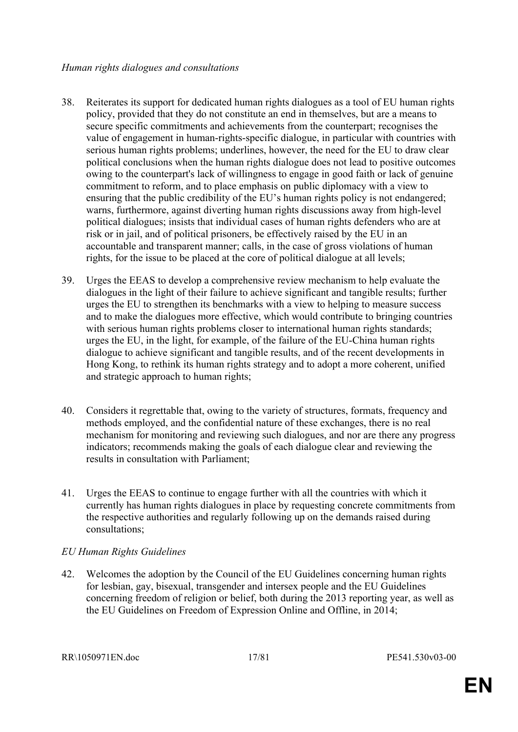*Human rights dialogues and consultations*

38. Reiterates its support for dedicated human rights dialogues as a tool of EU human rights policy, provided that they do not constitute an end in themselves, but are a means to secure specific commitments and achievements from the counterpart; recognises the value of engagement in human-rights-specific dialogue, in particular with countries with serious human rights problems; underlines, however, the need for the EU to draw clear political conclusions when the human rights dialogue does not lead to positive outcomes owing to the counterpart's lack of willingness to engage in good faith or lack of genuine commitment to reform, and to place emphasis on public diplomacy with a view to ensuring that the public credibility of the EU's human rights policy is not endangered; warns, furthermore, against diverting human rights discussions away from high-level political dialogues; insists that individual cases of human rights defenders who are at risk or in jail, and of political prisoners, be effectively raised by the EU in an accountable and transparent manner; calls, in the case of gross violations of human rights, for the issue to be placed at the core of political dialogue at all levels;

39. Urges the EEAS to develop a comprehensive review mechanism to help evaluate the dialogues in the light of their failure to achieve significant and tangible results; further urges the EU to strengthen its benchmarks with a view to helping to measure success and to make the dialogues more effective, which would contribute to bringing countries with serious human rights problems closer to international human rights standards; urges the EU, in the light, for example, of the failure of the EU-China human rights dialogue to achieve significant and tangible results, and of the recent developments in Hong Kong, to rethink its human rights strategy and to adopt a more coherent, unified and strategic approach to human rights;

40. Considers it regrettable that, owing to the variety of structures, formats, frequency and methods employed, and the confidential nature of these exchanges, there is no real mechanism for monitoring and reviewing such dialogues, and nor are there any progress indicators; recommends making the goals of each dialogue clear and reviewing the results in consultation with Parliament;

41. Urges the EEAS to continue to engage further with all the countries with which it currently has human rights dialogues in place by requesting concrete commitments from the respective authorities and regularly following up on the demands raised during consultations;

*EU Human Rights Guidelines*

42. Welcomes the adoption by the Council of the EU Guidelines concerning human rights for lesbian, gay, bisexual, transgender and intersex people and the EU Guidelines concerning freedom of religion or belief, both during the 2013 reporting year, as well as the EU Guidelines on Freedom of Expression Online and Offline, in 2014;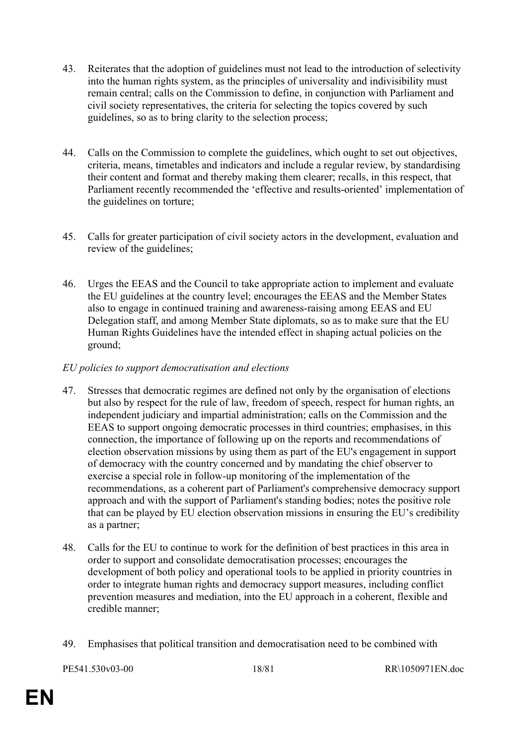43. Reiterates that the adoption of guidelines must not lead to the introduction of selectivity into the human rights system, as the principles of universality and indivisibility must remain central; calls on the Commission to define, in conjunction with Parliament and civil society representatives, the criteria for selecting the topics covered by such guidelines, so as to bring clarity to the selection process;

44. Calls on the Commission to complete the guidelines, which ought to set out objectives, criteria, means, timetables and indicators and include a regular review, by standardising their content and format and thereby making them clearer; recalls, in this respect, that Parliament recently recommended the 'effective and results-oriented' implementation of the guidelines on torture;

45. Calls for greater participation of civil society actors in the development, evaluation and review of the guidelines;

46. Urges the EEAS and the Council to take appropriate action to implement and evaluate the EU guidelines at the country level; encourages the EEAS and the Member States also to engage in continued training and awareness-raising among EEAS and EU Delegation staff, and among Member State diplomats, so as to make sure that the EU Human Rights Guidelines have the intended effect in shaping actual policies on the ground;

*EU policies to support democratisation and elections*

47. Stresses that democratic regimes are defined not only by the organisation of elections but also by respect for the rule of law, freedom of speech, respect for human rights, an independent judiciary and impartial administration; calls on the Commission and the EEAS to support ongoing democratic processes in third countries; emphasises, in this connection, the importance of following up on the reports and recommendations of election observation missions by using them as part of the EU's engagement in support of democracy with the country concerned and by mandating the chief observer to exercise a special role in follow-up monitoring of the implementation of the recommendations, as a coherent part of Parliament's comprehensive democracy support approach and with the support of Parliament's standing bodies; notes the positive role that can be played by EU election observation missions in ensuring the EU's credibility as a partner;

48. Calls for the EU to continue to work for the definition of best practices in this area in order to support and consolidate democratisation processes; encourages the development of both policy and operational tools to be applied in priority countries in order to integrate human rights and democracy support measures, including conflict prevention measures and mediation, into the EU approach in a coherent, flexible and credible manner;

49. Emphasises that political transition and democratisation need to be combined with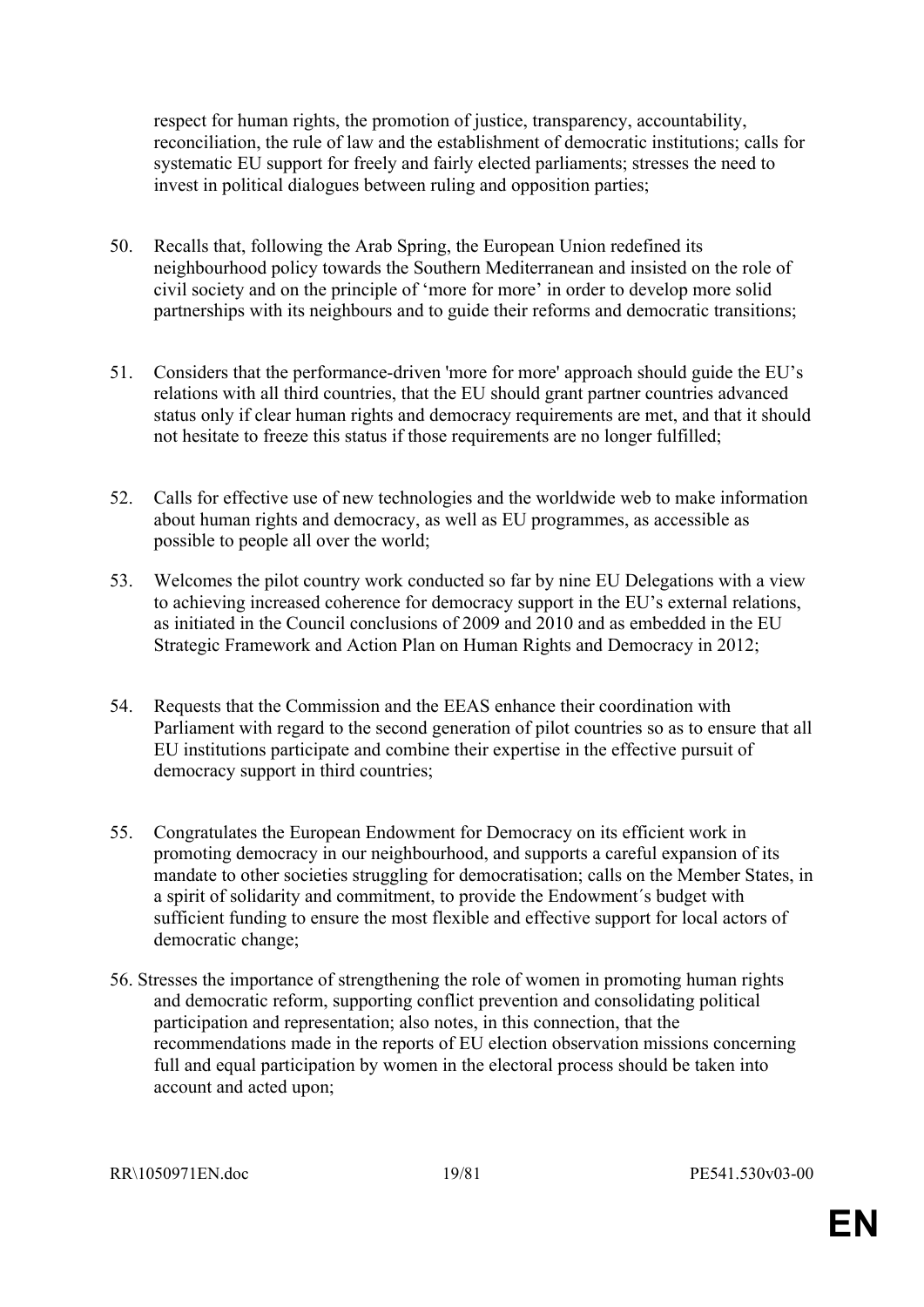respect for human rights, the promotion of justice, transparency, accountability, reconciliation, the rule of law and the establishment of democratic institutions; calls for systematic EU support for freely and fairly elected parliaments; stresses the need to invest in political dialogues between ruling and opposition parties;

50. Recalls that, following the Arab Spring, the European Union redefined its neighbourhood policy towards the Southern Mediterranean and insisted on the role of civil society and on the principle of 'more for more' in order to develop more solid partnerships with its neighbours and to guide their reforms and democratic transitions;

51. Considers that the performance-driven 'more for more' approach should guide the EU's relations with all third countries, that the EU should grant partner countries advanced status only if clear human rights and democracy requirements are met, and that it should not hesitate to freeze this status if those requirements are no longer fulfilled;

52. Calls for effective use of new technologies and the worldwide web to make information about human rights and democracy, as well as EU programmes, as accessible as possible to people all over the world;

53. Welcomes the pilot country work conducted so far by nine EU Delegations with a view to achieving increased coherence for democracy support in the EU's external relations, as initiated in the Council conclusions of 2009 and 2010 and as embedded in the EU Strategic Framework and Action Plan on Human Rights and Democracy in 2012;

54. Requests that the Commission and the EEAS enhance their coordination with Parliament with regard to the second generation of pilot countries so as to ensure that all EU institutions participate and combine their expertise in the effective pursuit of democracy support in third countries;

55. Congratulates the European Endowment for Democracy on its efficient work in promoting democracy in our neighbourhood, and supports a careful expansion of its mandate to other societies struggling for democratisation; calls on the Member States, in a spirit of solidarity and commitment, to provide the Endowment´s budget with sufficient funding to ensure the most flexible and effective support for local actors of democratic change;

56. Stresses the importance of strengthening the role of women in promoting human rights and democratic reform, supporting conflict prevention and consolidating political participation and representation; also notes, in this connection, that the recommendations made in the reports of EU election observation missions concerning full and equal participation by women in the electoral process should be taken into account and acted upon;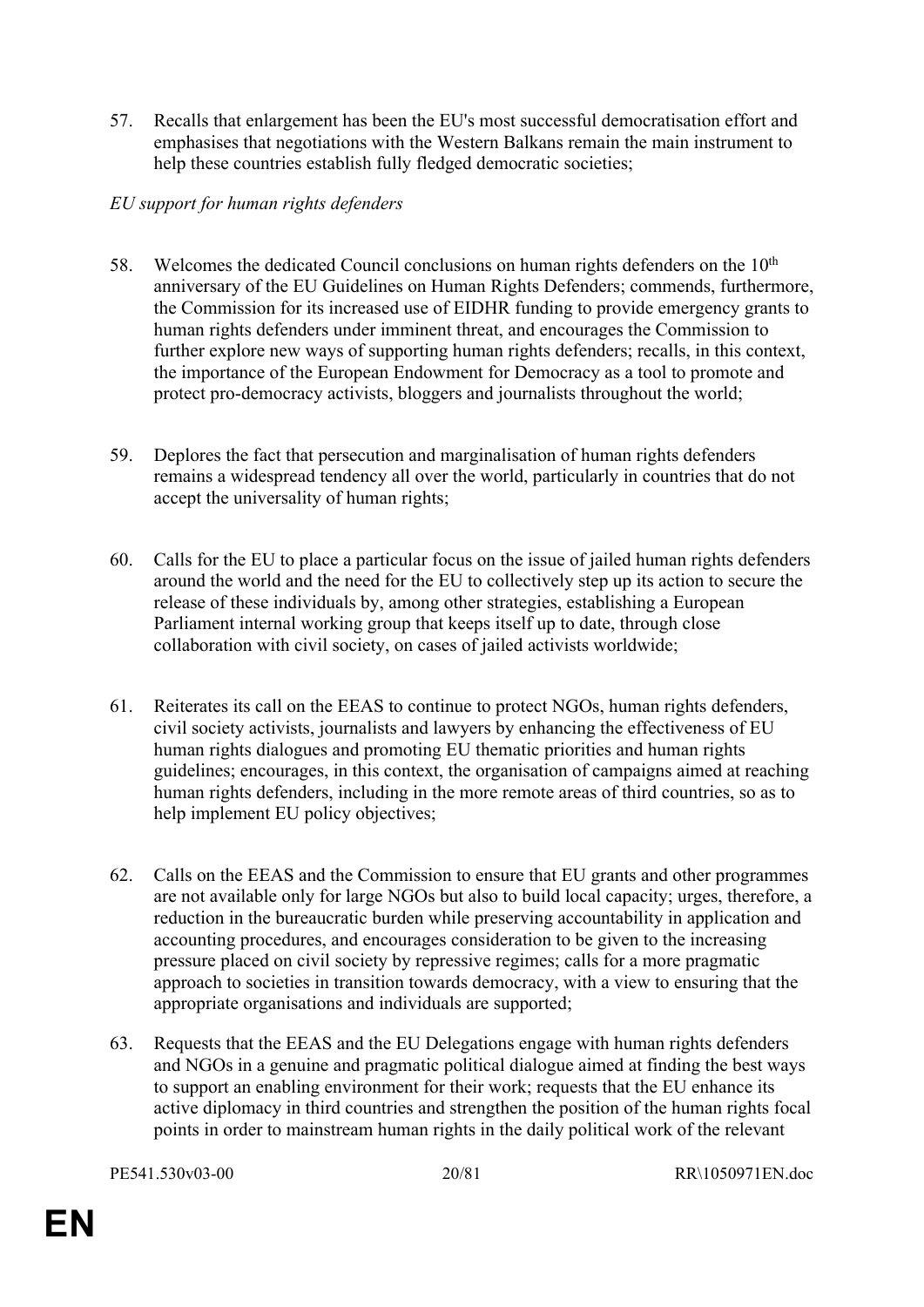57. Recalls that enlargement has been the EU's most successful democratisation effort and emphasises that negotiations with the Western Balkans remain the main instrument to help these countries establish fully fledged democratic societies;

*EU support for human rights defenders*

58. Welcomes the dedicated Council conclusions on human rights defenders on the 10th anniversary of the EU Guidelines on Human Rights Defenders; commends, furthermore, the Commission for its increased use of EIDHR funding to provide emergency grants to human rights defenders under imminent threat, and encourages the Commission to further explore new ways of supporting human rights defenders; recalls, in this context, the importance of the European Endowment for Democracy as a tool to promote and protect pro-democracy activists, bloggers and journalists throughout the world;

59. Deplores the fact that persecution and marginalisation of human rights defenders remains a widespread tendency all over the world, particularly in countries that do not accept the universality of human rights;

60. Calls for the EU to place a particular focus on the issue of jailed human rights defenders around the world and the need for the EU to collectively step up its action to secure the release of these individuals by, among other strategies, establishing a European Parliament internal working group that keeps itself up to date, through close collaboration with civil society, on cases of jailed activists worldwide;

61. Reiterates its call on the EEAS to continue to protect NGOs, human rights defenders, civil society activists, journalists and lawyers by enhancing the effectiveness of EU human rights dialogues and promoting EU thematic priorities and human rights guidelines; encourages, in this context, the organisation of campaigns aimed at reaching human rights defenders, including in the more remote areas of third countries, so as to help implement EU policy objectives;

62. Calls on the EEAS and the Commission to ensure that EU grants and other programmes are not available only for large NGOs but also to build local capacity; urges, therefore, a reduction in the bureaucratic burden while preserving accountability in application and accounting procedures, and encourages consideration to be given to the increasing pressure placed on civil society by repressive regimes; calls for a more pragmatic approach to societies in transition towards democracy, with a view to ensuring that the appropriate organisations and individuals are supported;

63. Requests that the EEAS and the EU Delegations engage with human rights defenders and NGOs in a genuine and pragmatic political dialogue aimed at finding the best ways to support an enabling environment for their work; requests that the EU enhance its active diplomacy in third countries and strengthen the position of the human rights focal points in order to mainstream human rights in the daily political work of the relevant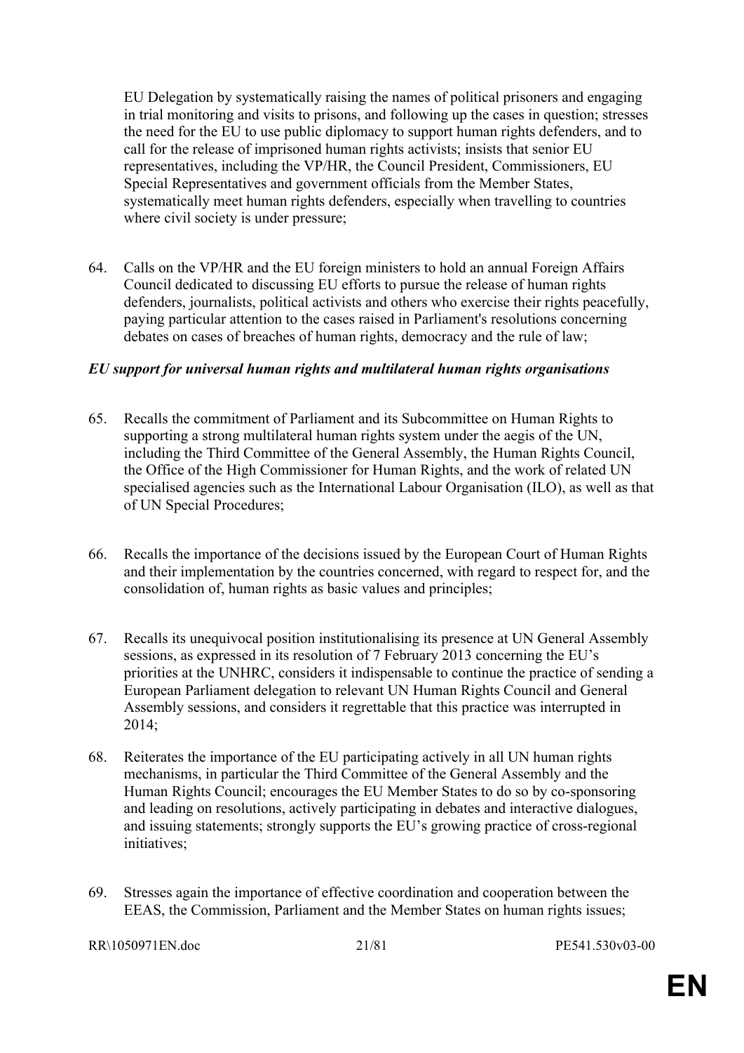EU Delegation by systematically raising the names of political prisoners and engaging in trial monitoring and visits to prisons, and following up the cases in question; stresses the need for the EU to use public diplomacy to support human rights defenders, and to call for the release of imprisoned human rights activists; insists that senior EU representatives, including the VP/HR, the Council President, Commissioners, EU Special Representatives and government officials from the Member States, systematically meet human rights defenders, especially when travelling to countries where civil society is under pressure;

64. Calls on the VP/HR and the EU foreign ministers to hold an annual Foreign Affairs Council dedicated to discussing EU efforts to pursue the release of human rights defenders, journalists, political activists and others who exercise their rights peacefully, paying particular attention to the cases raised in Parliament's resolutions concerning debates on cases of breaches of human rights, democracy and the rule of law;

***EU support for universal human rights and multilateral human rights organisations***

65. Recalls the commitment of Parliament and its Subcommittee on Human Rights to supporting a strong multilateral human rights system under the aegis of the UN, including the Third Committee of the General Assembly, the Human Rights Council, the Office of the High Commissioner for Human Rights, and the work of related UN specialised agencies such as the International Labour Organisation (ILO), as well as that of UN Special Procedures;

66. Recalls the importance of the decisions issued by the European Court of Human Rights and their implementation by the countries concerned, with regard to respect for, and the consolidation of, human rights as basic values and principles;

67. Recalls its unequivocal position institutionalising its presence at UN General Assembly sessions, as expressed in its resolution of 7 February 2013 concerning the EU's priorities at the UNHRC, considers it indispensable to continue the practice of sending a European Parliament delegation to relevant UN Human Rights Council and General Assembly sessions, and considers it regrettable that this practice was interrupted in 2014;

68. Reiterates the importance of the EU participating actively in all UN human rights mechanisms, in particular the Third Committee of the General Assembly and the Human Rights Council; encourages the EU Member States to do so by co-sponsoring and leading on resolutions, actively participating in debates and interactive dialogues, and issuing statements; strongly supports the EU's growing practice of cross-regional initiatives;

69. Stresses again the importance of effective coordination and cooperation between the EEAS, the Commission, Parliament and the Member States on human rights issues;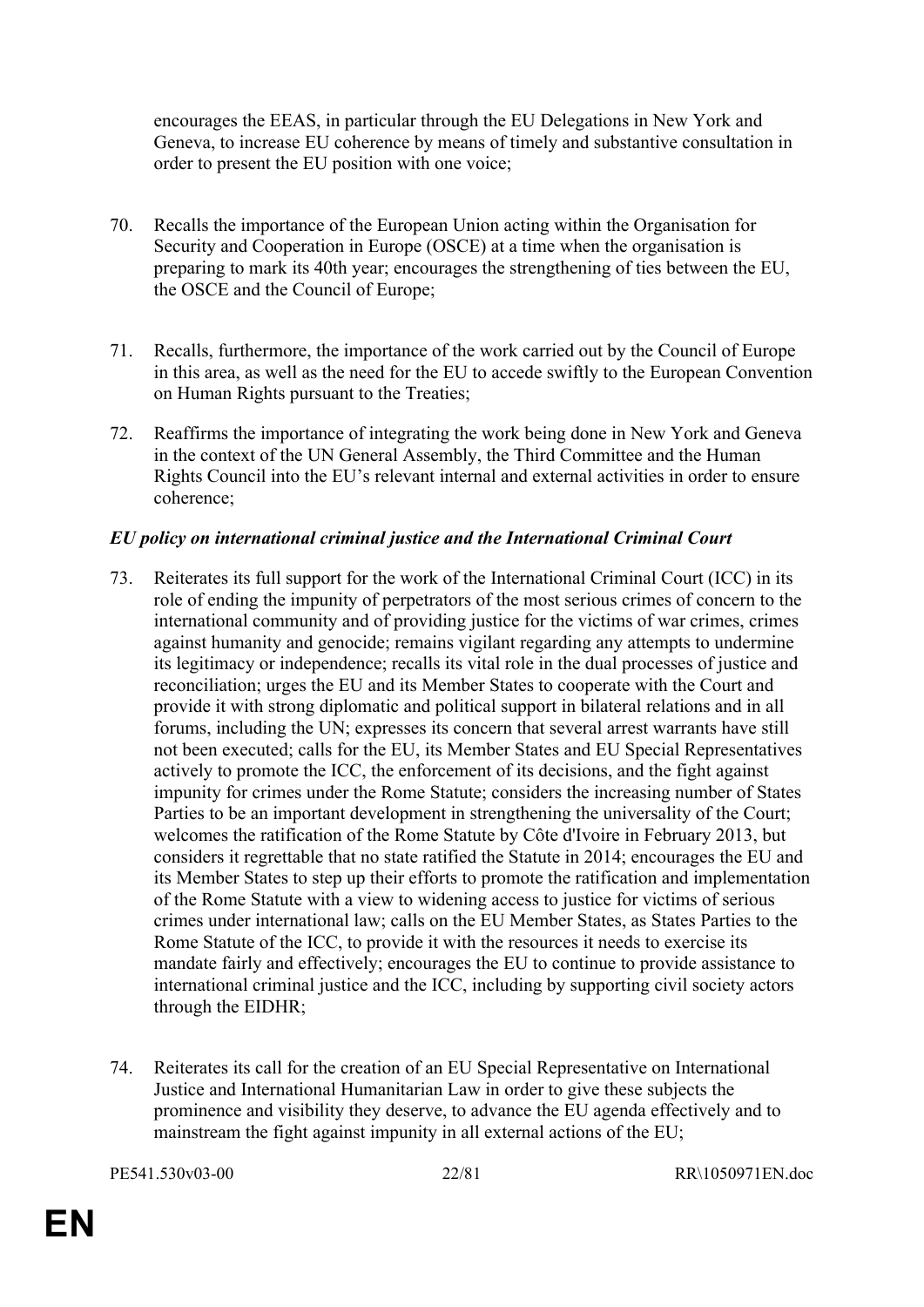encourages the EEAS, in particular through the EU Delegations in New York and Geneva, to increase EU coherence by means of timely and substantive consultation in order to present the EU position with one voice;

70. Recalls the importance of the European Union acting within the Organisation for Security and Cooperation in Europe (OSCE) at a time when the organisation is preparing to mark its 40th year; encourages the strengthening of ties between the EU, the OSCE and the Council of Europe;

71. Recalls, furthermore, the importance of the work carried out by the Council of Europe in this area, as well as the need for the EU to accede swiftly to the European Convention on Human Rights pursuant to the Treaties;

72. Reaffirms the importance of integrating the work being done in New York and Geneva in the context of the UN General Assembly, the Third Committee and the Human Rights Council into the EU's relevant internal and external activities in order to ensure coherence;

***EU policy on international criminal justice and the International Criminal Court***

73. Reiterates its full support for the work of the International Criminal Court (ICC) in its role of ending the impunity of perpetrators of the most serious crimes of concern to the international community and of providing justice for the victims of war crimes, crimes against humanity and genocide; remains vigilant regarding any attempts to undermine its legitimacy or independence; recalls its vital role in the dual processes of justice and reconciliation; urges the EU and its Member States to cooperate with the Court and provide it with strong diplomatic and political support in bilateral relations and in all forums, including the UN; expresses its concern that several arrest warrants have still not been executed; calls for the EU, its Member States and EU Special Representatives actively to promote the ICC, the enforcement of its decisions, and the fight against impunity for crimes under the Rome Statute; considers the increasing number of States Parties to be an important development in strengthening the universality of the Court; welcomes the ratification of the Rome Statute by Côte d'Ivoire in February 2013, but considers it regrettable that no state ratified the Statute in 2014; encourages the EU and its Member States to step up their efforts to promote the ratification and implementation of the Rome Statute with a view to widening access to justice for victims of serious crimes under international law; calls on the EU Member States, as States Parties to the Rome Statute of the ICC, to provide it with the resources it needs to exercise its mandate fairly and effectively; encourages the EU to continue to provide assistance to international criminal justice and the ICC, including by supporting civil society actors through the EIDHR;

74. Reiterates its call for the creation of an EU Special Representative on International Justice and International Humanitarian Law in order to give these subjects the prominence and visibility they deserve, to advance the EU agenda effectively and to mainstream the fight against impunity in all external actions of the EU;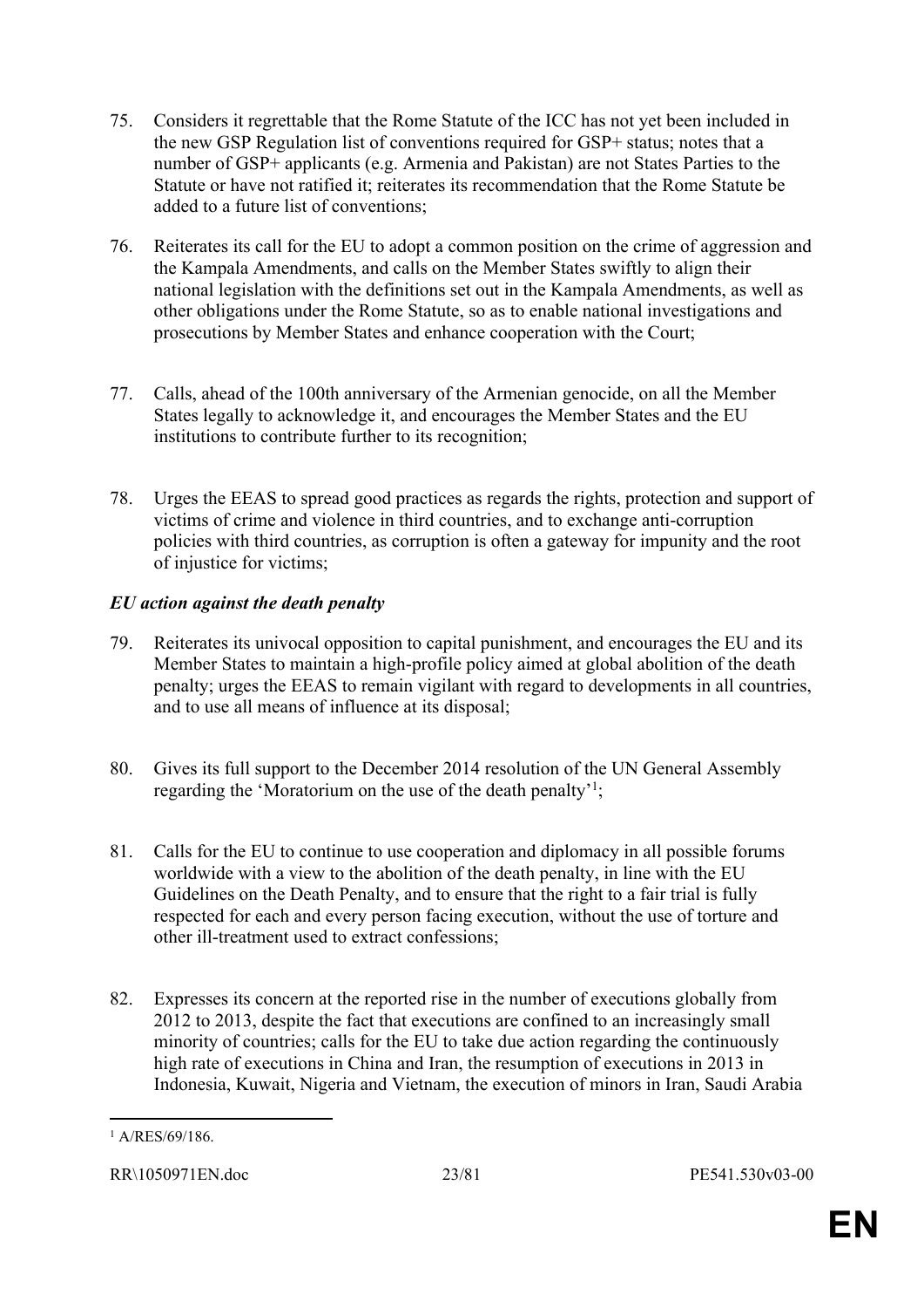75. Considers it regrettable that the Rome Statute of the ICC has not yet been included in the new GSP Regulation list of conventions required for GSP+ status; notes that a number of GSP+ applicants (e.g. Armenia and Pakistan) are not States Parties to the Statute or have not ratified it; reiterates its recommendation that the Rome Statute be added to a future list of conventions;

76. Reiterates its call for the EU to adopt a common position on the crime of aggression and the Kampala Amendments, and calls on the Member States swiftly to align their national legislation with the definitions set out in the Kampala Amendments, as well as other obligations under the Rome Statute, so as to enable national investigations and prosecutions by Member States and enhance cooperation with the Court;

77. Calls, ahead of the 100th anniversary of the Armenian genocide, on all the Member States legally to acknowledge it, and encourages the Member States and the EU institutions to contribute further to its recognition;

78. Urges the EEAS to spread good practices as regards the rights, protection and support of victims of crime and violence in third countries, and to exchange anti-corruption policies with third countries, as corruption is often a gateway for impunity and the root of injustice for victims;

***EU action against the death penalty***

79. Reiterates its univocal opposition to capital punishment, and encourages the EU and its Member States to maintain a high-profile policy aimed at global abolition of the death penalty; urges the EEAS to remain vigilant with regard to developments in all countries, and to use all means of influence at its disposal;

80. Gives its full support to the December 2014 resolution of the UN General Assembly regarding the 'Moratorium on the use of the death penalty'[1];

81. Calls for the EU to continue to use cooperation and diplomacy in all possible forums worldwide with a view to the abolition of the death penalty, in line with the EU Guidelines on the Death Penalty, and to ensure that the right to a fair trial is fully respected for each and every person facing execution, without the use of torture and other ill-treatment used to extract confessions;

82. Expresses its concern at the reported rise in the number of executions globally from 2012 to 2013, despite the fact that executions are confined to an increasingly small minority of countries; calls for the EU to take due action regarding the continuously high rate of executions in China and Iran, the resumption of executions in 2013 in Indonesia, Kuwait, Nigeria and Vietnam, the execution of minors in Iran, Saudi Arabia

[1] A/RES/69/186.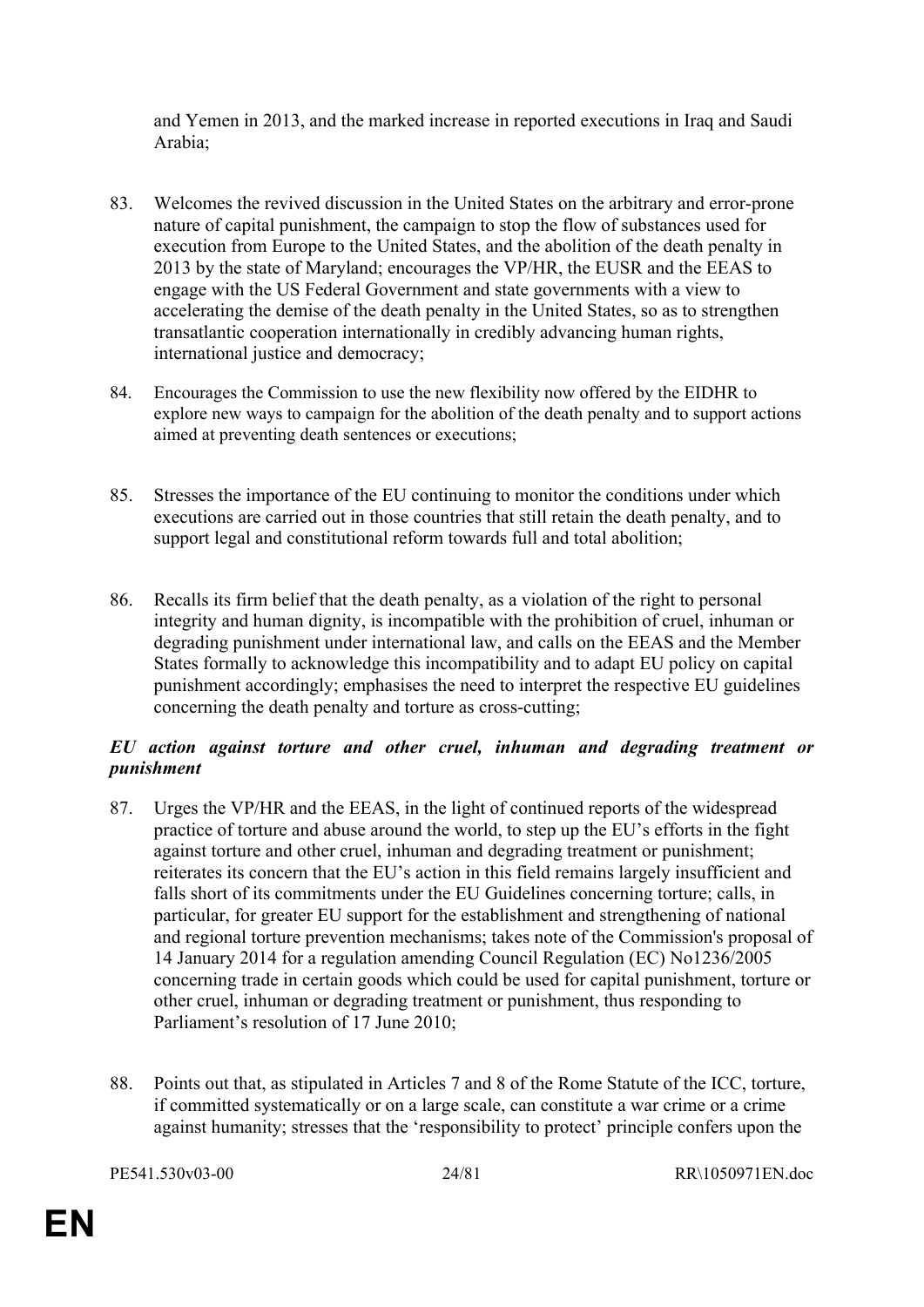and Yemen in 2013, and the marked increase in reported executions in Iraq and Saudi Arabia;

83. Welcomes the revived discussion in the United States on the arbitrary and error-prone nature of capital punishment, the campaign to stop the flow of substances used for execution from Europe to the United States, and the abolition of the death penalty in 2013 by the state of Maryland; encourages the VP/HR, the EUSR and the EEAS to engage with the US Federal Government and state governments with a view to accelerating the demise of the death penalty in the United States, so as to strengthen transatlantic cooperation internationally in credibly advancing human rights, international justice and democracy;

84. Encourages the Commission to use the new flexibility now offered by the EIDHR to explore new ways to campaign for the abolition of the death penalty and to support actions aimed at preventing death sentences or executions;

85. Stresses the importance of the EU continuing to monitor the conditions under which executions are carried out in those countries that still retain the death penalty, and to support legal and constitutional reform towards full and total abolition;

86. Recalls its firm belief that the death penalty, as a violation of the right to personal integrity and human dignity, is incompatible with the prohibition of cruel, inhuman or degrading punishment under international law, and calls on the EEAS and the Member States formally to acknowledge this incompatibility and to adapt EU policy on capital punishment accordingly; emphasises the need to interpret the respective EU guidelines concerning the death penalty and torture as cross-cutting;

***EU action against torture and other cruel, inhuman and degrading treatment or punishment***

87. Urges the VP/HR and the EEAS, in the light of continued reports of the widespread practice of torture and abuse around the world, to step up the EU's efforts in the fight against torture and other cruel, inhuman and degrading treatment or punishment; reiterates its concern that the EU's action in this field remains largely insufficient and falls short of its commitments under the EU Guidelines concerning torture; calls, in particular, for greater EU support for the establishment and strengthening of national and regional torture prevention mechanisms; takes note of the Commission's proposal of 14 January 2014 for a regulation amending Council Regulation (EC) No1236/2005 concerning trade in certain goods which could be used for capital punishment, torture or other cruel, inhuman or degrading treatment or punishment, thus responding to Parliament's resolution of 17 June 2010;

88. Points out that, as stipulated in Articles 7 and 8 of the Rome Statute of the ICC, torture, if committed systematically or on a large scale, can constitute a war crime or a crime against humanity; stresses that the 'responsibility to protect' principle confers upon the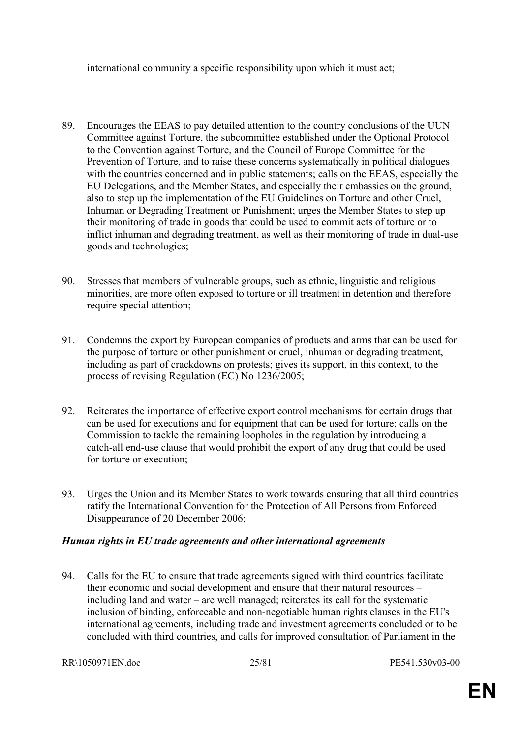international community a specific responsibility upon which it must act;

89. Encourages the EEAS to pay detailed attention to the country conclusions of the UUN Committee against Torture, the subcommittee established under the Optional Protocol to the Convention against Torture, and the Council of Europe Committee for the Prevention of Torture, and to raise these concerns systematically in political dialogues with the countries concerned and in public statements; calls on the EEAS, especially the EU Delegations, and the Member States, and especially their embassies on the ground, also to step up the implementation of the EU Guidelines on Torture and other Cruel, Inhuman or Degrading Treatment or Punishment; urges the Member States to step up their monitoring of trade in goods that could be used to commit acts of torture or to inflict inhuman and degrading treatment, as well as their monitoring of trade in dual-use goods and technologies;

90. Stresses that members of vulnerable groups, such as ethnic, linguistic and religious minorities, are more often exposed to torture or ill treatment in detention and therefore require special attention;

91. Condemns the export by European companies of products and arms that can be used for the purpose of torture or other punishment or cruel, inhuman or degrading treatment, including as part of crackdowns on protests; gives its support, in this context, to the process of revising Regulation (EC) No 1236/2005;

92. Reiterates the importance of effective export control mechanisms for certain drugs that can be used for executions and for equipment that can be used for torture; calls on the Commission to tackle the remaining loopholes in the regulation by introducing a catch-all end-use clause that would prohibit the export of any drug that could be used for torture or execution;

93. Urges the Union and its Member States to work towards ensuring that all third countries ratify the International Convention for the Protection of All Persons from Enforced Disappearance of 20 December 2006;

***Human rights in EU trade agreements and other international agreements***

94. Calls for the EU to ensure that trade agreements signed with third countries facilitate their economic and social development and ensure that their natural resources – including land and water – are well managed; reiterates its call for the systematic inclusion of binding, enforceable and non-negotiable human rights clauses in the EU's international agreements, including trade and investment agreements concluded or to be concluded with third countries, and calls for improved consultation of Parliament in the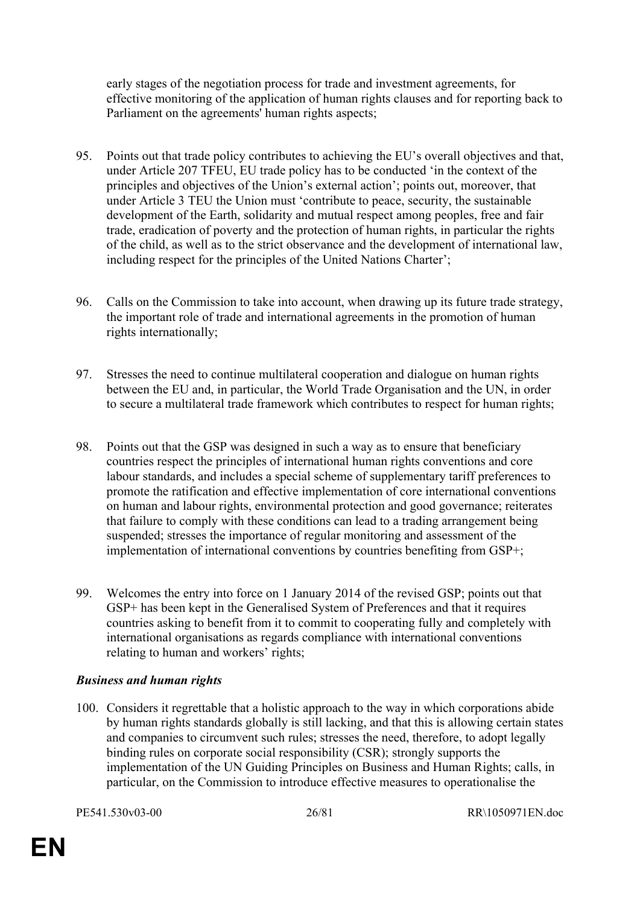early stages of the negotiation process for trade and investment agreements, for effective monitoring of the application of human rights clauses and for reporting back to Parliament on the agreements' human rights aspects;

95. Points out that trade policy contributes to achieving the EU's overall objectives and that, under Article 207 TFEU, EU trade policy has to be conducted 'in the context of the principles and objectives of the Union's external action'; points out, moreover, that under Article 3 TEU the Union must 'contribute to peace, security, the sustainable development of the Earth, solidarity and mutual respect among peoples, free and fair trade, eradication of poverty and the protection of human rights, in particular the rights of the child, as well as to the strict observance and the development of international law, including respect for the principles of the United Nations Charter';

96. Calls on the Commission to take into account, when drawing up its future trade strategy, the important role of trade and international agreements in the promotion of human rights internationally;

97. Stresses the need to continue multilateral cooperation and dialogue on human rights between the EU and, in particular, the World Trade Organisation and the UN, in order to secure a multilateral trade framework which contributes to respect for human rights;

98. Points out that the GSP was designed in such a way as to ensure that beneficiary countries respect the principles of international human rights conventions and core labour standards, and includes a special scheme of supplementary tariff preferences to promote the ratification and effective implementation of core international conventions on human and labour rights, environmental protection and good governance; reiterates that failure to comply with these conditions can lead to a trading arrangement being suspended; stresses the importance of regular monitoring and assessment of the implementation of international conventions by countries benefiting from GSP+;

99. Welcomes the entry into force on 1 January 2014 of the revised GSP; points out that GSP+ has been kept in the Generalised System of Preferences and that it requires countries asking to benefit from it to commit to cooperating fully and completely with international organisations as regards compliance with international conventions relating to human and workers' rights;

***Business and human rights***

100. Considers it regrettable that a holistic approach to the way in which corporations abide by human rights standards globally is still lacking, and that this is allowing certain states and companies to circumvent such rules; stresses the need, therefore, to adopt legally binding rules on corporate social responsibility (CSR); strongly supports the implementation of the UN Guiding Principles on Business and Human Rights; calls, in particular, on the Commission to introduce effective measures to operationalise the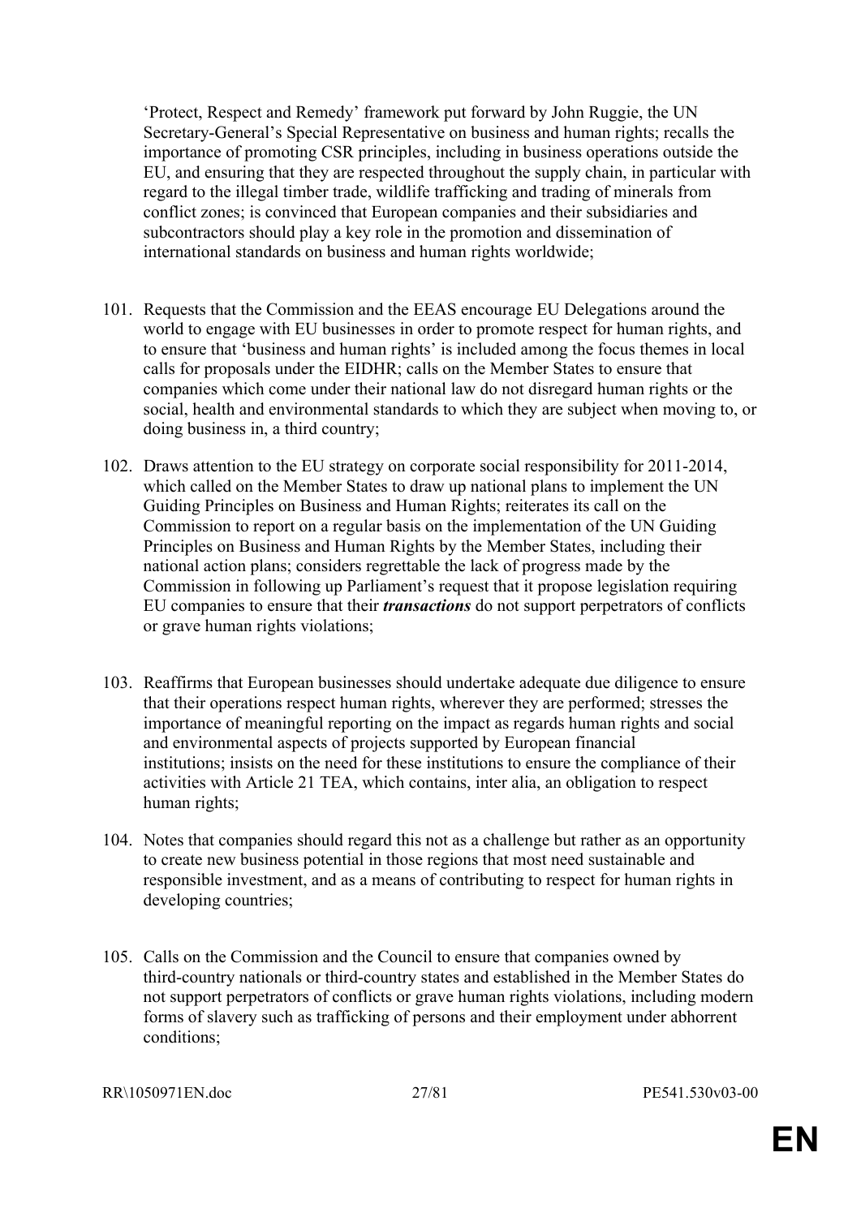'Protect, Respect and Remedy' framework put forward by John Ruggie, the UN Secretary-General's Special Representative on business and human rights; recalls the importance of promoting CSR principles, including in business operations outside the EU, and ensuring that they are respected throughout the supply chain, in particular with regard to the illegal timber trade, wildlife trafficking and trading of minerals from conflict zones; is convinced that European companies and their subsidiaries and subcontractors should play a key role in the promotion and dissemination of international standards on business and human rights worldwide;

101. Requests that the Commission and the EEAS encourage EU Delegations around the world to engage with EU businesses in order to promote respect for human rights, and to ensure that 'business and human rights' is included among the focus themes in local calls for proposals under the EIDHR; calls on the Member States to ensure that companies which come under their national law do not disregard human rights or the social, health and environmental standards to which they are subject when moving to, or doing business in, a third country;

102. Draws attention to the EU strategy on corporate social responsibility for 2011-2014, which called on the Member States to draw up national plans to implement the UN Guiding Principles on Business and Human Rights; reiterates its call on the Commission to report on a regular basis on the implementation of the UN Guiding Principles on Business and Human Rights by the Member States, including their national action plans; considers regrettable the lack of progress made by the Commission in following up Parliament's request that it propose legislation requiring EU companies to ensure that their ***transactions*** do not support perpetrators of conflicts or grave human rights violations;

103. Reaffirms that European businesses should undertake adequate due diligence to ensure that their operations respect human rights, wherever they are performed; stresses the importance of meaningful reporting on the impact as regards human rights and social and environmental aspects of projects supported by European financial institutions; insists on the need for these institutions to ensure the compliance of their activities with Article 21 TEA, which contains, inter alia, an obligation to respect human rights;

104. Notes that companies should regard this not as a challenge but rather as an opportunity to create new business potential in those regions that most need sustainable and responsible investment, and as a means of contributing to respect for human rights in developing countries;

105. Calls on the Commission and the Council to ensure that companies owned by third-country nationals or third-country states and established in the Member States do not support perpetrators of conflicts or grave human rights violations, including modern forms of slavery such as trafficking of persons and their employment under abhorrent conditions;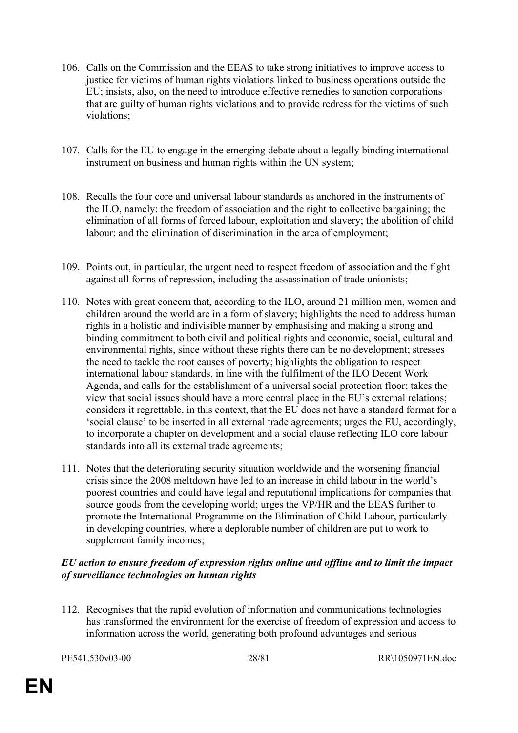106. Calls on the Commission and the EEAS to take strong initiatives to improve access to justice for victims of human rights violations linked to business operations outside the EU; insists, also, on the need to introduce effective remedies to sanction corporations that are guilty of human rights violations and to provide redress for the victims of such violations;

107. Calls for the EU to engage in the emerging debate about a legally binding international instrument on business and human rights within the UN system;

108. Recalls the four core and universal labour standards as anchored in the instruments of the ILO, namely: the freedom of association and the right to collective bargaining; the elimination of all forms of forced labour, exploitation and slavery; the abolition of child labour; and the elimination of discrimination in the area of employment;

109. Points out, in particular, the urgent need to respect freedom of association and the fight against all forms of repression, including the assassination of trade unionists;

110. Notes with great concern that, according to the ILO, around 21 million men, women and children around the world are in a form of slavery; highlights the need to address human rights in a holistic and indivisible manner by emphasising and making a strong and binding commitment to both civil and political rights and economic, social, cultural and environmental rights, since without these rights there can be no development; stresses the need to tackle the root causes of poverty; highlights the obligation to respect international labour standards, in line with the fulfilment of the ILO Decent Work Agenda, and calls for the establishment of a universal social protection floor; takes the view that social issues should have a more central place in the EU's external relations; considers it regrettable, in this context, that the EU does not have a standard format for a 'social clause' to be inserted in all external trade agreements; urges the EU, accordingly, to incorporate a chapter on development and a social clause reflecting ILO core labour standards into all its external trade agreements;

111. Notes that the deteriorating security situation worldwide and the worsening financial crisis since the 2008 meltdown have led to an increase in child labour in the world's poorest countries and could have legal and reputational implications for companies that source goods from the developing world; urges the VP/HR and the EEAS further to promote the International Programme on the Elimination of Child Labour, particularly in developing countries, where a deplorable number of children are put to work to supplement family incomes;

***EU action to ensure freedom of expression rights online and offline and to limit the impact of surveillance technologies on human rights***

112. Recognises that the rapid evolution of information and communications technologies has transformed the environment for the exercise of freedom of expression and access to information across the world, generating both profound advantages and serious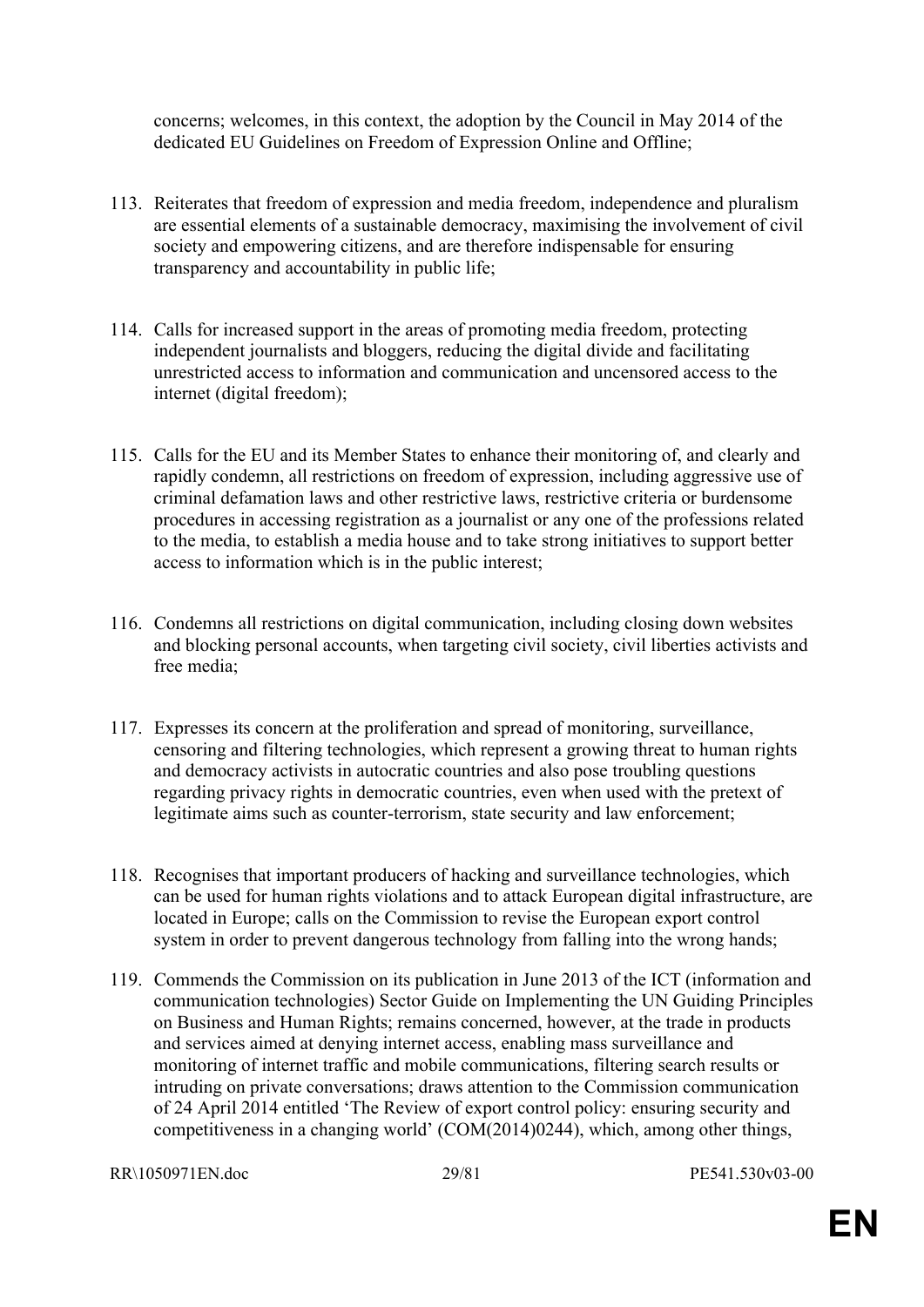concerns; welcomes, in this context, the adoption by the Council in May 2014 of the dedicated EU Guidelines on Freedom of Expression Online and Offline;

113. Reiterates that freedom of expression and media freedom, independence and pluralism are essential elements of a sustainable democracy, maximising the involvement of civil society and empowering citizens, and are therefore indispensable for ensuring transparency and accountability in public life;

114. Calls for increased support in the areas of promoting media freedom, protecting independent journalists and bloggers, reducing the digital divide and facilitating unrestricted access to information and communication and uncensored access to the internet (digital freedom);

115. Calls for the EU and its Member States to enhance their monitoring of, and clearly and rapidly condemn, all restrictions on freedom of expression, including aggressive use of criminal defamation laws and other restrictive laws, restrictive criteria or burdensome procedures in accessing registration as a journalist or any one of the professions related to the media, to establish a media house and to take strong initiatives to support better access to information which is in the public interest;

116. Condemns all restrictions on digital communication, including closing down websites and blocking personal accounts, when targeting civil society, civil liberties activists and free media;

117. Expresses its concern at the proliferation and spread of monitoring, surveillance, censoring and filtering technologies, which represent a growing threat to human rights and democracy activists in autocratic countries and also pose troubling questions regarding privacy rights in democratic countries, even when used with the pretext of legitimate aims such as counter-terrorism, state security and law enforcement;

118. Recognises that important producers of hacking and surveillance technologies, which can be used for human rights violations and to attack European digital infrastructure, are located in Europe; calls on the Commission to revise the European export control system in order to prevent dangerous technology from falling into the wrong hands;

119. Commends the Commission on its publication in June 2013 of the ICT (information and communication technologies) Sector Guide on Implementing the UN Guiding Principles on Business and Human Rights; remains concerned, however, at the trade in products and services aimed at denying internet access, enabling mass surveillance and monitoring of internet traffic and mobile communications, filtering search results or intruding on private conversations; draws attention to the Commission communication of 24 April 2014 entitled 'The Review of export control policy: ensuring security and competitiveness in a changing world' (COM(2014)0244), which, among other things,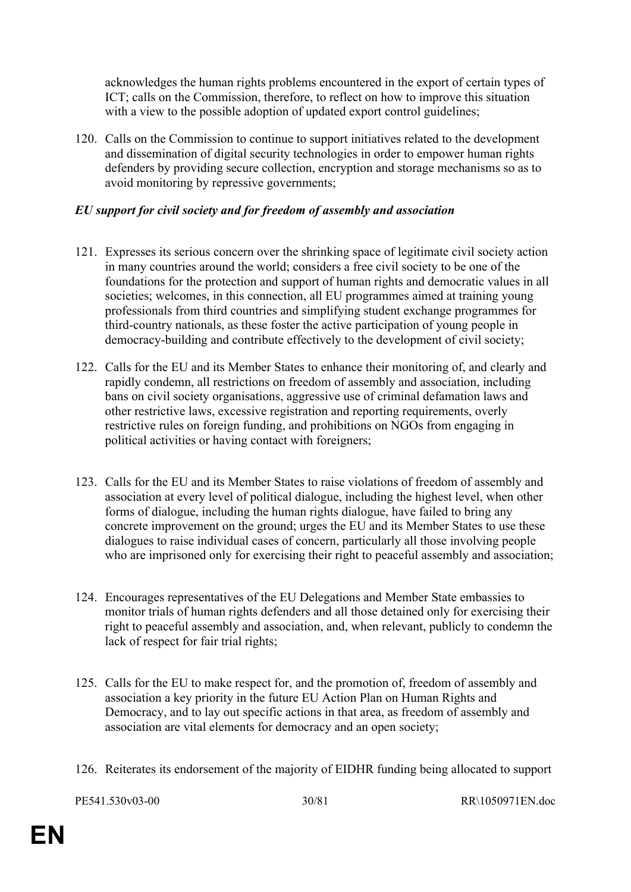acknowledges the human rights problems encountered in the export of certain types of ICT; calls on the Commission, therefore, to reflect on how to improve this situation with a view to the possible adoption of updated export control guidelines;

120. Calls on the Commission to continue to support initiatives related to the development and dissemination of digital security technologies in order to empower human rights defenders by providing secure collection, encryption and storage mechanisms so as to avoid monitoring by repressive governments;

***EU support for civil society and for freedom of assembly and association***

121. Expresses its serious concern over the shrinking space of legitimate civil society action in many countries around the world; considers a free civil society to be one of the foundations for the protection and support of human rights and democratic values in all societies; welcomes, in this connection, all EU programmes aimed at training young professionals from third countries and simplifying student exchange programmes for third-country nationals, as these foster the active participation of young people in democracy-building and contribute effectively to the development of civil society;

122. Calls for the EU and its Member States to enhance their monitoring of, and clearly and rapidly condemn, all restrictions on freedom of assembly and association, including bans on civil society organisations, aggressive use of criminal defamation laws and other restrictive laws, excessive registration and reporting requirements, overly restrictive rules on foreign funding, and prohibitions on NGOs from engaging in political activities or having contact with foreigners;

123. Calls for the EU and its Member States to raise violations of freedom of assembly and association at every level of political dialogue, including the highest level, when other forms of dialogue, including the human rights dialogue, have failed to bring any concrete improvement on the ground; urges the EU and its Member States to use these dialogues to raise individual cases of concern, particularly all those involving people who are imprisoned only for exercising their right to peaceful assembly and association;

124. Encourages representatives of the EU Delegations and Member State embassies to monitor trials of human rights defenders and all those detained only for exercising their right to peaceful assembly and association, and, when relevant, publicly to condemn the lack of respect for fair trial rights;

125. Calls for the EU to make respect for, and the promotion of, freedom of assembly and association a key priority in the future EU Action Plan on Human Rights and Democracy, and to lay out specific actions in that area, as freedom of assembly and association are vital elements for democracy and an open society;

126. Reiterates its endorsement of the majority of EIDHR funding being allocated to support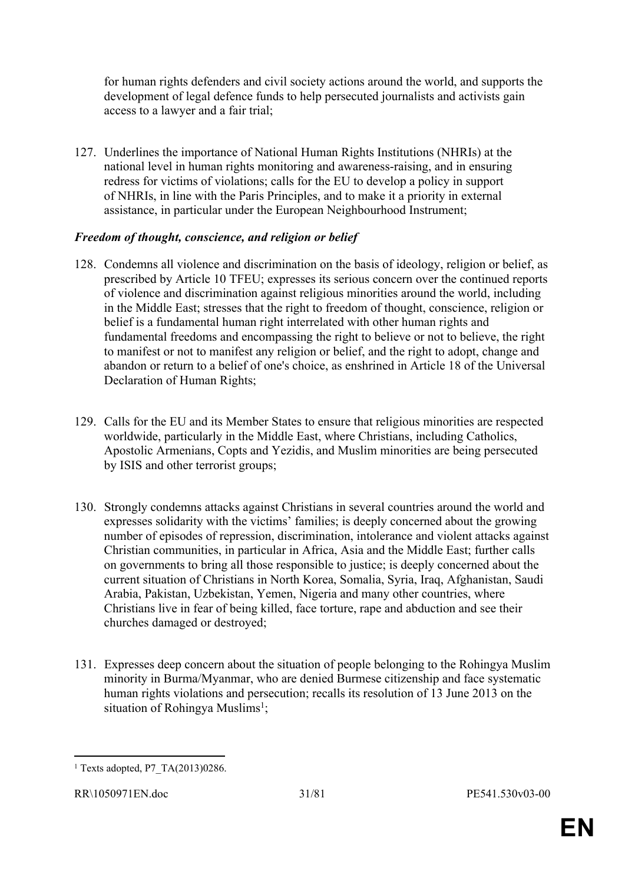for human rights defenders and civil society actions around the world, and supports the development of legal defence funds to help persecuted journalists and activists gain access to a lawyer and a fair trial;

127. Underlines the importance of National Human Rights Institutions (NHRIs) at the national level in human rights monitoring and awareness-raising, and in ensuring redress for victims of violations; calls for the EU to develop a policy in support of NHRIs, in line with the Paris Principles, and to make it a priority in external assistance, in particular under the European Neighbourhood Instrument;

***Freedom of thought, conscience, and religion or belief***

128. Condemns all violence and discrimination on the basis of ideology, religion or belief, as prescribed by Article 10 TFEU; expresses its serious concern over the continued reports of violence and discrimination against religious minorities around the world, including in the Middle East; stresses that the right to freedom of thought, conscience, religion or belief is a fundamental human right interrelated with other human rights and fundamental freedoms and encompassing the right to believe or not to believe, the right to manifest or not to manifest any religion or belief, and the right to adopt, change and abandon or return to a belief of one's choice, as enshrined in Article 18 of the Universal Declaration of Human Rights;

129. Calls for the EU and its Member States to ensure that religious minorities are respected worldwide, particularly in the Middle East, where Christians, including Catholics, Apostolic Armenians, Copts and Yezidis, and Muslim minorities are being persecuted by ISIS and other terrorist groups;

130. Strongly condemns attacks against Christians in several countries around the world and expresses solidarity with the victims' families; is deeply concerned about the growing number of episodes of repression, discrimination, intolerance and violent attacks against Christian communities, in particular in Africa, Asia and the Middle East; further calls on governments to bring all those responsible to justice; is deeply concerned about the current situation of Christians in North Korea, Somalia, Syria, Iraq, Afghanistan, Saudi Arabia, Pakistan, Uzbekistan, Yemen, Nigeria and many other countries, where Christians live in fear of being killed, face torture, rape and abduction and see their churches damaged or destroyed;

131. Expresses deep concern about the situation of people belonging to the Rohingya Muslim minority in Burma/Myanmar, who are denied Burmese citizenship and face systematic human rights violations and persecution; recalls its resolution of 13 June 2013 on the situation of Rohingya Muslims[1];

[1] Texts adopted, P7_TA(2013)0286.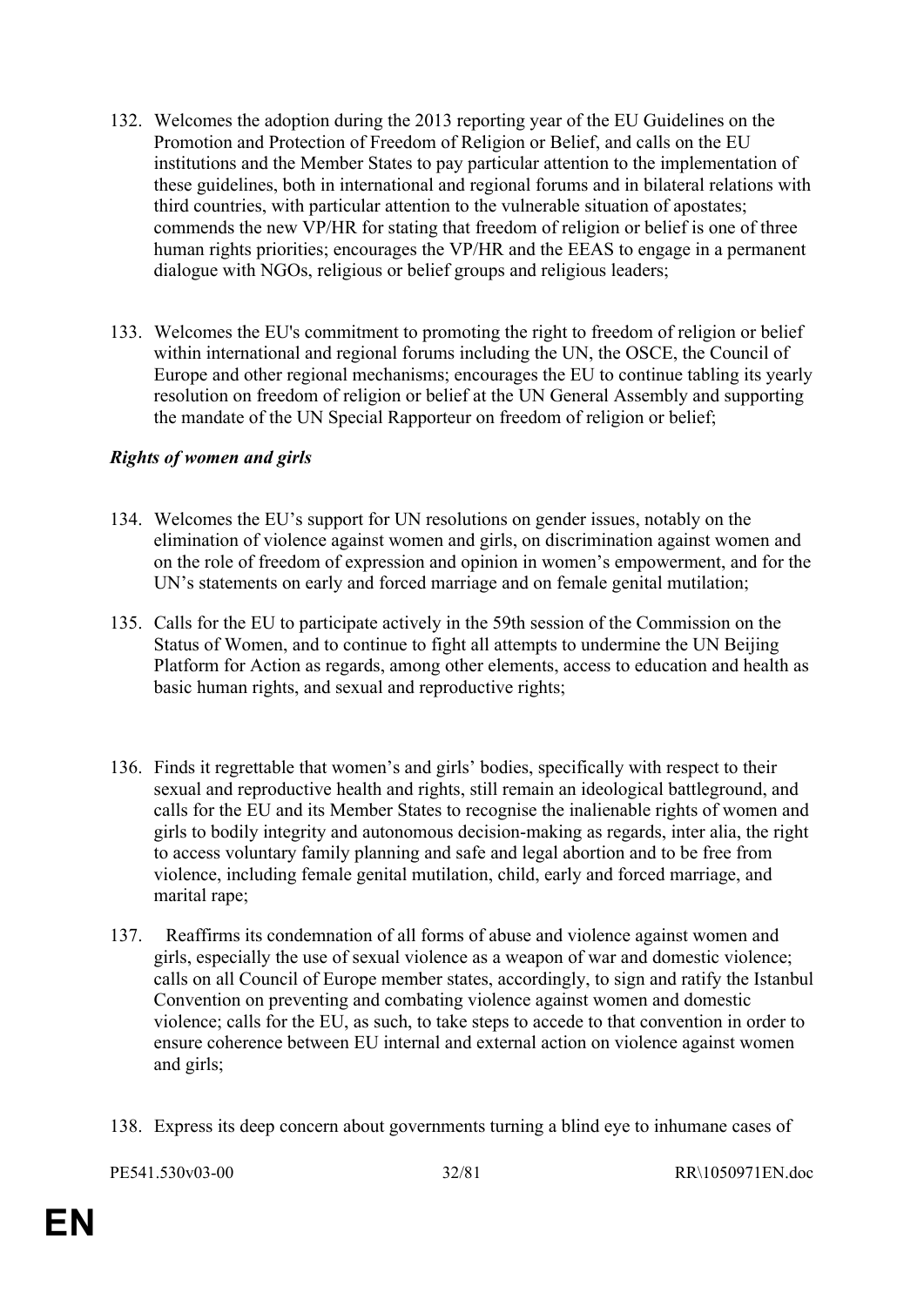132. Welcomes the adoption during the 2013 reporting year of the EU Guidelines on the Promotion and Protection of Freedom of Religion or Belief, and calls on the EU institutions and the Member States to pay particular attention to the implementation of these guidelines, both in international and regional forums and in bilateral relations with third countries, with particular attention to the vulnerable situation of apostates; commends the new VP/HR for stating that freedom of religion or belief is one of three human rights priorities; encourages the VP/HR and the EEAS to engage in a permanent dialogue with NGOs, religious or belief groups and religious leaders;

133. Welcomes the EU's commitment to promoting the right to freedom of religion or belief within international and regional forums including the UN, the OSCE, the Council of Europe and other regional mechanisms; encourages the EU to continue tabling its yearly resolution on freedom of religion or belief at the UN General Assembly and supporting the mandate of the UN Special Rapporteur on freedom of religion or belief;

***Rights of women and girls***

134. Welcomes the EU's support for UN resolutions on gender issues, notably on the elimination of violence against women and girls, on discrimination against women and on the role of freedom of expression and opinion in women's empowerment, and for the UN's statements on early and forced marriage and on female genital mutilation;

135. Calls for the EU to participate actively in the 59th session of the Commission on the Status of Women, and to continue to fight all attempts to undermine the UN Beijing Platform for Action as regards, among other elements, access to education and health as basic human rights, and sexual and reproductive rights;

136. Finds it regrettable that women's and girls' bodies, specifically with respect to their sexual and reproductive health and rights, still remain an ideological battleground, and calls for the EU and its Member States to recognise the inalienable rights of women and girls to bodily integrity and autonomous decision-making as regards, inter alia, the right to access voluntary family planning and safe and legal abortion and to be free from violence, including female genital mutilation, child, early and forced marriage, and marital rape;

137. Reaffirms its condemnation of all forms of abuse and violence against women and girls, especially the use of sexual violence as a weapon of war and domestic violence; calls on all Council of Europe member states, accordingly, to sign and ratify the Istanbul Convention on preventing and combating violence against women and domestic violence; calls for the EU, as such, to take steps to accede to that convention in order to ensure coherence between EU internal and external action on violence against women and girls;

138. Express its deep concern about governments turning a blind eye to inhumane cases of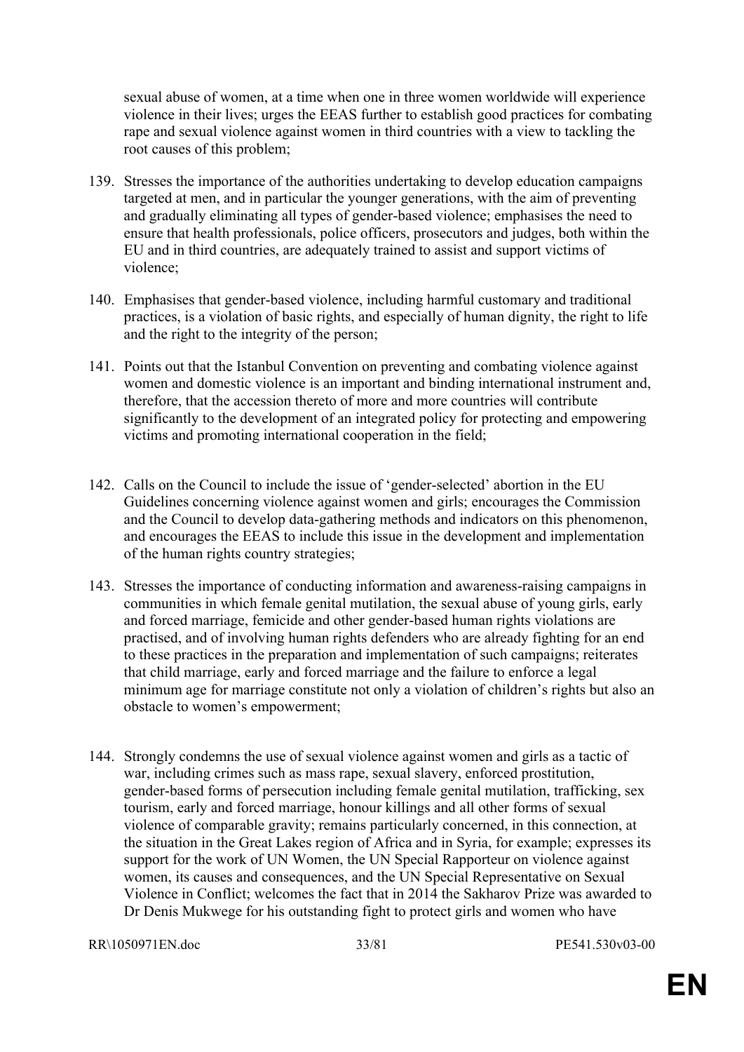sexual abuse of women, at a time when one in three women worldwide will experience violence in their lives; urges the EEAS further to establish good practices for combating rape and sexual violence against women in third countries with a view to tackling the root causes of this problem;

139. Stresses the importance of the authorities undertaking to develop education campaigns targeted at men, and in particular the younger generations, with the aim of preventing and gradually eliminating all types of gender-based violence; emphasises the need to ensure that health professionals, police officers, prosecutors and judges, both within the EU and in third countries, are adequately trained to assist and support victims of violence;

140. Emphasises that gender-based violence, including harmful customary and traditional practices, is a violation of basic rights, and especially of human dignity, the right to life and the right to the integrity of the person;

141. Points out that the Istanbul Convention on preventing and combating violence against women and domestic violence is an important and binding international instrument and, therefore, that the accession thereto of more and more countries will contribute significantly to the development of an integrated policy for protecting and empowering victims and promoting international cooperation in the field;

142. Calls on the Council to include the issue of 'gender-selected' abortion in the EU Guidelines concerning violence against women and girls; encourages the Commission and the Council to develop data-gathering methods and indicators on this phenomenon, and encourages the EEAS to include this issue in the development and implementation of the human rights country strategies;

143. Stresses the importance of conducting information and awareness-raising campaigns in communities in which female genital mutilation, the sexual abuse of young girls, early and forced marriage, femicide and other gender-based human rights violations are practised, and of involving human rights defenders who are already fighting for an end to these practices in the preparation and implementation of such campaigns; reiterates that child marriage, early and forced marriage and the failure to enforce a legal minimum age for marriage constitute not only a violation of children's rights but also an obstacle to women's empowerment;

144. Strongly condemns the use of sexual violence against women and girls as a tactic of war, including crimes such as mass rape, sexual slavery, enforced prostitution, gender-based forms of persecution including female genital mutilation, trafficking, sex tourism, early and forced marriage, honour killings and all other forms of sexual violence of comparable gravity; remains particularly concerned, in this connection, at the situation in the Great Lakes region of Africa and in Syria, for example; expresses its support for the work of UN Women, the UN Special Rapporteur on violence against women, its causes and consequences, and the UN Special Representative on Sexual Violence in Conflict; welcomes the fact that in 2014 the Sakharov Prize was awarded to Dr Denis Mukwege for his outstanding fight to protect girls and women who have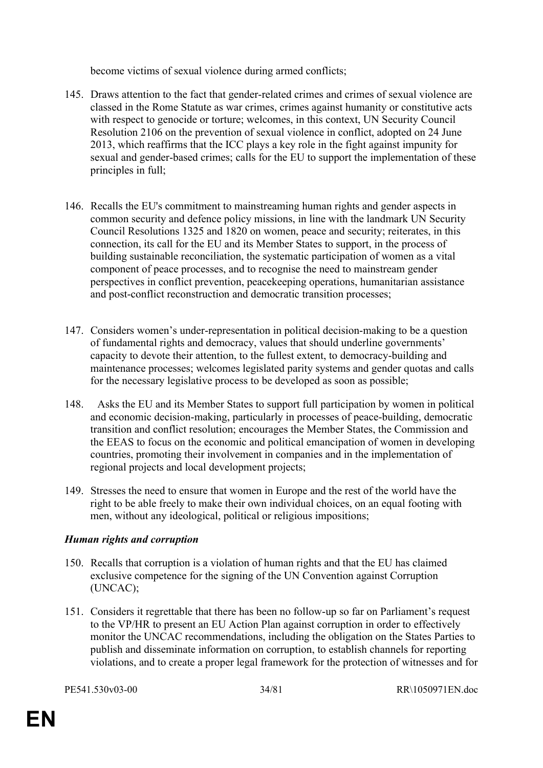become victims of sexual violence during armed conflicts;

145. Draws attention to the fact that gender-related crimes and crimes of sexual violence are classed in the Rome Statute as war crimes, crimes against humanity or constitutive acts with respect to genocide or torture; welcomes, in this context, UN Security Council Resolution 2106 on the prevention of sexual violence in conflict, adopted on 24 June 2013, which reaffirms that the ICC plays a key role in the fight against impunity for sexual and gender-based crimes; calls for the EU to support the implementation of these principles in full;

146. Recalls the EU's commitment to mainstreaming human rights and gender aspects in common security and defence policy missions, in line with the landmark UN Security Council Resolutions 1325 and 1820 on women, peace and security; reiterates, in this connection, its call for the EU and its Member States to support, in the process of building sustainable reconciliation, the systematic participation of women as a vital component of peace processes, and to recognise the need to mainstream gender perspectives in conflict prevention, peacekeeping operations, humanitarian assistance and post-conflict reconstruction and democratic transition processes;

147. Considers women's under-representation in political decision-making to be a question of fundamental rights and democracy, values that should underline governments' capacity to devote their attention, to the fullest extent, to democracy-building and maintenance processes; welcomes legislated parity systems and gender quotas and calls for the necessary legislative process to be developed as soon as possible;

148. Asks the EU and its Member States to support full participation by women in political and economic decision-making, particularly in processes of peace-building, democratic transition and conflict resolution; encourages the Member States, the Commission and the EEAS to focus on the economic and political emancipation of women in developing countries, promoting their involvement in companies and in the implementation of regional projects and local development projects;

149. Stresses the need to ensure that women in Europe and the rest of the world have the right to be able freely to make their own individual choices, on an equal footing with men, without any ideological, political or religious impositions;

***Human rights and corruption***

150. Recalls that corruption is a violation of human rights and that the EU has claimed exclusive competence for the signing of the UN Convention against Corruption (UNCAC);

151. Considers it regrettable that there has been no follow-up so far on Parliament's request to the VP/HR to present an EU Action Plan against corruption in order to effectively monitor the UNCAC recommendations, including the obligation on the States Parties to publish and disseminate information on corruption, to establish channels for reporting violations, and to create a proper legal framework for the protection of witnesses and for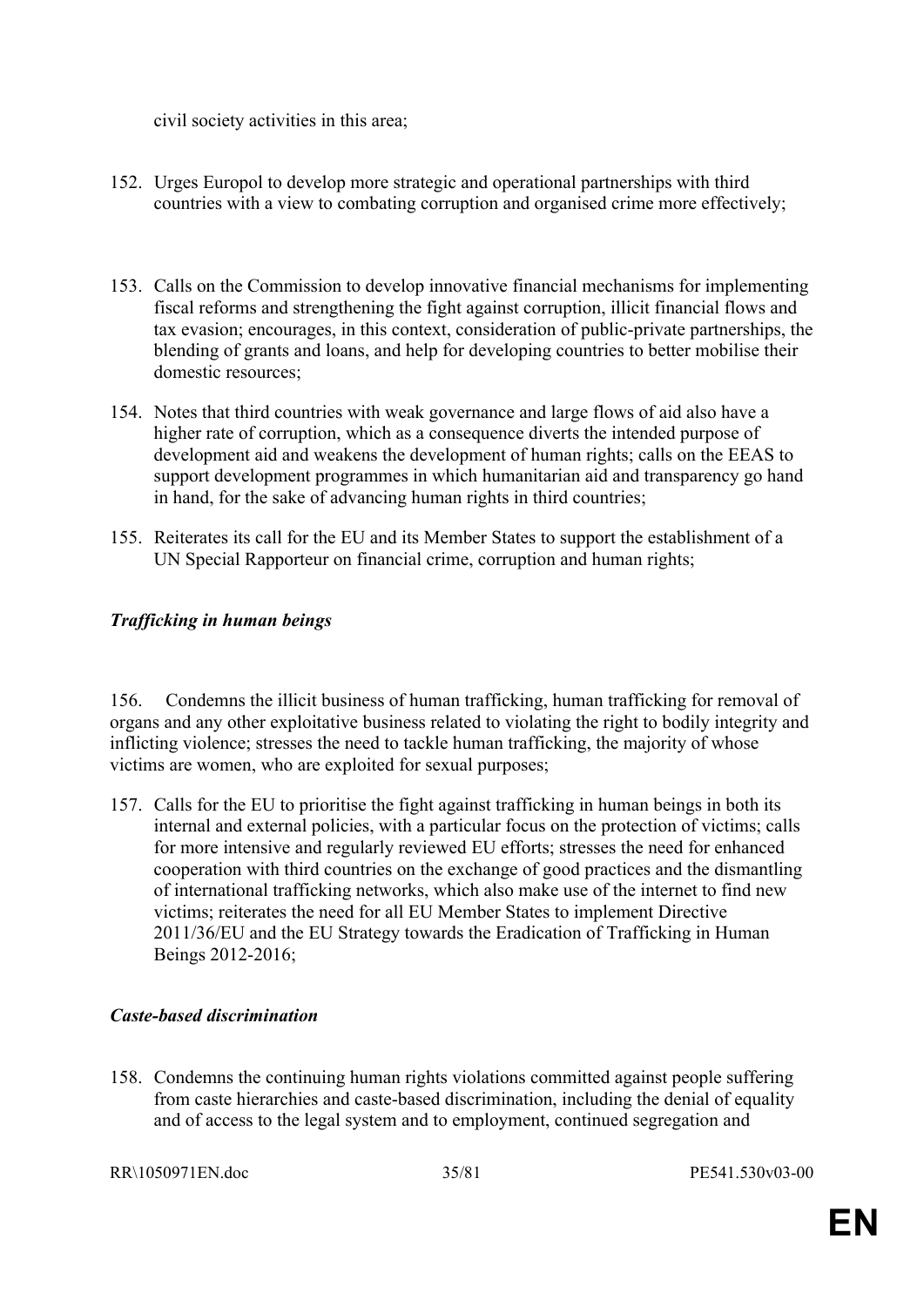civil society activities in this area;

152. Urges Europol to develop more strategic and operational partnerships with third countries with a view to combating corruption and organised crime more effectively;

153. Calls on the Commission to develop innovative financial mechanisms for implementing fiscal reforms and strengthening the fight against corruption, illicit financial flows and tax evasion; encourages, in this context, consideration of public-private partnerships, the blending of grants and loans, and help for developing countries to better mobilise their domestic resources;

154. Notes that third countries with weak governance and large flows of aid also have a higher rate of corruption, which as a consequence diverts the intended purpose of development aid and weakens the development of human rights; calls on the EEAS to support development programmes in which humanitarian aid and transparency go hand in hand, for the sake of advancing human rights in third countries;

155. Reiterates its call for the EU and its Member States to support the establishment of a UN Special Rapporteur on financial crime, corruption and human rights;

***Trafficking in human beings***

156. Condemns the illicit business of human trafficking, human trafficking for removal of organs and any other exploitative business related to violating the right to bodily integrity and inflicting violence; stresses the need to tackle human trafficking, the majority of whose victims are women, who are exploited for sexual purposes;

157. Calls for the EU to prioritise the fight against trafficking in human beings in both its internal and external policies, with a particular focus on the protection of victims; calls for more intensive and regularly reviewed EU efforts; stresses the need for enhanced cooperation with third countries on the exchange of good practices and the dismantling of international trafficking networks, which also make use of the internet to find new victims; reiterates the need for all EU Member States to implement Directive 2011/36/EU and the EU Strategy towards the Eradication of Trafficking in Human Beings 2012-2016;

***Caste-based discrimination***

158. Condemns the continuing human rights violations committed against people suffering from caste hierarchies and caste-based discrimination, including the denial of equality and of access to the legal system and to employment, continued segregation and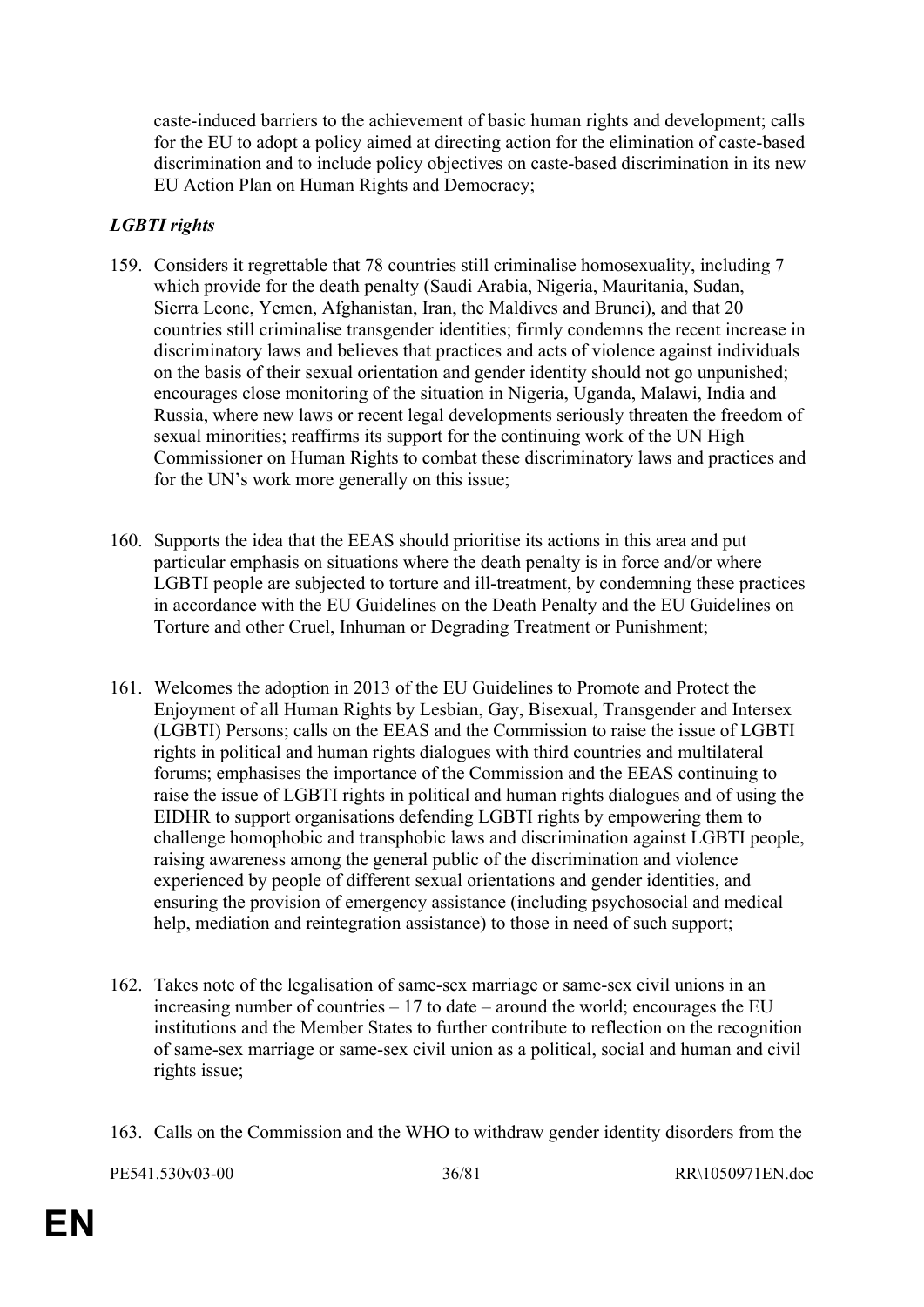caste-induced barriers to the achievement of basic human rights and development; calls for the EU to adopt a policy aimed at directing action for the elimination of caste-based discrimination and to include policy objectives on caste-based discrimination in its new EU Action Plan on Human Rights and Democracy;

### *LGBTI rights*

159. Considers it regrettable that 78 countries still criminalise homosexuality, including 7 which provide for the death penalty (Saudi Arabia, Nigeria, Mauritania, Sudan, Sierra Leone, Yemen, Afghanistan, Iran, the Maldives and Brunei), and that 20 countries still criminalise transgender identities; firmly condemns the recent increase in discriminatory laws and believes that practices and acts of violence against individuals on the basis of their sexual orientation and gender identity should not go unpunished; encourages close monitoring of the situation in Nigeria, Uganda, Malawi, India and Russia, where new laws or recent legal developments seriously threaten the freedom of sexual minorities; reaffirms its support for the continuing work of the UN High Commissioner on Human Rights to combat these discriminatory laws and practices and for the UN's work more generally on this issue;

160. Supports the idea that the EEAS should prioritise its actions in this area and put particular emphasis on situations where the death penalty is in force and/or where LGBTI people are subjected to torture and ill-treatment, by condemning these practices in accordance with the EU Guidelines on the Death Penalty and the EU Guidelines on Torture and other Cruel, Inhuman or Degrading Treatment or Punishment;

161. Welcomes the adoption in 2013 of the EU Guidelines to Promote and Protect the Enjoyment of all Human Rights by Lesbian, Gay, Bisexual, Transgender and Intersex (LGBTI) Persons; calls on the EEAS and the Commission to raise the issue of LGBTI rights in political and human rights dialogues with third countries and multilateral forums; emphasises the importance of the Commission and the EEAS continuing to raise the issue of LGBTI rights in political and human rights dialogues and of using the EIDHR to support organisations defending LGBTI rights by empowering them to challenge homophobic and transphobic laws and discrimination against LGBTI people, raising awareness among the general public of the discrimination and violence experienced by people of different sexual orientations and gender identities, and ensuring the provision of emergency assistance (including psychosocial and medical help, mediation and reintegration assistance) to those in need of such support;

162. Takes note of the legalisation of same-sex marriage or same-sex civil unions in an increasing number of countries – 17 to date – around the world; encourages the EU institutions and the Member States to further contribute to reflection on the recognition of same-sex marriage or same-sex civil union as a political, social and human and civil rights issue;

163. Calls on the Commission and the WHO to withdraw gender identity disorders from the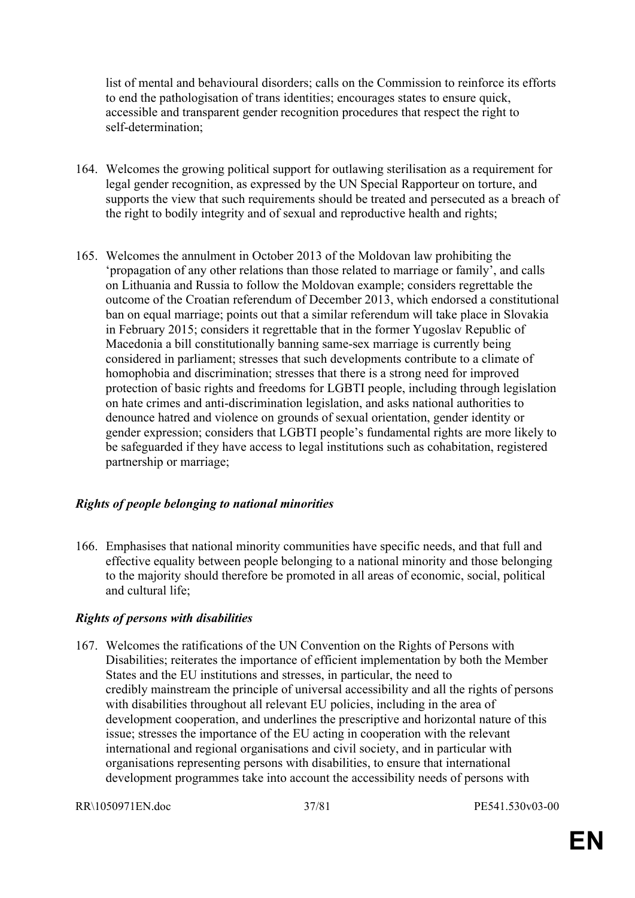list of mental and behavioural disorders; calls on the Commission to reinforce its efforts to end the pathologisation of trans identities; encourages states to ensure quick, accessible and transparent gender recognition procedures that respect the right to self-determination;

164. Welcomes the growing political support for outlawing sterilisation as a requirement for legal gender recognition, as expressed by the UN Special Rapporteur on torture, and supports the view that such requirements should be treated and persecuted as a breach of the right to bodily integrity and of sexual and reproductive health and rights;

165. Welcomes the annulment in October 2013 of the Moldovan law prohibiting the 'propagation of any other relations than those related to marriage or family', and calls on Lithuania and Russia to follow the Moldovan example; considers regrettable the outcome of the Croatian referendum of December 2013, which endorsed a constitutional ban on equal marriage; points out that a similar referendum will take place in Slovakia in February 2015; considers it regrettable that in the former Yugoslav Republic of Macedonia a bill constitutionally banning same-sex marriage is currently being considered in parliament; stresses that such developments contribute to a climate of homophobia and discrimination; stresses that there is a strong need for improved protection of basic rights and freedoms for LGBTI people, including through legislation on hate crimes and anti-discrimination legislation, and asks national authorities to denounce hatred and violence on grounds of sexual orientation, gender identity or gender expression; considers that LGBTI people's fundamental rights are more likely to be safeguarded if they have access to legal institutions such as cohabitation, registered partnership or marriage;

***Rights of people belonging to national minorities***

166. Emphasises that national minority communities have specific needs, and that full and effective equality between people belonging to a national minority and those belonging to the majority should therefore be promoted in all areas of economic, social, political and cultural life;

***Rights of persons with disabilities***

167. Welcomes the ratifications of the UN Convention on the Rights of Persons with Disabilities; reiterates the importance of efficient implementation by both the Member States and the EU institutions and stresses, in particular, the need to credibly mainstream the principle of universal accessibility and all the rights of persons with disabilities throughout all relevant EU policies, including in the area of development cooperation, and underlines the prescriptive and horizontal nature of this issue; stresses the importance of the EU acting in cooperation with the relevant international and regional organisations and civil society, and in particular with organisations representing persons with disabilities, to ensure that international development programmes take into account the accessibility needs of persons with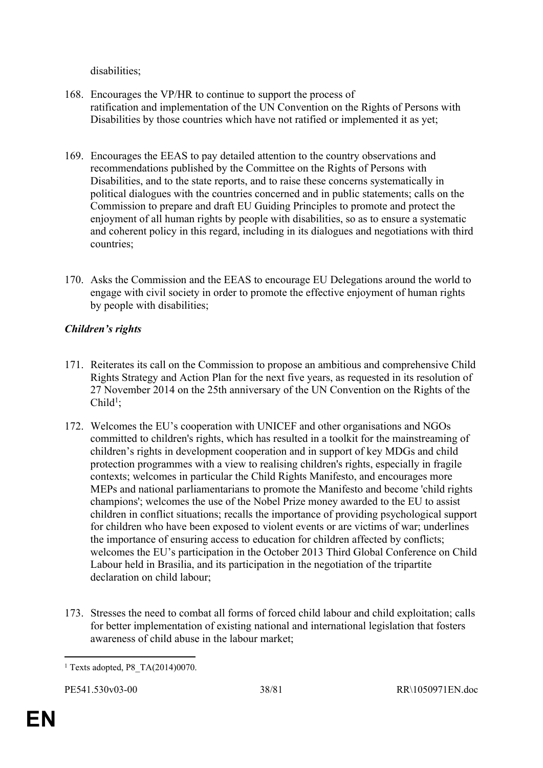disabilities;

168. Encourages the VP/HR to continue to support the process of ratification and implementation of the UN Convention on the Rights of Persons with Disabilities by those countries which have not ratified or implemented it as yet;

169. Encourages the EEAS to pay detailed attention to the country observations and recommendations published by the Committee on the Rights of Persons with Disabilities, and to the state reports, and to raise these concerns systematically in political dialogues with the countries concerned and in public statements; calls on the Commission to prepare and draft EU Guiding Principles to promote and protect the enjoyment of all human rights by people with disabilities, so as to ensure a systematic and coherent policy in this regard, including in its dialogues and negotiations with third countries;

170. Asks the Commission and the EEAS to encourage EU Delegations around the world to engage with civil society in order to promote the effective enjoyment of human rights by people with disabilities;

***Children's rights***

171. Reiterates its call on the Commission to propose an ambitious and comprehensive Child Rights Strategy and Action Plan for the next five years, as requested in its resolution of 27 November 2014 on the 25th anniversary of the UN Convention on the Rights of the Child[1];

172. Welcomes the EU's cooperation with UNICEF and other organisations and NGOs committed to children's rights, which has resulted in a toolkit for the mainstreaming of children's rights in development cooperation and in support of key MDGs and child protection programmes with a view to realising children's rights, especially in fragile contexts; welcomes in particular the Child Rights Manifesto, and encourages more MEPs and national parliamentarians to promote the Manifesto and become 'child rights champions'; welcomes the use of the Nobel Prize money awarded to the EU to assist children in conflict situations; recalls the importance of providing psychological support for children who have been exposed to violent events or are victims of war; underlines the importance of ensuring access to education for children affected by conflicts; welcomes the EU's participation in the October 2013 Third Global Conference on Child Labour held in Brasilia, and its participation in the negotiation of the tripartite declaration on child labour;

173. Stresses the need to combat all forms of forced child labour and child exploitation; calls for better implementation of existing national and international legislation that fosters awareness of child abuse in the labour market;

---

[1] Texts adopted, P8_TA(2014)0070.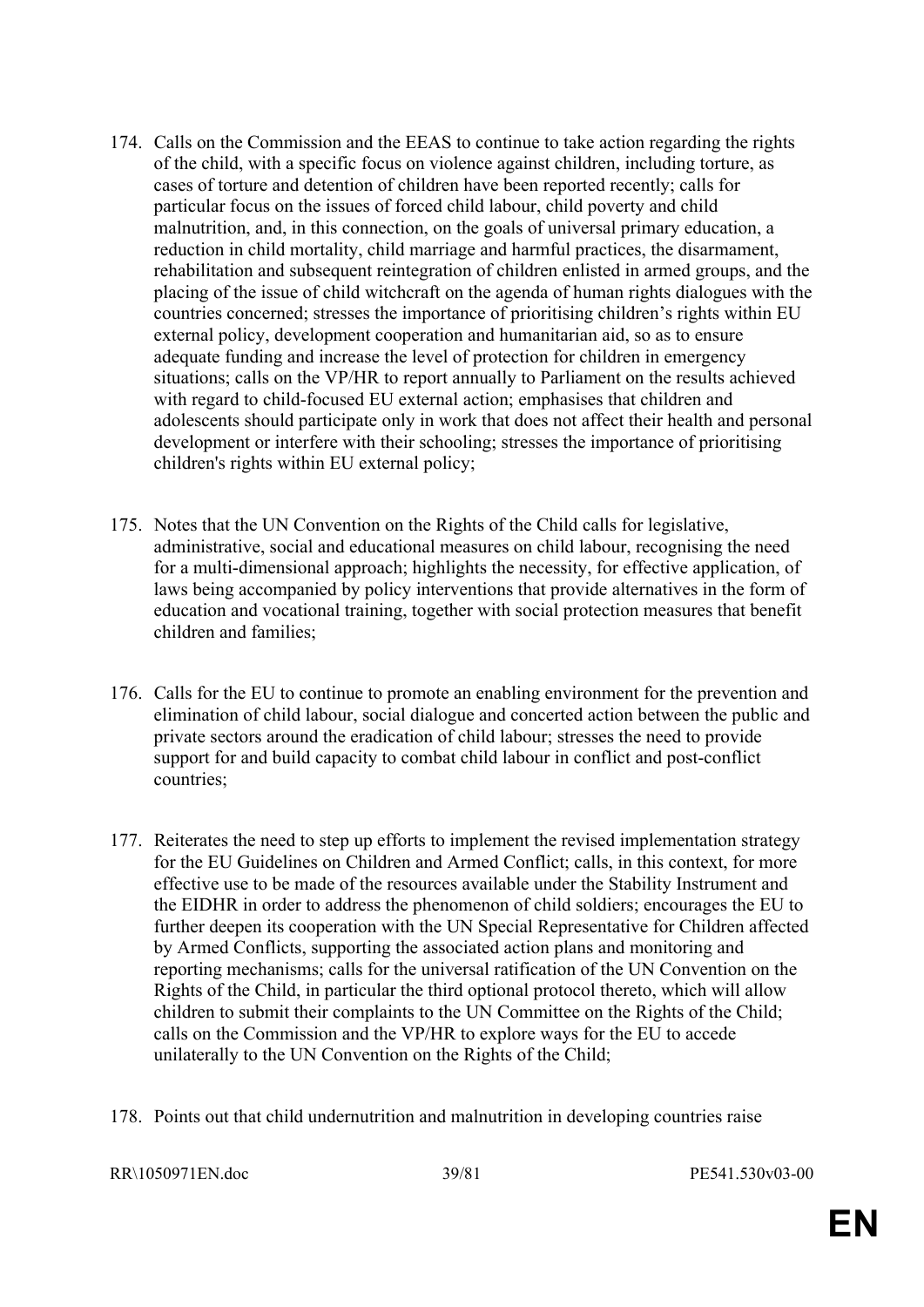174. Calls on the Commission and the EEAS to continue to take action regarding the rights of the child, with a specific focus on violence against children, including torture, as cases of torture and detention of children have been reported recently; calls for particular focus on the issues of forced child labour, child poverty and child malnutrition, and, in this connection, on the goals of universal primary education, a reduction in child mortality, child marriage and harmful practices, the disarmament, rehabilitation and subsequent reintegration of children enlisted in armed groups, and the placing of the issue of child witchcraft on the agenda of human rights dialogues with the countries concerned; stresses the importance of prioritising children's rights within EU external policy, development cooperation and humanitarian aid, so as to ensure adequate funding and increase the level of protection for children in emergency situations; calls on the VP/HR to report annually to Parliament on the results achieved with regard to child-focused EU external action; emphasises that children and adolescents should participate only in work that does not affect their health and personal development or interfere with their schooling; stresses the importance of prioritising children's rights within EU external policy;

175. Notes that the UN Convention on the Rights of the Child calls for legislative, administrative, social and educational measures on child labour, recognising the need for a multi-dimensional approach; highlights the necessity, for effective application, of laws being accompanied by policy interventions that provide alternatives in the form of education and vocational training, together with social protection measures that benefit children and families;

176. Calls for the EU to continue to promote an enabling environment for the prevention and elimination of child labour, social dialogue and concerted action between the public and private sectors around the eradication of child labour; stresses the need to provide support for and build capacity to combat child labour in conflict and post-conflict countries;

177. Reiterates the need to step up efforts to implement the revised implementation strategy for the EU Guidelines on Children and Armed Conflict; calls, in this context, for more effective use to be made of the resources available under the Stability Instrument and the EIDHR in order to address the phenomenon of child soldiers; encourages the EU to further deepen its cooperation with the UN Special Representative for Children affected by Armed Conflicts, supporting the associated action plans and monitoring and reporting mechanisms; calls for the universal ratification of the UN Convention on the Rights of the Child, in particular the third optional protocol thereto, which will allow children to submit their complaints to the UN Committee on the Rights of the Child; calls on the Commission and the VP/HR to explore ways for the EU to accede unilaterally to the UN Convention on the Rights of the Child;

178. Points out that child undernutrition and malnutrition in developing countries raise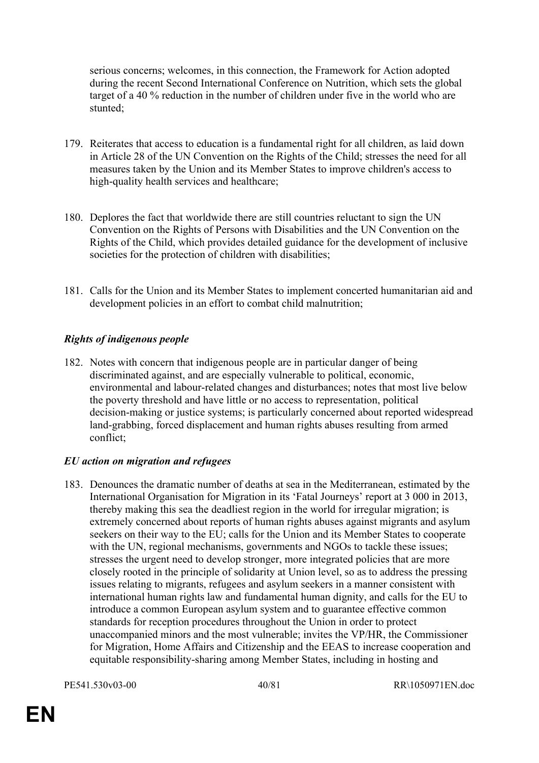serious concerns; welcomes, in this connection, the Framework for Action adopted during the recent Second International Conference on Nutrition, which sets the global target of a 40 % reduction in the number of children under five in the world who are stunted;

179. Reiterates that access to education is a fundamental right for all children, as laid down in Article 28 of the UN Convention on the Rights of the Child; stresses the need for all measures taken by the Union and its Member States to improve children's access to high-quality health services and healthcare;

180. Deplores the fact that worldwide there are still countries reluctant to sign the UN Convention on the Rights of Persons with Disabilities and the UN Convention on the Rights of the Child, which provides detailed guidance for the development of inclusive societies for the protection of children with disabilities;

181. Calls for the Union and its Member States to implement concerted humanitarian aid and development policies in an effort to combat child malnutrition;

***Rights of indigenous people***

182. Notes with concern that indigenous people are in particular danger of being discriminated against, and are especially vulnerable to political, economic, environmental and labour-related changes and disturbances; notes that most live below the poverty threshold and have little or no access to representation, political decision-making or justice systems; is particularly concerned about reported widespread land-grabbing, forced displacement and human rights abuses resulting from armed conflict;

***EU action on migration and refugees***

183. Denounces the dramatic number of deaths at sea in the Mediterranean, estimated by the International Organisation for Migration in its 'Fatal Journeys' report at 3 000 in 2013, thereby making this sea the deadliest region in the world for irregular migration; is extremely concerned about reports of human rights abuses against migrants and asylum seekers on their way to the EU; calls for the Union and its Member States to cooperate with the UN, regional mechanisms, governments and NGOs to tackle these issues; stresses the urgent need to develop stronger, more integrated policies that are more closely rooted in the principle of solidarity at Union level, so as to address the pressing issues relating to migrants, refugees and asylum seekers in a manner consistent with international human rights law and fundamental human dignity, and calls for the EU to introduce a common European asylum system and to guarantee effective common standards for reception procedures throughout the Union in order to protect unaccompanied minors and the most vulnerable; invites the VP/HR, the Commissioner for Migration, Home Affairs and Citizenship and the EEAS to increase cooperation and equitable responsibility-sharing among Member States, including in hosting and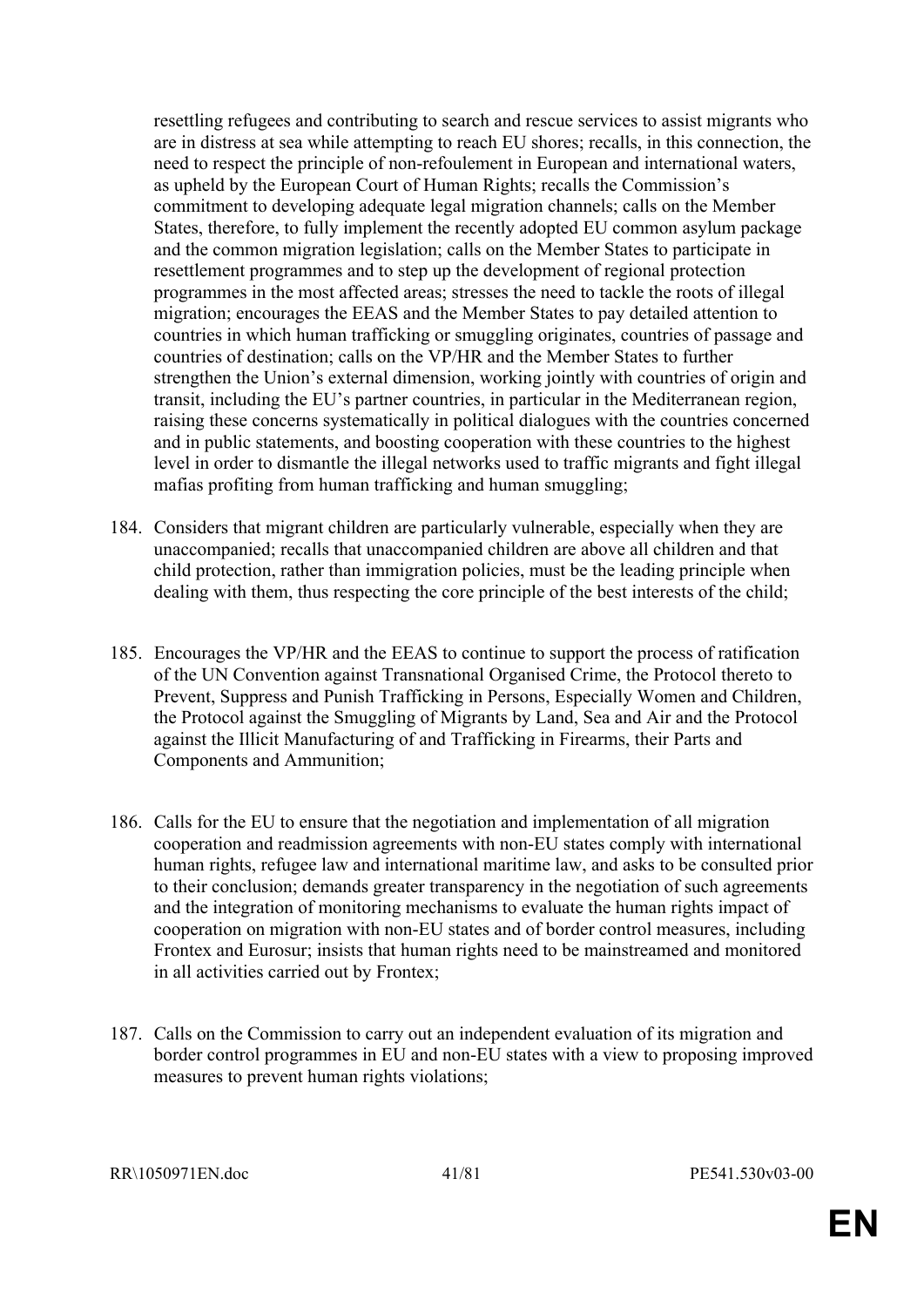resettling refugees and contributing to search and rescue services to assist migrants who are in distress at sea while attempting to reach EU shores; recalls, in this connection, the need to respect the principle of non-refoulement in European and international waters, as upheld by the European Court of Human Rights; recalls the Commission's commitment to developing adequate legal migration channels; calls on the Member States, therefore, to fully implement the recently adopted EU common asylum package and the common migration legislation; calls on the Member States to participate in resettlement programmes and to step up the development of regional protection programmes in the most affected areas; stresses the need to tackle the roots of illegal migration; encourages the EEAS and the Member States to pay detailed attention to countries in which human trafficking or smuggling originates, countries of passage and countries of destination; calls on the VP/HR and the Member States to further strengthen the Union's external dimension, working jointly with countries of origin and transit, including the EU's partner countries, in particular in the Mediterranean region, raising these concerns systematically in political dialogues with the countries concerned and in public statements, and boosting cooperation with these countries to the highest level in order to dismantle the illegal networks used to traffic migrants and fight illegal mafias profiting from human trafficking and human smuggling;

184. Considers that migrant children are particularly vulnerable, especially when they are unaccompanied; recalls that unaccompanied children are above all children and that child protection, rather than immigration policies, must be the leading principle when dealing with them, thus respecting the core principle of the best interests of the child;

185. Encourages the VP/HR and the EEAS to continue to support the process of ratification of the UN Convention against Transnational Organised Crime, the Protocol thereto to Prevent, Suppress and Punish Trafficking in Persons, Especially Women and Children, the Protocol against the Smuggling of Migrants by Land, Sea and Air and the Protocol against the Illicit Manufacturing of and Trafficking in Firearms, their Parts and Components and Ammunition;

186. Calls for the EU to ensure that the negotiation and implementation of all migration cooperation and readmission agreements with non-EU states comply with international human rights, refugee law and international maritime law, and asks to be consulted prior to their conclusion; demands greater transparency in the negotiation of such agreements and the integration of monitoring mechanisms to evaluate the human rights impact of cooperation on migration with non-EU states and of border control measures, including Frontex and Eurosur; insists that human rights need to be mainstreamed and monitored in all activities carried out by Frontex;

187. Calls on the Commission to carry out an independent evaluation of its migration and border control programmes in EU and non-EU states with a view to proposing improved measures to prevent human rights violations;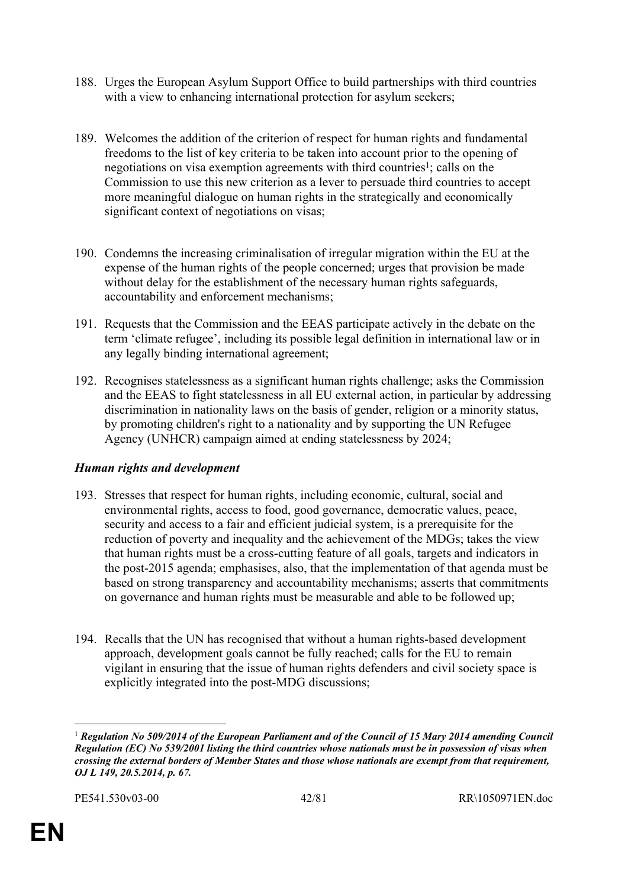188. Urges the European Asylum Support Office to build partnerships with third countries with a view to enhancing international protection for asylum seekers;

189. Welcomes the addition of the criterion of respect for human rights and fundamental freedoms to the list of key criteria to be taken into account prior to the opening of negotiations on visa exemption agreements with third countries[1]; calls on the Commission to use this new criterion as a lever to persuade third countries to accept more meaningful dialogue on human rights in the strategically and economically significant context of negotiations on visas;

190. Condemns the increasing criminalisation of irregular migration within the EU at the expense of the human rights of the people concerned; urges that provision be made without delay for the establishment of the necessary human rights safeguards, accountability and enforcement mechanisms;

191. Requests that the Commission and the EEAS participate actively in the debate on the term 'climate refugee', including its possible legal definition in international law or in any legally binding international agreement;

192. Recognises statelessness as a significant human rights challenge; asks the Commission and the EEAS to fight statelessness in all EU external action, in particular by addressing discrimination in nationality laws on the basis of gender, religion or a minority status, by promoting children's right to a nationality and by supporting the UN Refugee Agency (UNHCR) campaign aimed at ending statelessness by 2024;

***Human rights and development***

193. Stresses that respect for human rights, including economic, cultural, social and environmental rights, access to food, good governance, democratic values, peace, security and access to a fair and efficient judicial system, is a prerequisite for the reduction of poverty and inequality and the achievement of the MDGs; takes the view that human rights must be a cross-cutting feature of all goals, targets and indicators in the post-2015 agenda; emphasises, also, that the implementation of that agenda must be based on strong transparency and accountability mechanisms; asserts that commitments on governance and human rights must be measurable and able to be followed up;

194. Recalls that the UN has recognised that without a human rights-based development approach, development goals cannot be fully reached; calls for the EU to remain vigilant in ensuring that the issue of human rights defenders and civil society space is explicitly integrated into the post-MDG discussions;

---

[1] ***Regulation No 509/2014 of the European Parliament and of the Council of 15 Mary 2014 amending Council Regulation (EC) No 539/2001 listing the third countries whose nationals must be in possession of visas when crossing the external borders of Member States and those whose nationals are exempt from that requirement, OJ L 149, 20.5.2014, p. 67.***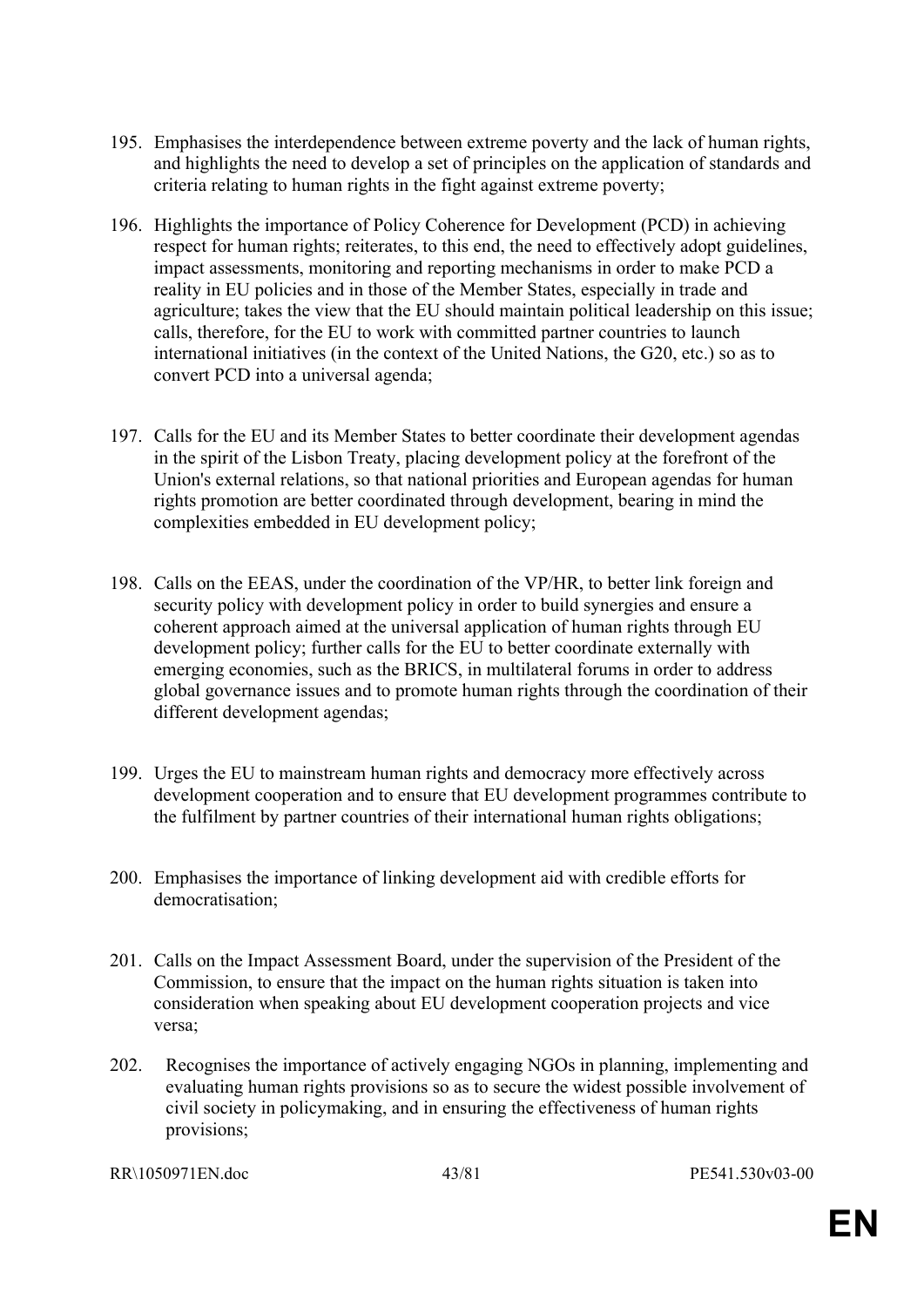195. Emphasises the interdependence between extreme poverty and the lack of human rights, and highlights the need to develop a set of principles on the application of standards and criteria relating to human rights in the fight against extreme poverty;

196. Highlights the importance of Policy Coherence for Development (PCD) in achieving respect for human rights; reiterates, to this end, the need to effectively adopt guidelines, impact assessments, monitoring and reporting mechanisms in order to make PCD a reality in EU policies and in those of the Member States, especially in trade and agriculture; takes the view that the EU should maintain political leadership on this issue; calls, therefore, for the EU to work with committed partner countries to launch international initiatives (in the context of the United Nations, the G20, etc.) so as to convert PCD into a universal agenda;

197. Calls for the EU and its Member States to better coordinate their development agendas in the spirit of the Lisbon Treaty, placing development policy at the forefront of the Union's external relations, so that national priorities and European agendas for human rights promotion are better coordinated through development, bearing in mind the complexities embedded in EU development policy;

198. Calls on the EEAS, under the coordination of the VP/HR, to better link foreign and security policy with development policy in order to build synergies and ensure a coherent approach aimed at the universal application of human rights through EU development policy; further calls for the EU to better coordinate externally with emerging economies, such as the BRICS, in multilateral forums in order to address global governance issues and to promote human rights through the coordination of their different development agendas;

199. Urges the EU to mainstream human rights and democracy more effectively across development cooperation and to ensure that EU development programmes contribute to the fulfilment by partner countries of their international human rights obligations;

200. Emphasises the importance of linking development aid with credible efforts for democratisation;

201. Calls on the Impact Assessment Board, under the supervision of the President of the Commission, to ensure that the impact on the human rights situation is taken into consideration when speaking about EU development cooperation projects and vice versa;

202. Recognises the importance of actively engaging NGOs in planning, implementing and evaluating human rights provisions so as to secure the widest possible involvement of civil society in policymaking, and in ensuring the effectiveness of human rights provisions;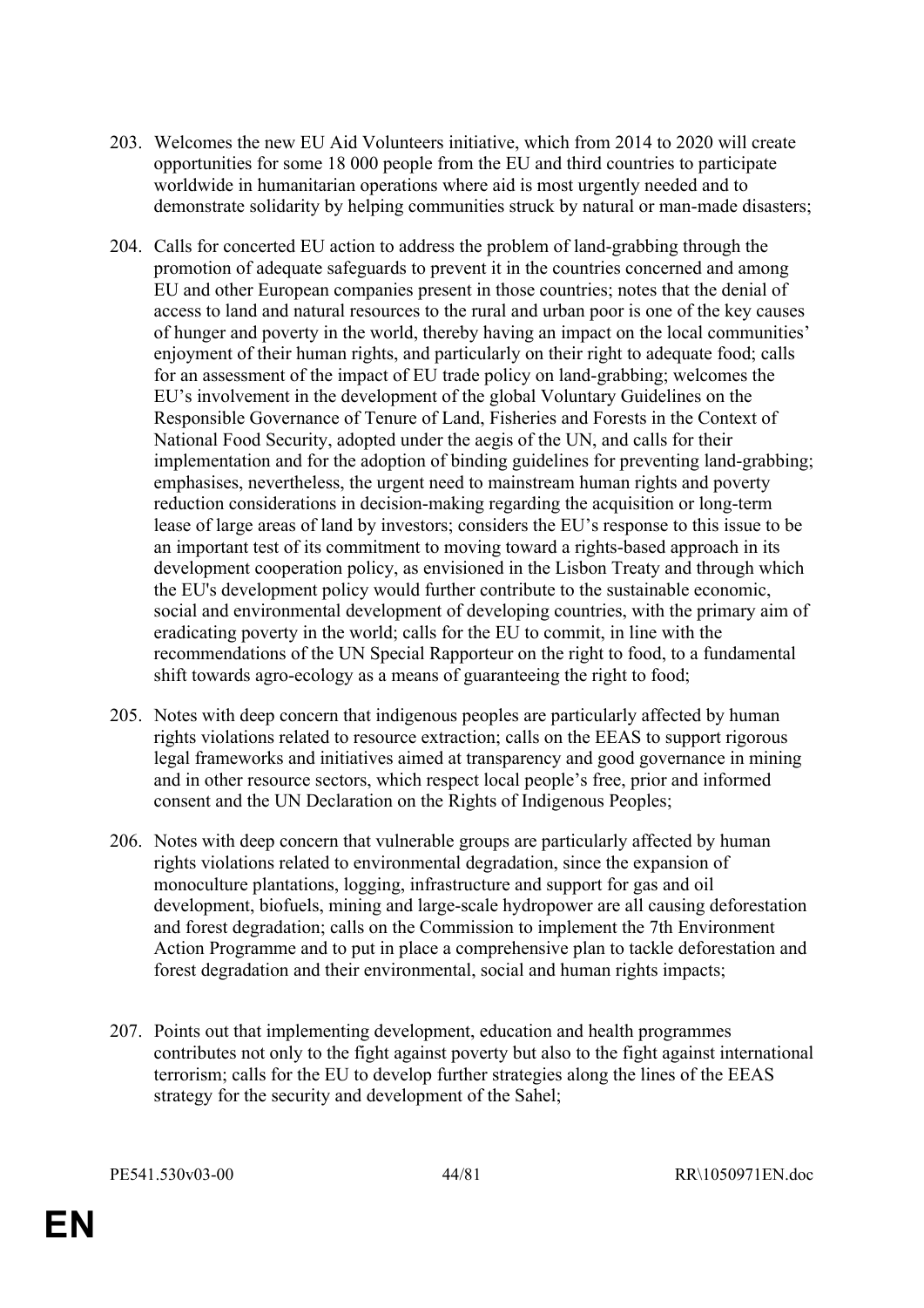203. Welcomes the new EU Aid Volunteers initiative, which from 2014 to 2020 will create opportunities for some 18 000 people from the EU and third countries to participate worldwide in humanitarian operations where aid is most urgently needed and to demonstrate solidarity by helping communities struck by natural or man-made disasters;

204. Calls for concerted EU action to address the problem of land-grabbing through the promotion of adequate safeguards to prevent it in the countries concerned and among EU and other European companies present in those countries; notes that the denial of access to land and natural resources to the rural and urban poor is one of the key causes of hunger and poverty in the world, thereby having an impact on the local communities' enjoyment of their human rights, and particularly on their right to adequate food; calls for an assessment of the impact of EU trade policy on land-grabbing; welcomes the EU's involvement in the development of the global Voluntary Guidelines on the Responsible Governance of Tenure of Land, Fisheries and Forests in the Context of National Food Security, adopted under the aegis of the UN, and calls for their implementation and for the adoption of binding guidelines for preventing land-grabbing; emphasises, nevertheless, the urgent need to mainstream human rights and poverty reduction considerations in decision-making regarding the acquisition or long-term lease of large areas of land by investors; considers the EU's response to this issue to be an important test of its commitment to moving toward a rights-based approach in its development cooperation policy, as envisioned in the Lisbon Treaty and through which the EU's development policy would further contribute to the sustainable economic, social and environmental development of developing countries, with the primary aim of eradicating poverty in the world; calls for the EU to commit, in line with the recommendations of the UN Special Rapporteur on the right to food, to a fundamental shift towards agro-ecology as a means of guaranteeing the right to food;

205. Notes with deep concern that indigenous peoples are particularly affected by human rights violations related to resource extraction; calls on the EEAS to support rigorous legal frameworks and initiatives aimed at transparency and good governance in mining and in other resource sectors, which respect local people's free, prior and informed consent and the UN Declaration on the Rights of Indigenous Peoples;

206. Notes with deep concern that vulnerable groups are particularly affected by human rights violations related to environmental degradation, since the expansion of monoculture plantations, logging, infrastructure and support for gas and oil development, biofuels, mining and large-scale hydropower are all causing deforestation and forest degradation; calls on the Commission to implement the 7th Environment Action Programme and to put in place a comprehensive plan to tackle deforestation and forest degradation and their environmental, social and human rights impacts;

207. Points out that implementing development, education and health programmes contributes not only to the fight against poverty but also to the fight against international terrorism; calls for the EU to develop further strategies along the lines of the EEAS strategy for the security and development of the Sahel;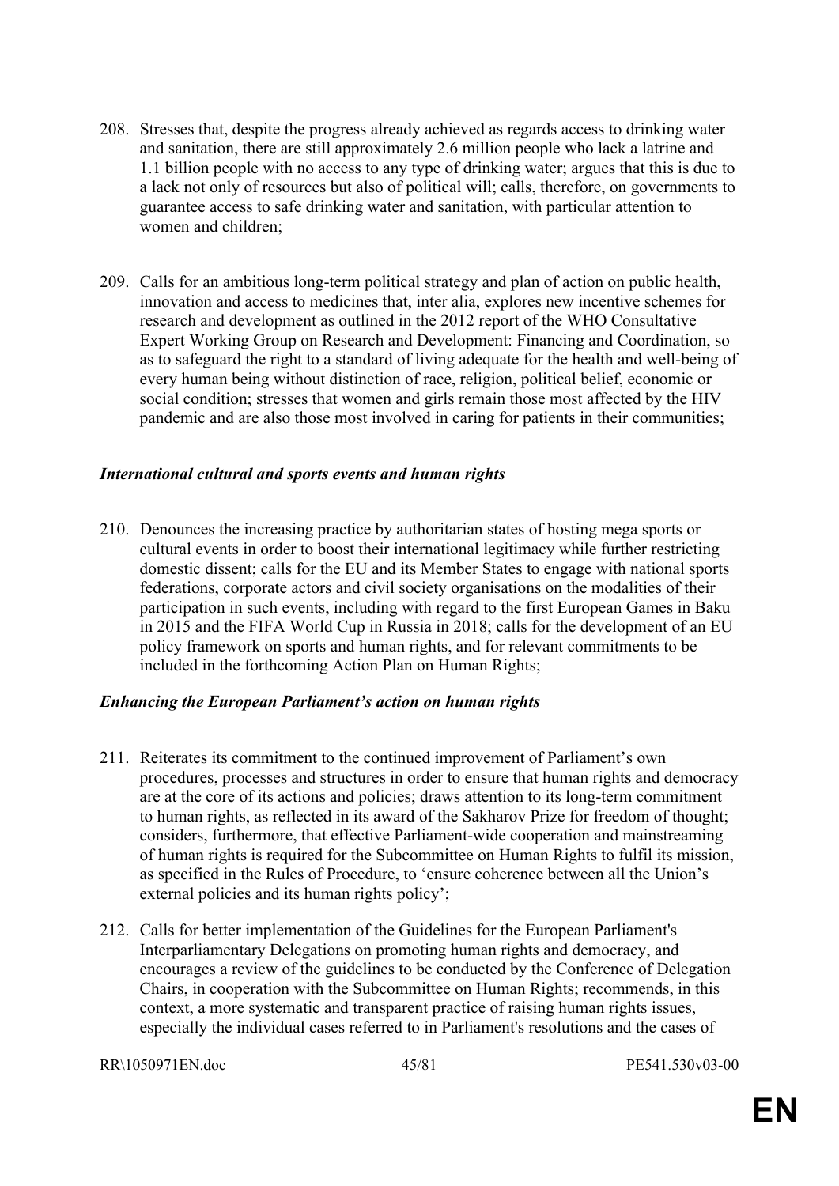208. Stresses that, despite the progress already achieved as regards access to drinking water and sanitation, there are still approximately 2.6 million people who lack a latrine and 1.1 billion people with no access to any type of drinking water; argues that this is due to a lack not only of resources but also of political will; calls, therefore, on governments to guarantee access to safe drinking water and sanitation, with particular attention to women and children;

209. Calls for an ambitious long-term political strategy and plan of action on public health, innovation and access to medicines that, inter alia, explores new incentive schemes for research and development as outlined in the 2012 report of the WHO Consultative Expert Working Group on Research and Development: Financing and Coordination, so as to safeguard the right to a standard of living adequate for the health and well-being of every human being without distinction of race, religion, political belief, economic or social condition; stresses that women and girls remain those most affected by the HIV pandemic and are also those most involved in caring for patients in their communities;

***International cultural and sports events and human rights***

210. Denounces the increasing practice by authoritarian states of hosting mega sports or cultural events in order to boost their international legitimacy while further restricting domestic dissent; calls for the EU and its Member States to engage with national sports federations, corporate actors and civil society organisations on the modalities of their participation in such events, including with regard to the first European Games in Baku in 2015 and the FIFA World Cup in Russia in 2018; calls for the development of an EU policy framework on sports and human rights, and for relevant commitments to be included in the forthcoming Action Plan on Human Rights;

***Enhancing the European Parliament's action on human rights***

211. Reiterates its commitment to the continued improvement of Parliament's own procedures, processes and structures in order to ensure that human rights and democracy are at the core of its actions and policies; draws attention to its long-term commitment to human rights, as reflected in its award of the Sakharov Prize for freedom of thought; considers, furthermore, that effective Parliament-wide cooperation and mainstreaming of human rights is required for the Subcommittee on Human Rights to fulfil its mission, as specified in the Rules of Procedure, to 'ensure coherence between all the Union's external policies and its human rights policy';

212. Calls for better implementation of the Guidelines for the European Parliament's Interparliamentary Delegations on promoting human rights and democracy, and encourages a review of the guidelines to be conducted by the Conference of Delegation Chairs, in cooperation with the Subcommittee on Human Rights; recommends, in this context, a more systematic and transparent practice of raising human rights issues, especially the individual cases referred to in Parliament's resolutions and the cases of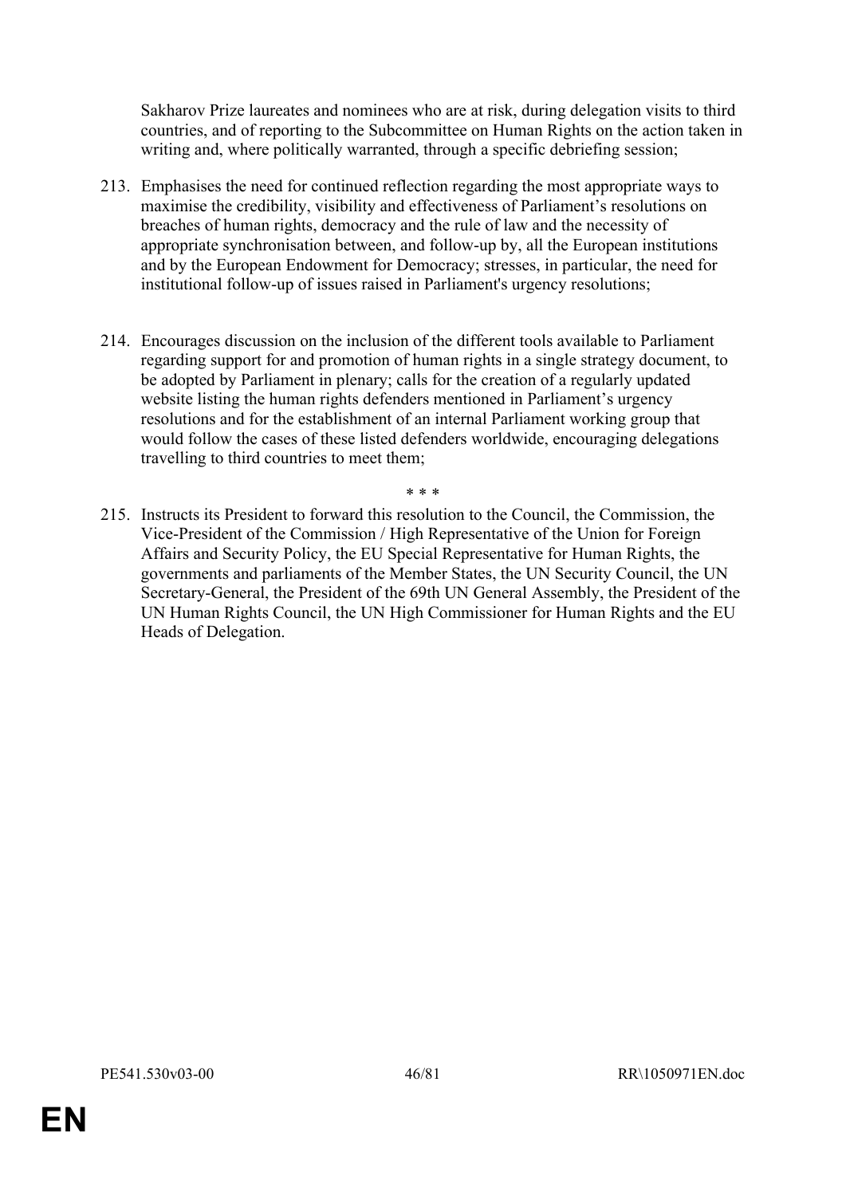Sakharov Prize laureates and nominees who are at risk, during delegation visits to third countries, and of reporting to the Subcommittee on Human Rights on the action taken in writing and, where politically warranted, through a specific debriefing session;

213. Emphasises the need for continued reflection regarding the most appropriate ways to maximise the credibility, visibility and effectiveness of Parliament's resolutions on breaches of human rights, democracy and the rule of law and the necessity of appropriate synchronisation between, and follow-up by, all the European institutions and by the European Endowment for Democracy; stresses, in particular, the need for institutional follow-up of issues raised in Parliament's urgency resolutions;

214. Encourages discussion on the inclusion of the different tools available to Parliament regarding support for and promotion of human rights in a single strategy document, to be adopted by Parliament in plenary; calls for the creation of a regularly updated website listing the human rights defenders mentioned in Parliament's urgency resolutions and for the establishment of an internal Parliament working group that would follow the cases of these listed defenders worldwide, encouraging delegations travelling to third countries to meet them;

\* \* \*

215. Instructs its President to forward this resolution to the Council, the Commission, the Vice-President of the Commission / High Representative of the Union for Foreign Affairs and Security Policy, the EU Special Representative for Human Rights, the governments and parliaments of the Member States, the UN Security Council, the UN Secretary-General, the President of the 69th UN General Assembly, the President of the UN Human Rights Council, the UN High Commissioner for Human Rights and the EU Heads of Delegation.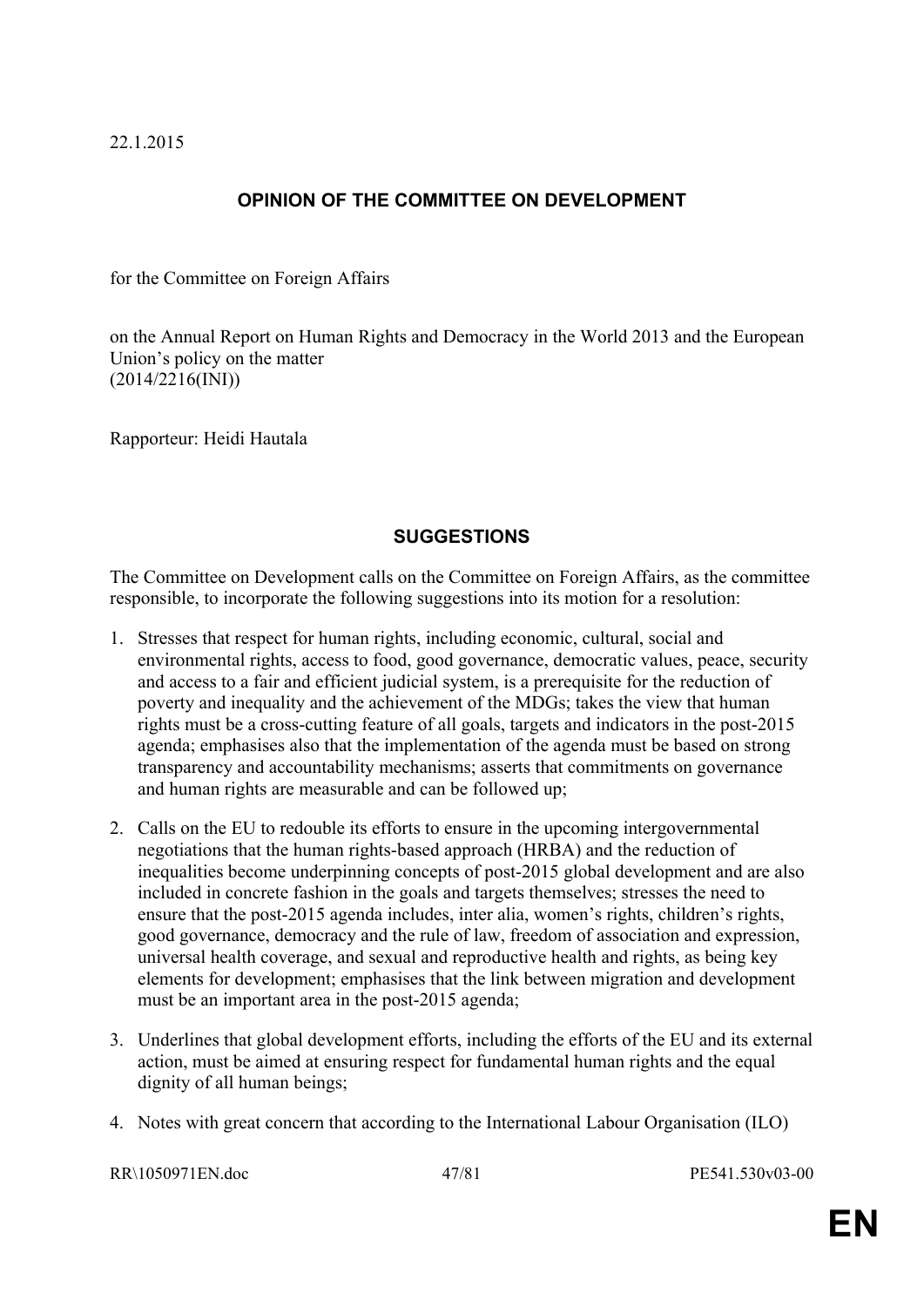22.1.2015

## OPINION OF THE COMMITTEE ON DEVELOPMENT

for the Committee on Foreign Affairs

on the Annual Report on Human Rights and Democracy in the World 2013 and the European Union's policy on the matter
(2014/2216(INI))

Rapporteur: Heidi Hautala

## SUGGESTIONS

The Committee on Development calls on the Committee on Foreign Affairs, as the committee responsible, to incorporate the following suggestions into its motion for a resolution:

1. Stresses that respect for human rights, including economic, cultural, social and environmental rights, access to food, good governance, democratic values, peace, security and access to a fair and efficient judicial system, is a prerequisite for the reduction of poverty and inequality and the achievement of the MDGs; takes the view that human rights must be a cross-cutting feature of all goals, targets and indicators in the post-2015 agenda; emphasises also that the implementation of the agenda must be based on strong transparency and accountability mechanisms; asserts that commitments on governance and human rights are measurable and can be followed up;

2. Calls on the EU to redouble its efforts to ensure in the upcoming intergovernmental negotiations that the human rights-based approach (HRBA) and the reduction of inequalities become underpinning concepts of post-2015 global development and are also included in concrete fashion in the goals and targets themselves; stresses the need to ensure that the post-2015 agenda includes, inter alia, women's rights, children's rights, good governance, democracy and the rule of law, freedom of association and expression, universal health coverage, and sexual and reproductive health and rights, as being key elements for development; emphasises that the link between migration and development must be an important area in the post-2015 agenda;

3. Underlines that global development efforts, including the efforts of the EU and its external action, must be aimed at ensuring respect for fundamental human rights and the equal dignity of all human beings;

4. Notes with great concern that according to the International Labour Organisation (ILO)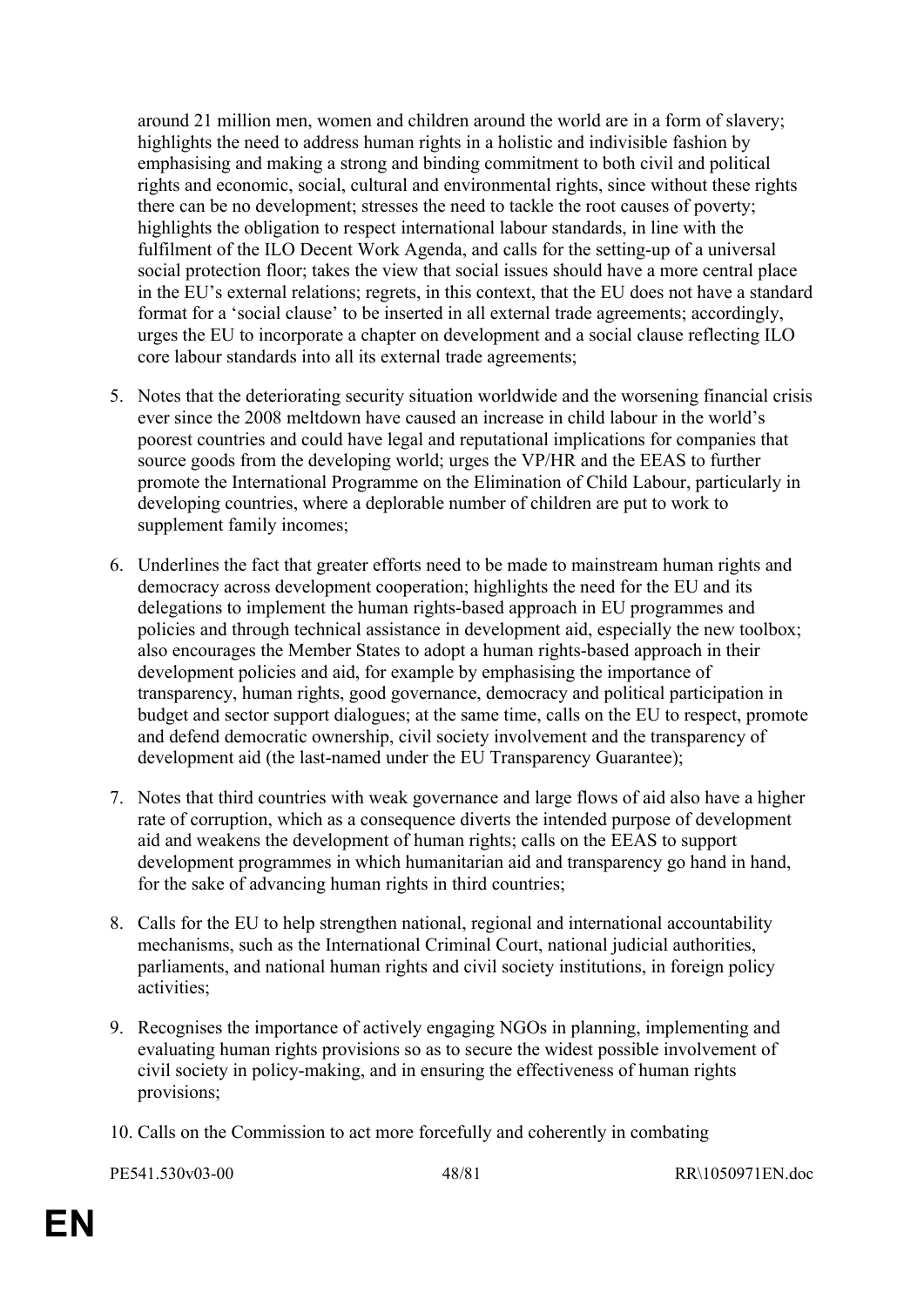around 21 million men, women and children around the world are in a form of slavery; highlights the need to address human rights in a holistic and indivisible fashion by emphasising and making a strong and binding commitment to both civil and political rights and economic, social, cultural and environmental rights, since without these rights there can be no development; stresses the need to tackle the root causes of poverty; highlights the obligation to respect international labour standards, in line with the fulfilment of the ILO Decent Work Agenda, and calls for the setting-up of a universal social protection floor; takes the view that social issues should have a more central place in the EU's external relations; regrets, in this context, that the EU does not have a standard format for a 'social clause' to be inserted in all external trade agreements; accordingly, urges the EU to incorporate a chapter on development and a social clause reflecting ILO core labour standards into all its external trade agreements;

5. Notes that the deteriorating security situation worldwide and the worsening financial crisis ever since the 2008 meltdown have caused an increase in child labour in the world's poorest countries and could have legal and reputational implications for companies that source goods from the developing world; urges the VP/HR and the EEAS to further promote the International Programme on the Elimination of Child Labour, particularly in developing countries, where a deplorable number of children are put to work to supplement family incomes;

6. Underlines the fact that greater efforts need to be made to mainstream human rights and democracy across development cooperation; highlights the need for the EU and its delegations to implement the human rights-based approach in EU programmes and policies and through technical assistance in development aid, especially the new toolbox; also encourages the Member States to adopt a human rights-based approach in their development policies and aid, for example by emphasising the importance of transparency, human rights, good governance, democracy and political participation in budget and sector support dialogues; at the same time, calls on the EU to respect, promote and defend democratic ownership, civil society involvement and the transparency of development aid (the last-named under the EU Transparency Guarantee);

7. Notes that third countries with weak governance and large flows of aid also have a higher rate of corruption, which as a consequence diverts the intended purpose of development aid and weakens the development of human rights; calls on the EEAS to support development programmes in which humanitarian aid and transparency go hand in hand, for the sake of advancing human rights in third countries;

8. Calls for the EU to help strengthen national, regional and international accountability mechanisms, such as the International Criminal Court, national judicial authorities, parliaments, and national human rights and civil society institutions, in foreign policy activities;

9. Recognises the importance of actively engaging NGOs in planning, implementing and evaluating human rights provisions so as to secure the widest possible involvement of civil society in policy-making, and in ensuring the effectiveness of human rights provisions;

10. Calls on the Commission to act more forcefully and coherently in combating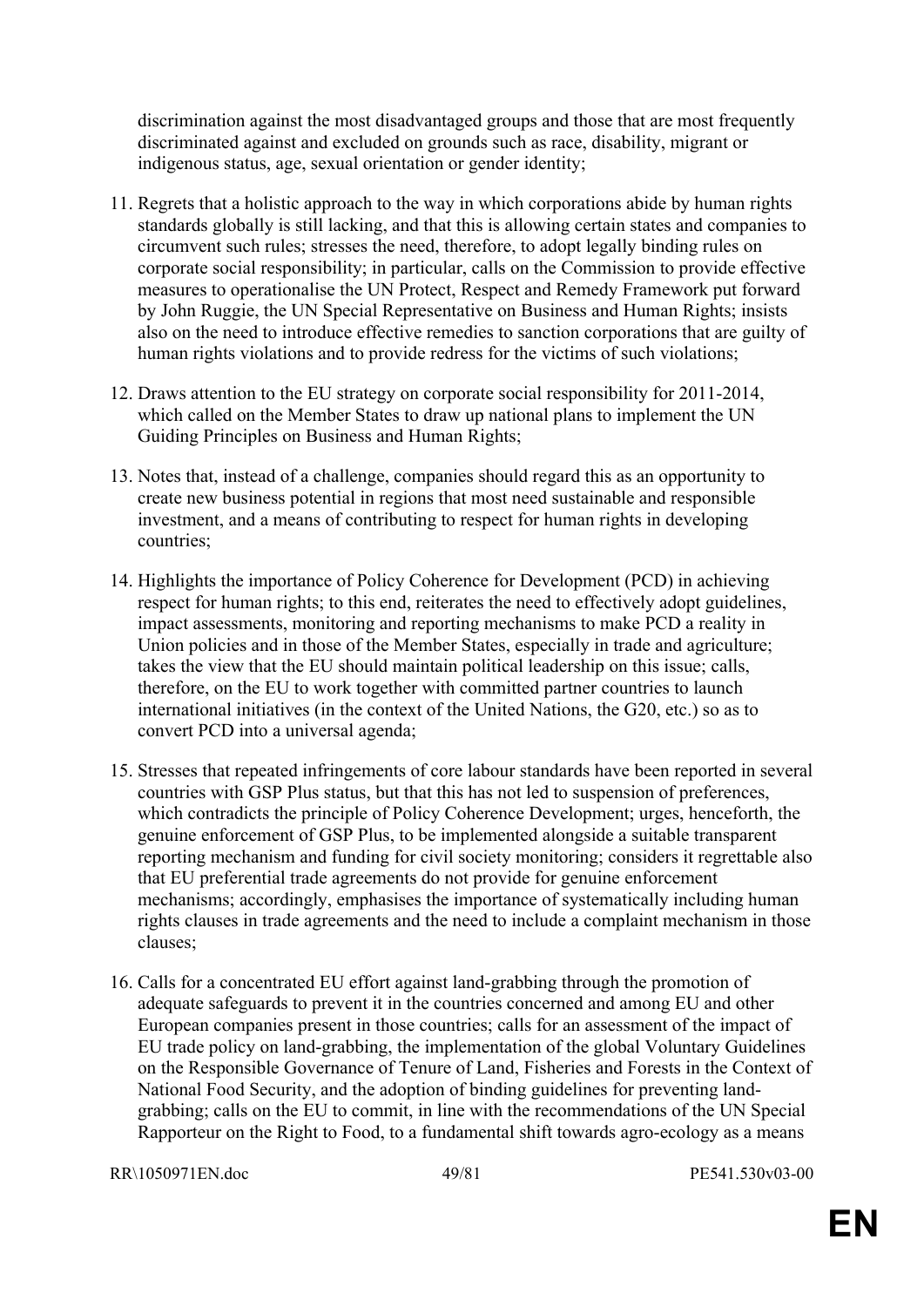discrimination against the most disadvantaged groups and those that are most frequently discriminated against and excluded on grounds such as race, disability, migrant or indigenous status, age, sexual orientation or gender identity;

11. Regrets that a holistic approach to the way in which corporations abide by human rights standards globally is still lacking, and that this is allowing certain states and companies to circumvent such rules; stresses the need, therefore, to adopt legally binding rules on corporate social responsibility; in particular, calls on the Commission to provide effective measures to operationalise the UN Protect, Respect and Remedy Framework put forward by John Ruggie, the UN Special Representative on Business and Human Rights; insists also on the need to introduce effective remedies to sanction corporations that are guilty of human rights violations and to provide redress for the victims of such violations;

12. Draws attention to the EU strategy on corporate social responsibility for 2011-2014, which called on the Member States to draw up national plans to implement the UN Guiding Principles on Business and Human Rights;

13. Notes that, instead of a challenge, companies should regard this as an opportunity to create new business potential in regions that most need sustainable and responsible investment, and a means of contributing to respect for human rights in developing countries;

14. Highlights the importance of Policy Coherence for Development (PCD) in achieving respect for human rights; to this end, reiterates the need to effectively adopt guidelines, impact assessments, monitoring and reporting mechanisms to make PCD a reality in Union policies and in those of the Member States, especially in trade and agriculture; takes the view that the EU should maintain political leadership on this issue; calls, therefore, on the EU to work together with committed partner countries to launch international initiatives (in the context of the United Nations, the G20, etc.) so as to convert PCD into a universal agenda;

15. Stresses that repeated infringements of core labour standards have been reported in several countries with GSP Plus status, but that this has not led to suspension of preferences, which contradicts the principle of Policy Coherence Development; urges, henceforth, the genuine enforcement of GSP Plus, to be implemented alongside a suitable transparent reporting mechanism and funding for civil society monitoring; considers it regrettable also that EU preferential trade agreements do not provide for genuine enforcement mechanisms; accordingly, emphasises the importance of systematically including human rights clauses in trade agreements and the need to include a complaint mechanism in those clauses;

16. Calls for a concentrated EU effort against land-grabbing through the promotion of adequate safeguards to prevent it in the countries concerned and among EU and other European companies present in those countries; calls for an assessment of the impact of EU trade policy on land-grabbing, the implementation of the global Voluntary Guidelines on the Responsible Governance of Tenure of Land, Fisheries and Forests in the Context of National Food Security, and the adoption of binding guidelines for preventing land-grabbing; calls on the EU to commit, in line with the recommendations of the UN Special Rapporteur on the Right to Food, to a fundamental shift towards agro-ecology as a means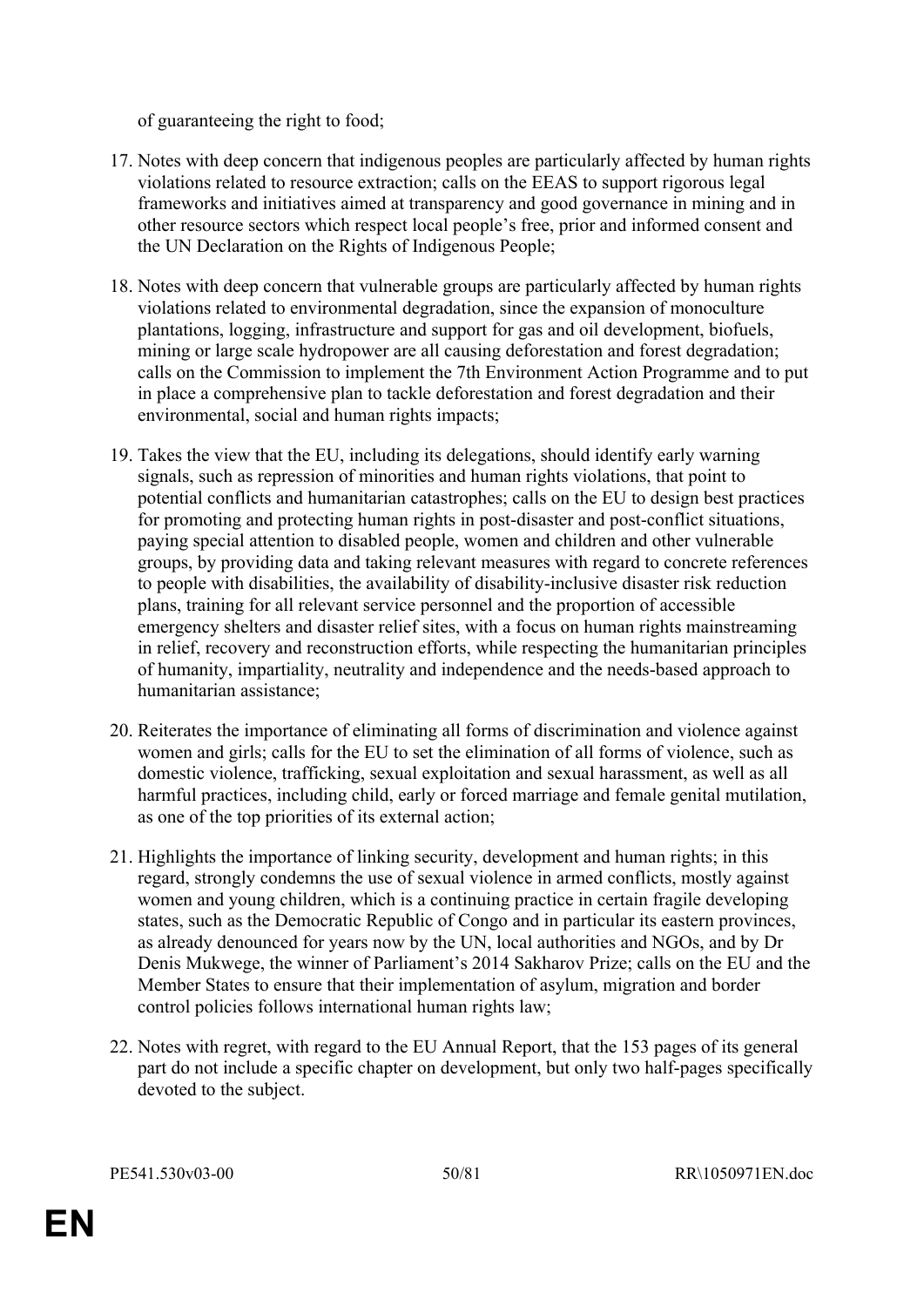of guaranteeing the right to food;

17. Notes with deep concern that indigenous peoples are particularly affected by human rights violations related to resource extraction; calls on the EEAS to support rigorous legal frameworks and initiatives aimed at transparency and good governance in mining and in other resource sectors which respect local people's free, prior and informed consent and the UN Declaration on the Rights of Indigenous People;

18. Notes with deep concern that vulnerable groups are particularly affected by human rights violations related to environmental degradation, since the expansion of monoculture plantations, logging, infrastructure and support for gas and oil development, biofuels, mining or large scale hydropower are all causing deforestation and forest degradation; calls on the Commission to implement the 7th Environment Action Programme and to put in place a comprehensive plan to tackle deforestation and forest degradation and their environmental, social and human rights impacts;

19. Takes the view that the EU, including its delegations, should identify early warning signals, such as repression of minorities and human rights violations, that point to potential conflicts and humanitarian catastrophes; calls on the EU to design best practices for promoting and protecting human rights in post-disaster and post-conflict situations, paying special attention to disabled people, women and children and other vulnerable groups, by providing data and taking relevant measures with regard to concrete references to people with disabilities, the availability of disability-inclusive disaster risk reduction plans, training for all relevant service personnel and the proportion of accessible emergency shelters and disaster relief sites, with a focus on human rights mainstreaming in relief, recovery and reconstruction efforts, while respecting the humanitarian principles of humanity, impartiality, neutrality and independence and the needs-based approach to humanitarian assistance;

20. Reiterates the importance of eliminating all forms of discrimination and violence against women and girls; calls for the EU to set the elimination of all forms of violence, such as domestic violence, trafficking, sexual exploitation and sexual harassment, as well as all harmful practices, including child, early or forced marriage and female genital mutilation, as one of the top priorities of its external action;

21. Highlights the importance of linking security, development and human rights; in this regard, strongly condemns the use of sexual violence in armed conflicts, mostly against women and young children, which is a continuing practice in certain fragile developing states, such as the Democratic Republic of Congo and in particular its eastern provinces, as already denounced for years now by the UN, local authorities and NGOs, and by Dr Denis Mukwege, the winner of Parliament's 2014 Sakharov Prize; calls on the EU and the Member States to ensure that their implementation of asylum, migration and border control policies follows international human rights law;

22. Notes with regret, with regard to the EU Annual Report, that the 153 pages of its general part do not include a specific chapter on development, but only two half-pages specifically devoted to the subject.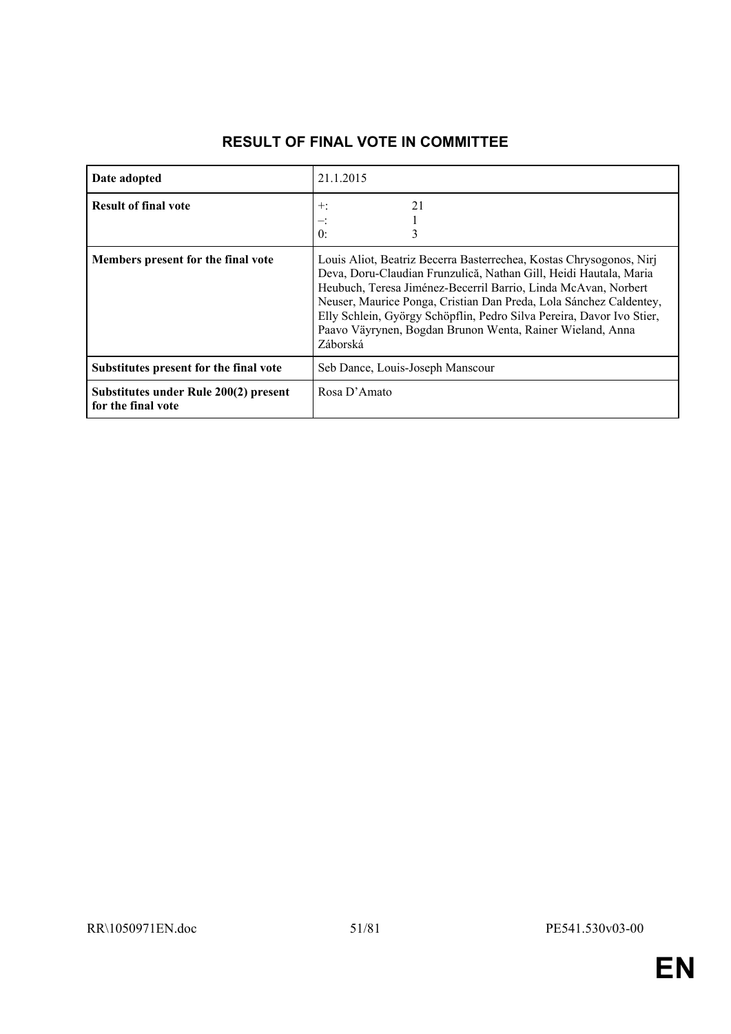# RESULT OF FINAL VOTE IN COMMITTEE

| | |
|---|---|
| **Date adopted** | 21.1.2015 |
| **Result of final vote** | +: 21<br>–: 1<br>0: 3 |
| **Members present for the final vote** | Louis Aliot, Beatriz Becerra Basterrechea, Kostas Chrysogonos, Nirj Deva, Doru-Claudian Frunzulică, Nathan Gill, Heidi Hautala, Maria Heubuch, Teresa Jiménez-Becerril Barrio, Linda McAvan, Norbert Neuser, Maurice Ponga, Cristian Dan Preda, Lola Sánchez Caldentey, Elly Schlein, György Schöpflin, Pedro Silva Pereira, Davor Ivo Stier, Paavo Väyrynen, Bogdan Brunon Wenta, Rainer Wieland, Anna Záborská |
| **Substitutes present for the final vote** | Seb Dance, Louis-Joseph Manscour |
| **Substitutes under Rule 200(2) present for the final vote** | Rosa D'Amato |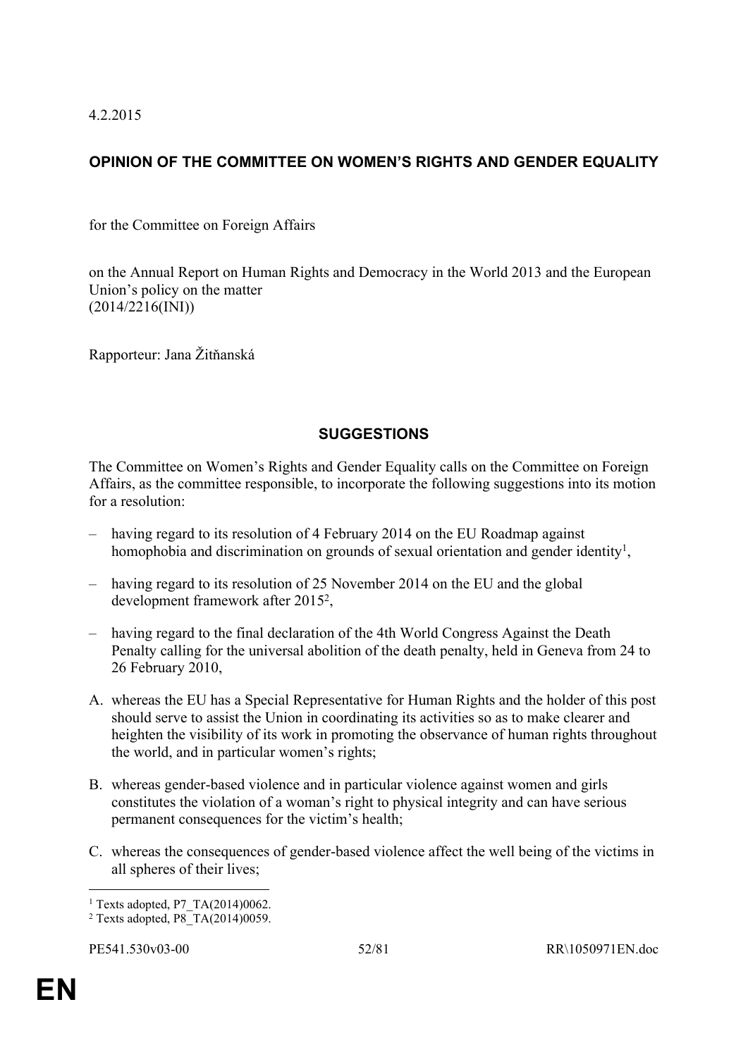4.2.2015

## OPINION OF THE COMMITTEE ON WOMEN'S RIGHTS AND GENDER EQUALITY

for the Committee on Foreign Affairs

on the Annual Report on Human Rights and Democracy in the World 2013 and the European Union's policy on the matter
(2014/2216(INI))

Rapporteur: Jana Žitňanská

## SUGGESTIONS

The Committee on Women's Rights and Gender Equality calls on the Committee on Foreign Affairs, as the committee responsible, to incorporate the following suggestions into its motion for a resolution:

– having regard to its resolution of 4 February 2014 on the EU Roadmap against homophobia and discrimination on grounds of sexual orientation and gender identity[1],

– having regard to its resolution of 25 November 2014 on the EU and the global development framework after 2015[2],

– having regard to the final declaration of the 4th World Congress Against the Death Penalty calling for the universal abolition of the death penalty, held in Geneva from 24 to 26 February 2010,

A. whereas the EU has a Special Representative for Human Rights and the holder of this post should serve to assist the Union in coordinating its activities so as to make clearer and heighten the visibility of its work in promoting the observance of human rights throughout the world, and in particular women's rights;

B. whereas gender-based violence and in particular violence against women and girls constitutes the violation of a woman's right to physical integrity and can have serious permanent consequences for the victim's health;

C. whereas the consequences of gender-based violence affect the well being of the victims in all spheres of their lives;

---

[1] Texts adopted, P7_TA(2014)0062.
[2] Texts adopted, P8_TA(2014)0059.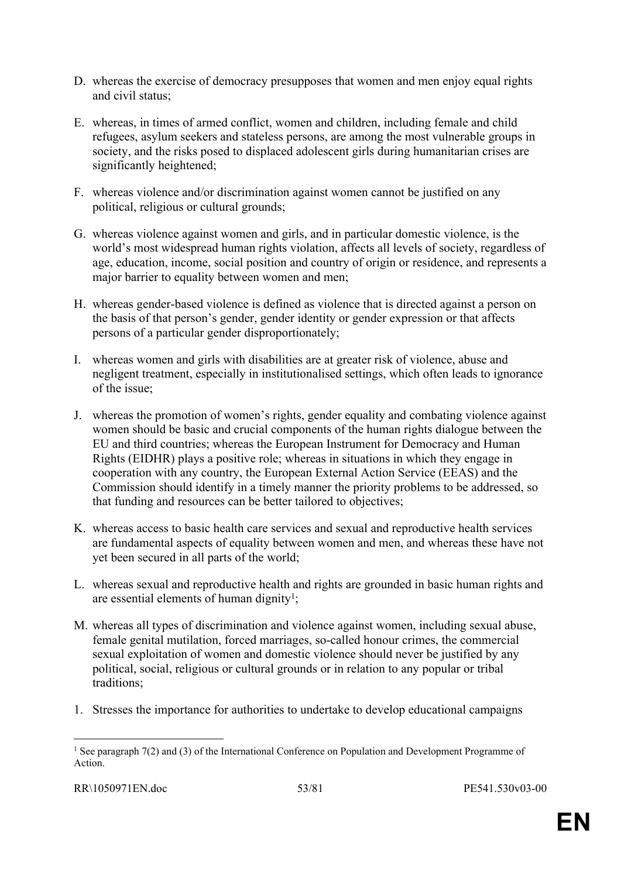D. whereas the exercise of democracy presupposes that women and men enjoy equal rights and civil status;

E. whereas, in times of armed conflict, women and children, including female and child refugees, asylum seekers and stateless persons, are among the most vulnerable groups in society, and the risks posed to displaced adolescent girls during humanitarian crises are significantly heightened;

F. whereas violence and/or discrimination against women cannot be justified on any political, religious or cultural grounds;

G. whereas violence against women and girls, and in particular domestic violence, is the world's most widespread human rights violation, affects all levels of society, regardless of age, education, income, social position and country of origin or residence, and represents a major barrier to equality between women and men;

H. whereas gender-based violence is defined as violence that is directed against a person on the basis of that person's gender, gender identity or gender expression or that affects persons of a particular gender disproportionately;

I. whereas women and girls with disabilities are at greater risk of violence, abuse and negligent treatment, especially in institutionalised settings, which often leads to ignorance of the issue;

J. whereas the promotion of women's rights, gender equality and combating violence against women should be basic and crucial components of the human rights dialogue between the EU and third countries; whereas the European Instrument for Democracy and Human Rights (EIDHR) plays a positive role; whereas in situations in which they engage in cooperation with any country, the European External Action Service (EEAS) and the Commission should identify in a timely manner the priority problems to be addressed, so that funding and resources can be better tailored to objectives;

K. whereas access to basic health care services and sexual and reproductive health services are fundamental aspects of equality between women and men, and whereas these have not yet been secured in all parts of the world;

L. whereas sexual and reproductive health and rights are grounded in basic human rights and are essential elements of human dignity[1];

M. whereas all types of discrimination and violence against women, including sexual abuse, female genital mutilation, forced marriages, so-called honour crimes, the commercial sexual exploitation of women and domestic violence should never be justified by any political, social, religious or cultural grounds or in relation to any popular or tribal traditions;

1. Stresses the importance for authorities to undertake to develop educational campaigns

[1] See paragraph 7(2) and (3) of the International Conference on Population and Development Programme of Action.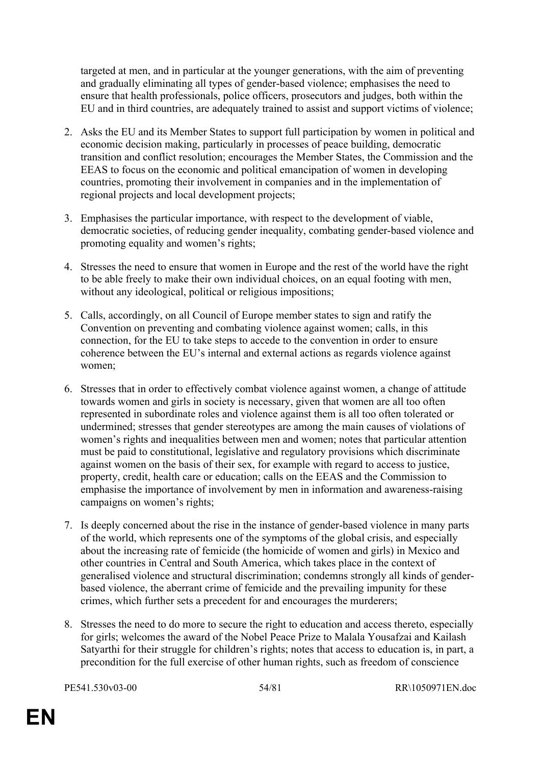targeted at men, and in particular at the younger generations, with the aim of preventing and gradually eliminating all types of gender-based violence; emphasises the need to ensure that health professionals, police officers, prosecutors and judges, both within the EU and in third countries, are adequately trained to assist and support victims of violence;

2. Asks the EU and its Member States to support full participation by women in political and economic decision making, particularly in processes of peace building, democratic transition and conflict resolution; encourages the Member States, the Commission and the EEAS to focus on the economic and political emancipation of women in developing countries, promoting their involvement in companies and in the implementation of regional projects and local development projects;

3. Emphasises the particular importance, with respect to the development of viable, democratic societies, of reducing gender inequality, combating gender-based violence and promoting equality and women's rights;

4. Stresses the need to ensure that women in Europe and the rest of the world have the right to be able freely to make their own individual choices, on an equal footing with men, without any ideological, political or religious impositions;

5. Calls, accordingly, on all Council of Europe member states to sign and ratify the Convention on preventing and combating violence against women; calls, in this connection, for the EU to take steps to accede to the convention in order to ensure coherence between the EU's internal and external actions as regards violence against women;

6. Stresses that in order to effectively combat violence against women, a change of attitude towards women and girls in society is necessary, given that women are all too often represented in subordinate roles and violence against them is all too often tolerated or undermined; stresses that gender stereotypes are among the main causes of violations of women's rights and inequalities between men and women; notes that particular attention must be paid to constitutional, legislative and regulatory provisions which discriminate against women on the basis of their sex, for example with regard to access to justice, property, credit, health care or education; calls on the EEAS and the Commission to emphasise the importance of involvement by men in information and awareness-raising campaigns on women's rights;

7. Is deeply concerned about the rise in the instance of gender-based violence in many parts of the world, which represents one of the symptoms of the global crisis, and especially about the increasing rate of femicide (the homicide of women and girls) in Mexico and other countries in Central and South America, which takes place in the context of generalised violence and structural discrimination; condemns strongly all kinds of gender-based violence, the aberrant crime of femicide and the prevailing impunity for these crimes, which further sets a precedent for and encourages the murderers;

8. Stresses the need to do more to secure the right to education and access thereto, especially for girls; welcomes the award of the Nobel Peace Prize to Malala Yousafzai and Kailash Satyarthi for their struggle for children's rights; notes that access to education is, in part, a precondition for the full exercise of other human rights, such as freedom of conscience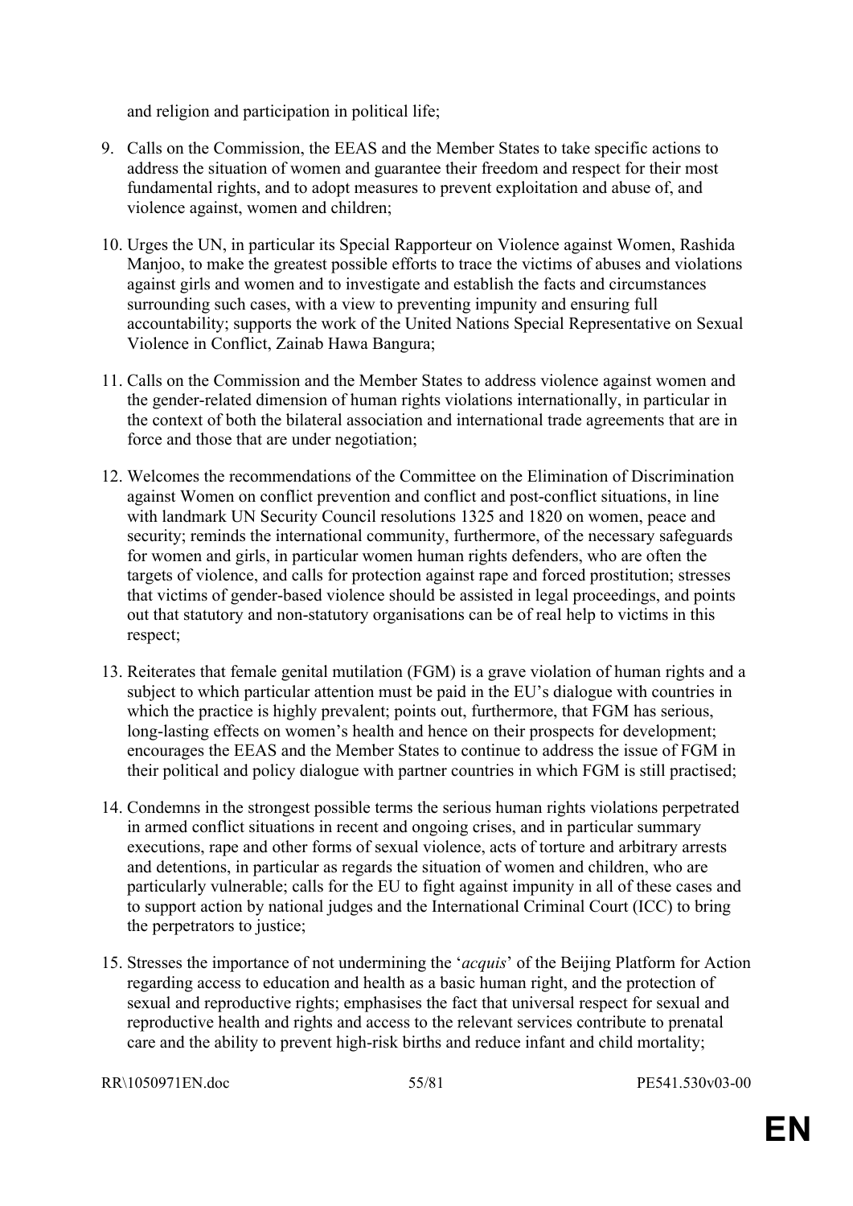and religion and participation in political life;

9. Calls on the Commission, the EEAS and the Member States to take specific actions to address the situation of women and guarantee their freedom and respect for their most fundamental rights, and to adopt measures to prevent exploitation and abuse of, and violence against, women and children;

10. Urges the UN, in particular its Special Rapporteur on Violence against Women, Rashida Manjoo, to make the greatest possible efforts to trace the victims of abuses and violations against girls and women and to investigate and establish the facts and circumstances surrounding such cases, with a view to preventing impunity and ensuring full accountability; supports the work of the United Nations Special Representative on Sexual Violence in Conflict, Zainab Hawa Bangura;

11. Calls on the Commission and the Member States to address violence against women and the gender-related dimension of human rights violations internationally, in particular in the context of both the bilateral association and international trade agreements that are in force and those that are under negotiation;

12. Welcomes the recommendations of the Committee on the Elimination of Discrimination against Women on conflict prevention and conflict and post-conflict situations, in line with landmark UN Security Council resolutions 1325 and 1820 on women, peace and security; reminds the international community, furthermore, of the necessary safeguards for women and girls, in particular women human rights defenders, who are often the targets of violence, and calls for protection against rape and forced prostitution; stresses that victims of gender-based violence should be assisted in legal proceedings, and points out that statutory and non-statutory organisations can be of real help to victims in this respect;

13. Reiterates that female genital mutilation (FGM) is a grave violation of human rights and a subject to which particular attention must be paid in the EU's dialogue with countries in which the practice is highly prevalent; points out, furthermore, that FGM has serious, long-lasting effects on women's health and hence on their prospects for development; encourages the EEAS and the Member States to continue to address the issue of FGM in their political and policy dialogue with partner countries in which FGM is still practised;

14. Condemns in the strongest possible terms the serious human rights violations perpetrated in armed conflict situations in recent and ongoing crises, and in particular summary executions, rape and other forms of sexual violence, acts of torture and arbitrary arrests and detentions, in particular as regards the situation of women and children, who are particularly vulnerable; calls for the EU to fight against impunity in all of these cases and to support action by national judges and the International Criminal Court (ICC) to bring the perpetrators to justice;

15. Stresses the importance of not undermining the '*acquis*' of the Beijing Platform for Action regarding access to education and health as a basic human right, and the protection of sexual and reproductive rights; emphasises the fact that universal respect for sexual and reproductive health and rights and access to the relevant services contribute to prenatal care and the ability to prevent high-risk births and reduce infant and child mortality;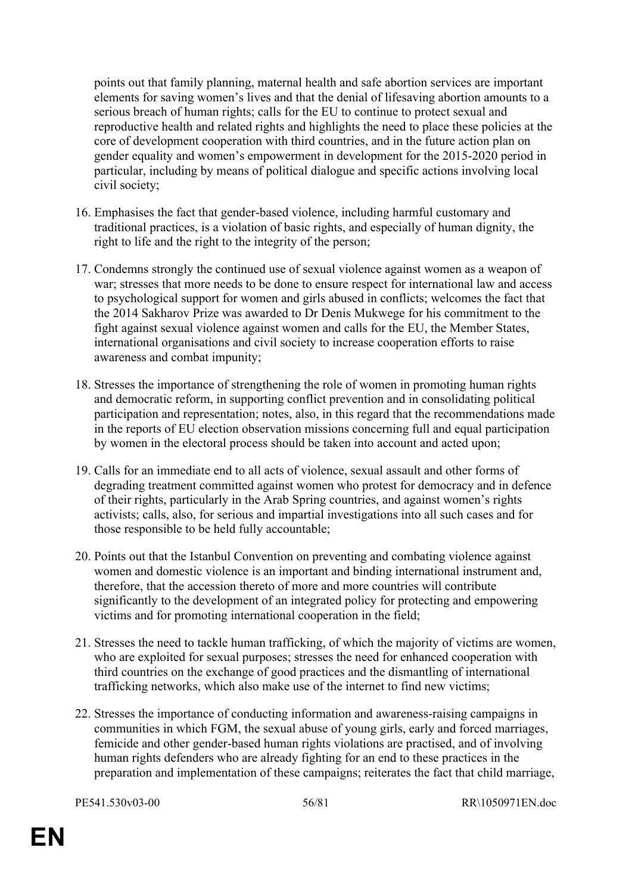points out that family planning, maternal health and safe abortion services are important elements for saving women's lives and that the denial of lifesaving abortion amounts to a serious breach of human rights; calls for the EU to continue to protect sexual and reproductive health and related rights and highlights the need to place these policies at the core of development cooperation with third countries, and in the future action plan on gender equality and women's empowerment in development for the 2015-2020 period in particular, including by means of political dialogue and specific actions involving local civil society;

16. Emphasises the fact that gender-based violence, including harmful customary and traditional practices, is a violation of basic rights, and especially of human dignity, the right to life and the right to the integrity of the person;

17. Condemns strongly the continued use of sexual violence against women as a weapon of war; stresses that more needs to be done to ensure respect for international law and access to psychological support for women and girls abused in conflicts; welcomes the fact that the 2014 Sakharov Prize was awarded to Dr Denis Mukwege for his commitment to the fight against sexual violence against women and calls for the EU, the Member States, international organisations and civil society to increase cooperation efforts to raise awareness and combat impunity;

18. Stresses the importance of strengthening the role of women in promoting human rights and democratic reform, in supporting conflict prevention and in consolidating political participation and representation; notes, also, in this regard that the recommendations made in the reports of EU election observation missions concerning full and equal participation by women in the electoral process should be taken into account and acted upon;

19. Calls for an immediate end to all acts of violence, sexual assault and other forms of degrading treatment committed against women who protest for democracy and in defence of their rights, particularly in the Arab Spring countries, and against women's rights activists; calls, also, for serious and impartial investigations into all such cases and for those responsible to be held fully accountable;

20. Points out that the Istanbul Convention on preventing and combating violence against women and domestic violence is an important and binding international instrument and, therefore, that the accession thereto of more and more countries will contribute significantly to the development of an integrated policy for protecting and empowering victims and for promoting international cooperation in the field;

21. Stresses the need to tackle human trafficking, of which the majority of victims are women, who are exploited for sexual purposes; stresses the need for enhanced cooperation with third countries on the exchange of good practices and the dismantling of international trafficking networks, which also make use of the internet to find new victims;

22. Stresses the importance of conducting information and awareness-raising campaigns in communities in which FGM, the sexual abuse of young girls, early and forced marriages, femicide and other gender-based human rights violations are practised, and of involving human rights defenders who are already fighting for an end to these practices in the preparation and implementation of these campaigns; reiterates the fact that child marriage,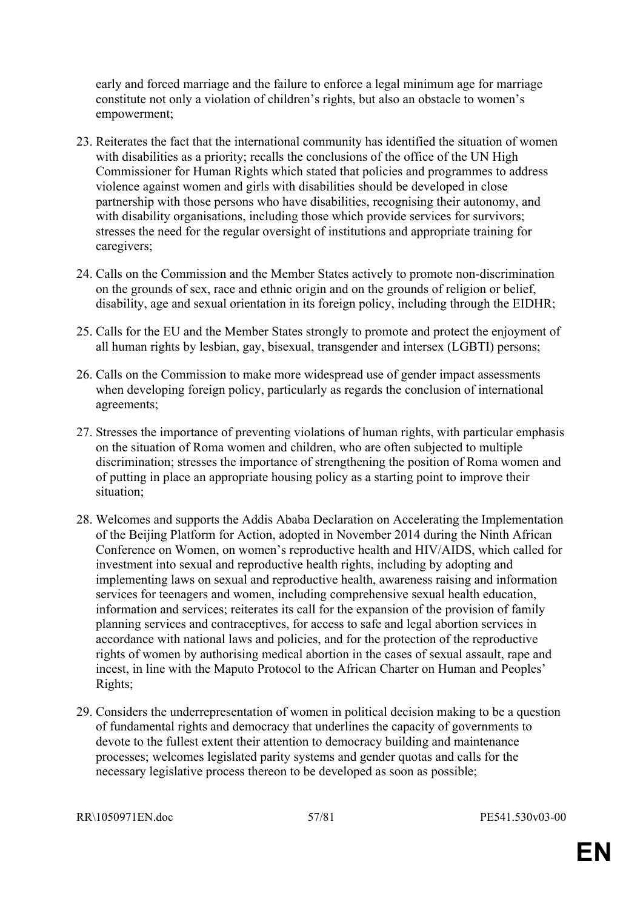early and forced marriage and the failure to enforce a legal minimum age for marriage constitute not only a violation of children's rights, but also an obstacle to women's empowerment;

23. Reiterates the fact that the international community has identified the situation of women with disabilities as a priority; recalls the conclusions of the office of the UN High Commissioner for Human Rights which stated that policies and programmes to address violence against women and girls with disabilities should be developed in close partnership with those persons who have disabilities, recognising their autonomy, and with disability organisations, including those which provide services for survivors; stresses the need for the regular oversight of institutions and appropriate training for caregivers;

24. Calls on the Commission and the Member States actively to promote non-discrimination on the grounds of sex, race and ethnic origin and on the grounds of religion or belief, disability, age and sexual orientation in its foreign policy, including through the EIDHR;

25. Calls for the EU and the Member States strongly to promote and protect the enjoyment of all human rights by lesbian, gay, bisexual, transgender and intersex (LGBTI) persons;

26. Calls on the Commission to make more widespread use of gender impact assessments when developing foreign policy, particularly as regards the conclusion of international agreements;

27. Stresses the importance of preventing violations of human rights, with particular emphasis on the situation of Roma women and children, who are often subjected to multiple discrimination; stresses the importance of strengthening the position of Roma women and of putting in place an appropriate housing policy as a starting point to improve their situation;

28. Welcomes and supports the Addis Ababa Declaration on Accelerating the Implementation of the Beijing Platform for Action, adopted in November 2014 during the Ninth African Conference on Women, on women's reproductive health and HIV/AIDS, which called for investment into sexual and reproductive health rights, including by adopting and implementing laws on sexual and reproductive health, awareness raising and information services for teenagers and women, including comprehensive sexual health education, information and services; reiterates its call for the expansion of the provision of family planning services and contraceptives, for access to safe and legal abortion services in accordance with national laws and policies, and for the protection of the reproductive rights of women by authorising medical abortion in the cases of sexual assault, rape and incest, in line with the Maputo Protocol to the African Charter on Human and Peoples' Rights;

29. Considers the underrepresentation of women in political decision making to be a question of fundamental rights and democracy that underlines the capacity of governments to devote to the fullest extent their attention to democracy building and maintenance processes; welcomes legislated parity systems and gender quotas and calls for the necessary legislative process thereon to be developed as soon as possible;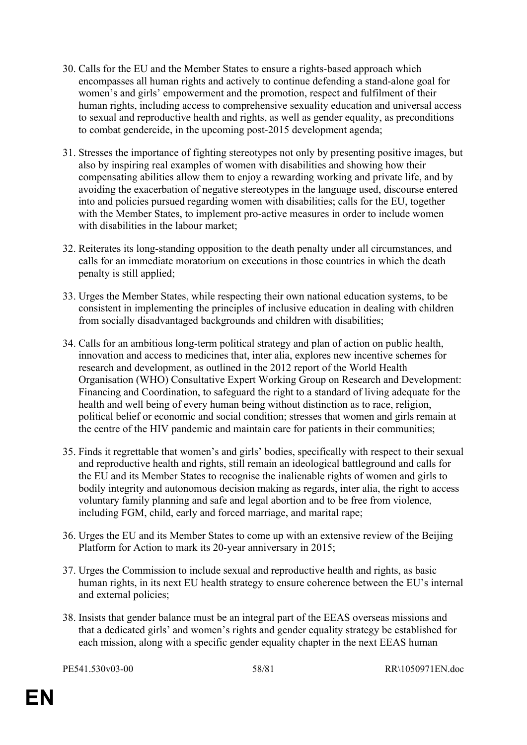30. Calls for the EU and the Member States to ensure a rights-based approach which encompasses all human rights and actively to continue defending a stand-alone goal for women's and girls' empowerment and the promotion, respect and fulfilment of their human rights, including access to comprehensive sexuality education and universal access to sexual and reproductive health and rights, as well as gender equality, as preconditions to combat gendercide, in the upcoming post-2015 development agenda;

31. Stresses the importance of fighting stereotypes not only by presenting positive images, but also by inspiring real examples of women with disabilities and showing how their compensating abilities allow them to enjoy a rewarding working and private life, and by avoiding the exacerbation of negative stereotypes in the language used, discourse entered into and policies pursued regarding women with disabilities; calls for the EU, together with the Member States, to implement pro-active measures in order to include women with disabilities in the labour market;

32. Reiterates its long-standing opposition to the death penalty under all circumstances, and calls for an immediate moratorium on executions in those countries in which the death penalty is still applied;

33. Urges the Member States, while respecting their own national education systems, to be consistent in implementing the principles of inclusive education in dealing with children from socially disadvantaged backgrounds and children with disabilities;

34. Calls for an ambitious long-term political strategy and plan of action on public health, innovation and access to medicines that, inter alia, explores new incentive schemes for research and development, as outlined in the 2012 report of the World Health Organisation (WHO) Consultative Expert Working Group on Research and Development: Financing and Coordination, to safeguard the right to a standard of living adequate for the health and well being of every human being without distinction as to race, religion, political belief or economic and social condition; stresses that women and girls remain at the centre of the HIV pandemic and maintain care for patients in their communities;

35. Finds it regrettable that women's and girls' bodies, specifically with respect to their sexual and reproductive health and rights, still remain an ideological battleground and calls for the EU and its Member States to recognise the inalienable rights of women and girls to bodily integrity and autonomous decision making as regards, inter alia, the right to access voluntary family planning and safe and legal abortion and to be free from violence, including FGM, child, early and forced marriage, and marital rape;

36. Urges the EU and its Member States to come up with an extensive review of the Beijing Platform for Action to mark its 20-year anniversary in 2015;

37. Urges the Commission to include sexual and reproductive health and rights, as basic human rights, in its next EU health strategy to ensure coherence between the EU's internal and external policies;

38. Insists that gender balance must be an integral part of the EEAS overseas missions and that a dedicated girls' and women's rights and gender equality strategy be established for each mission, along with a specific gender equality chapter in the next EEAS human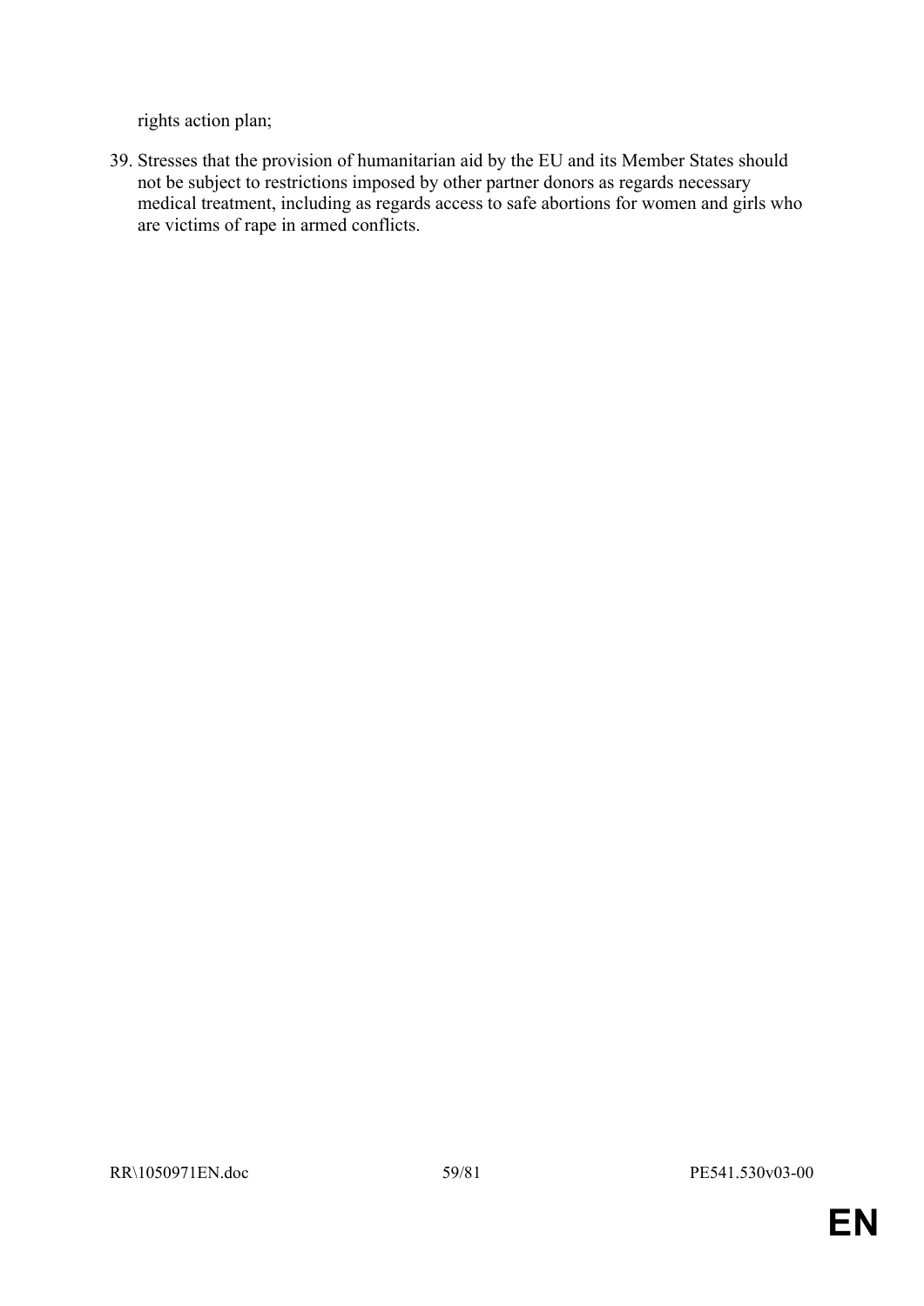rights action plan;

39. Stresses that the provision of humanitarian aid by the EU and its Member States should not be subject to restrictions imposed by other partner donors as regards necessary medical treatment, including as regards access to safe abortions for women and girls who are victims of rape in armed conflicts.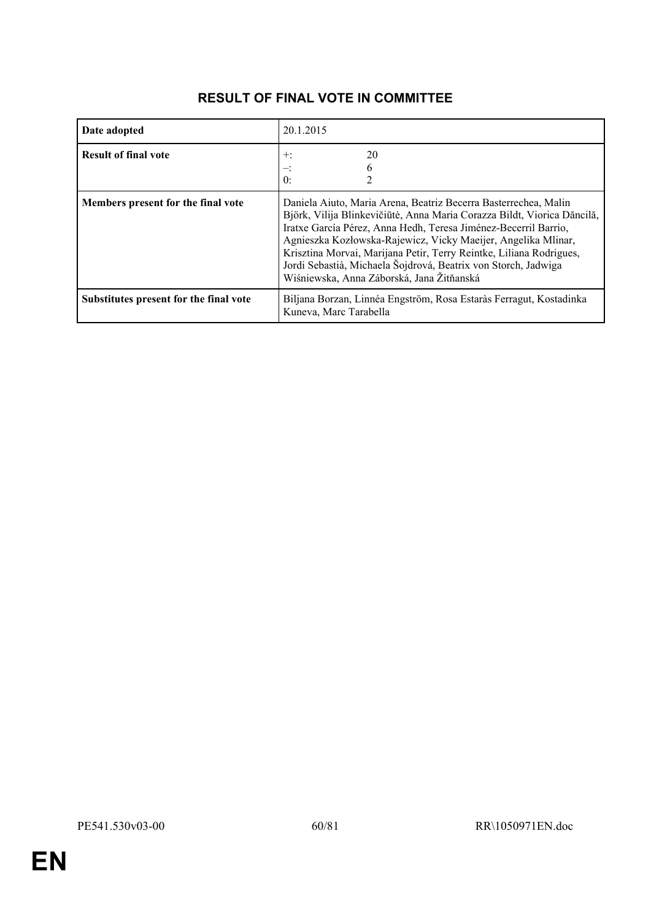# RESULT OF FINAL VOTE IN COMMITTEE

| | |
|---|---|
| **Date adopted** | 20.1.2015 |
| **Result of final vote** | +: 20<br>–: 6<br>0: 2 |
| **Members present for the final vote** | Daniela Aiuto, Maria Arena, Beatriz Becerra Basterrechea, Malin Björk, Vilija Blinkevičiūtė, Anna Maria Corazza Bildt, Viorica Dăncilă, Iratxe García Pérez, Anna Hedh, Teresa Jiménez-Becerril Barrio, Agnieszka Kozłowska-Rajewicz, Vicky Maeijer, Angelika Mlinar, Krisztina Morvai, Marijana Petir, Terry Reintke, Liliana Rodrigues, Jordi Sebastià, Michaela Šojdrová, Beatrix von Storch, Jadwiga Wiśniewska, Anna Záborská, Jana Žitňanská |
| **Substitutes present for the final vote** | Biljana Borzan, Linnéa Engström, Rosa Estaràs Ferragut, Kostadinka Kuneva, Marc Tarabella |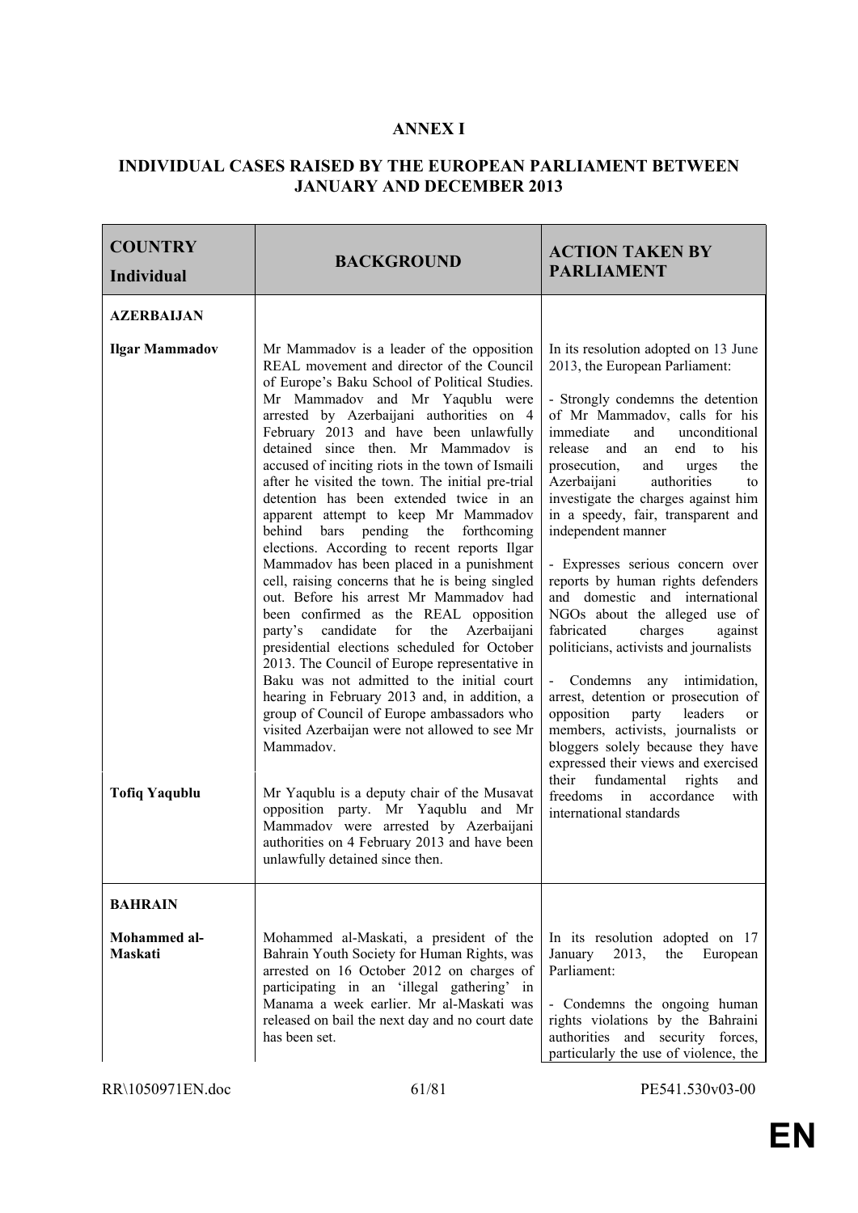# ANNEX I

## INDIVIDUAL CASES RAISED BY THE EUROPEAN PARLIAMENT BETWEEN JANUARY AND DECEMBER 2013

| COUNTRY<br>Individual | BACKGROUND | ACTION TAKEN BY PARLIAMENT |
|---|---|---|
| **AZERBAIJAN** | | |
| **Ilgar Mammadov** | Mr Mammadov is a leader of the opposition REAL movement and director of the Council of Europe's Baku School of Political Studies. Mr Mammadov and Mr Yaqublu were arrested by Azerbaijani authorities on 4 February 2013 and have been unlawfully detained since then. Mr Mammadov is accused of inciting riots in the town of Ismaili after he visited the town. The initial pre-trial detention has been extended twice in an apparent attempt to keep Mr Mammadov behind bars pending the forthcoming elections. According to recent reports Ilgar Mammadov has been placed in a punishment cell, raising concerns that he is being singled out. Before his arrest Mr Mammadov had been confirmed as the REAL opposition party's candidate for the Azerbaijani presidential elections scheduled for October 2013. The Council of Europe representative in Baku was not admitted to the initial court hearing in February 2013 and, in addition, a group of Council of Europe ambassadors who visited Azerbaijan were not allowed to see Mr Mammadov. | In its resolution adopted on 13 June 2013, the European Parliament:<br><br>- Strongly condemns the detention of Mr Mammadov, calls for his immediate and unconditional release and an end to his prosecution, and urges the Azerbaijani authorities to investigate the charges against him in a speedy, fair, transparent and independent manner<br><br>- Expresses serious concern over reports by human rights defenders and domestic and international NGOs about the alleged use of fabricated charges against politicians, activists and journalists<br><br>- Condemns any intimidation, arrest, detention or prosecution of opposition party leaders or members, activists, journalists or bloggers solely because they have expressed their views and exercised their fundamental rights and freedoms in accordance with international standards |
| **Tofiq Yaqublu** | Mr Yaqublu is a deputy chair of the Musavat opposition party. Mr Yaqublu and Mr Mammadov were arrested by Azerbaijani authorities on 4 February 2013 and have been unlawfully detained since then. | |
| **BAHRAIN** | | |
| **Mohammed al-Maskati** | Mohammed al-Maskati, a president of the Bahrain Youth Society for Human Rights, was arrested on 16 October 2012 on charges of participating in an 'illegal gathering' in Manama a week earlier. Mr al-Maskati was released on bail the next day and no court date has been set. | In its resolution adopted on 17 January 2013, the European Parliament:<br><br>- Condemns the ongoing human rights violations by the Bahraini authorities and security forces, particularly the use of violence, the |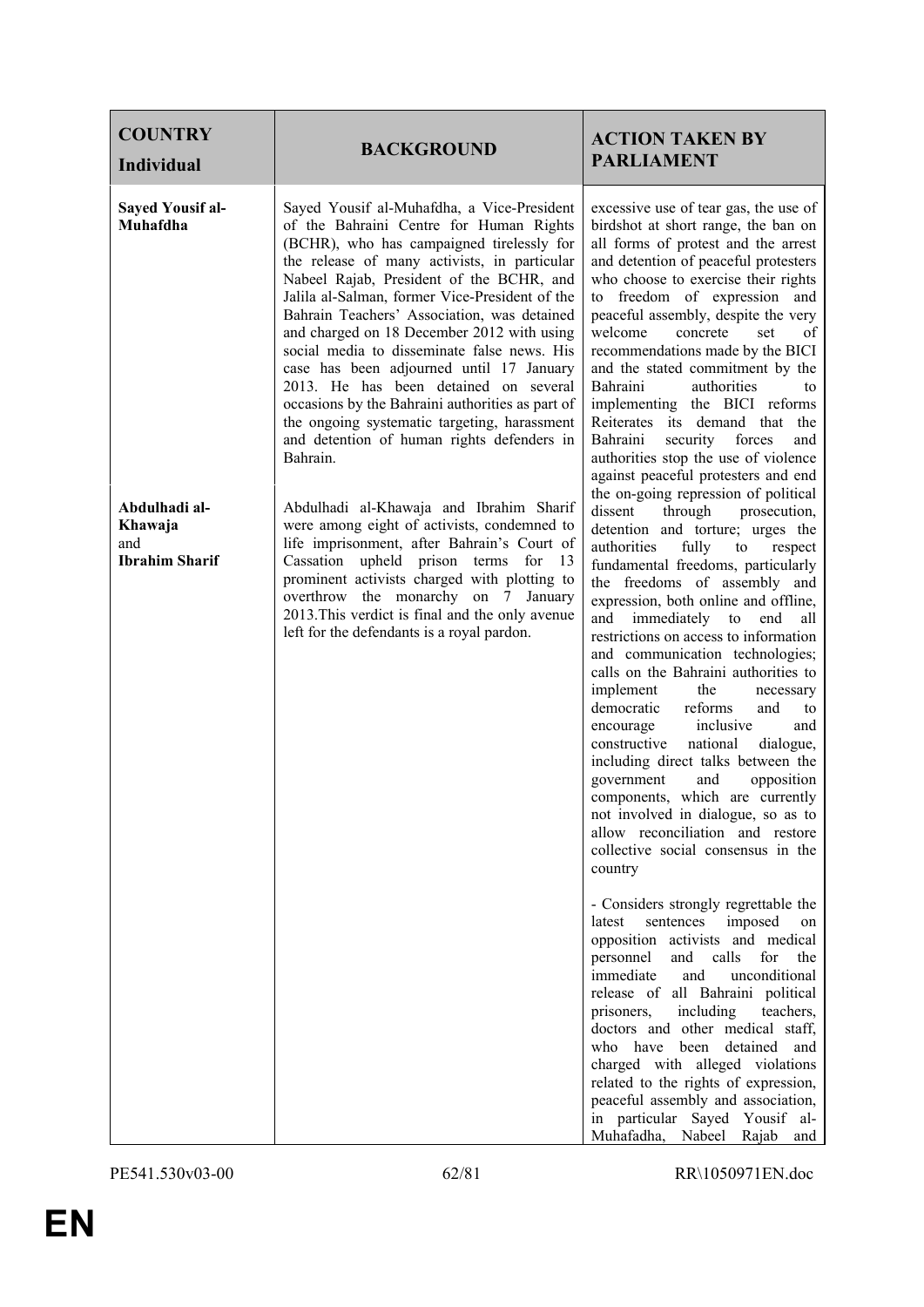| COUNTRY Individual | BACKGROUND | ACTION TAKEN BY PARLIAMENT |
|---|---|---|
| **Sayed Yousif al-Muhafdha** | Sayed Yousif al-Muhafdha, a Vice-President of the Bahraini Centre for Human Rights (BCHR), who has campaigned tirelessly for the release of many activists, in particular Nabeel Rajab, President of the BCHR, and Jalila al-Salman, former Vice-President of the Bahrain Teachers' Association, was detained and charged on 18 December 2012 with using social media to disseminate false news. His case has been adjourned until 17 January 2013. He has been detained on several occasions by the Bahraini authorities as part of the ongoing systematic targeting, harassment and detention of human rights defenders in Bahrain. | excessive use of tear gas, the use of birdshot at short range, the ban on all forms of protest and the arrest and detention of peaceful protesters who choose to exercise their rights to freedom of expression and peaceful assembly, despite the very welcome concrete set of recommendations made by the BICI and the stated commitment by the Bahraini authorities to implementing the BICI reforms Reiterates its demand that the Bahraini security forces and authorities stop the use of violence against peaceful protesters and end the on-going repression of political dissent through prosecution, detention and torture; urges the authorities fully to respect fundamental freedoms, particularly the freedoms of assembly and expression, both online and offline, and immediately to end all restrictions on access to information and communication technologies; calls on the Bahraini authorities to implement the necessary democratic reforms and to encourage inclusive and constructive national dialogue, including direct talks between the government and opposition components, which are currently not involved in dialogue, so as to allow reconciliation and restore collective social consensus in the country<br><br>- Considers strongly regrettable the latest sentences imposed on opposition activists and medical personnel and calls for the immediate and unconditional release of all Bahraini political prisoners, including teachers, doctors and other medical staff, who have been detained and charged with alleged violations related to the rights of expression, peaceful assembly and association, in particular Sayed Yousif al-Muhafadha, Nabeel Rajab and |
| **Abdulhadi al-Khawaja** and **Ibrahim Sharif** | Abdulhadi al-Khawaja and Ibrahim Sharif were among eight of activists, condemned to life imprisonment, after Bahrain's Court of Cassation upheld prison terms for 13 prominent activists charged with plotting to overthrow the monarchy on 7 January 2013.This verdict is final and the only avenue left for the defendants is a royal pardon. | |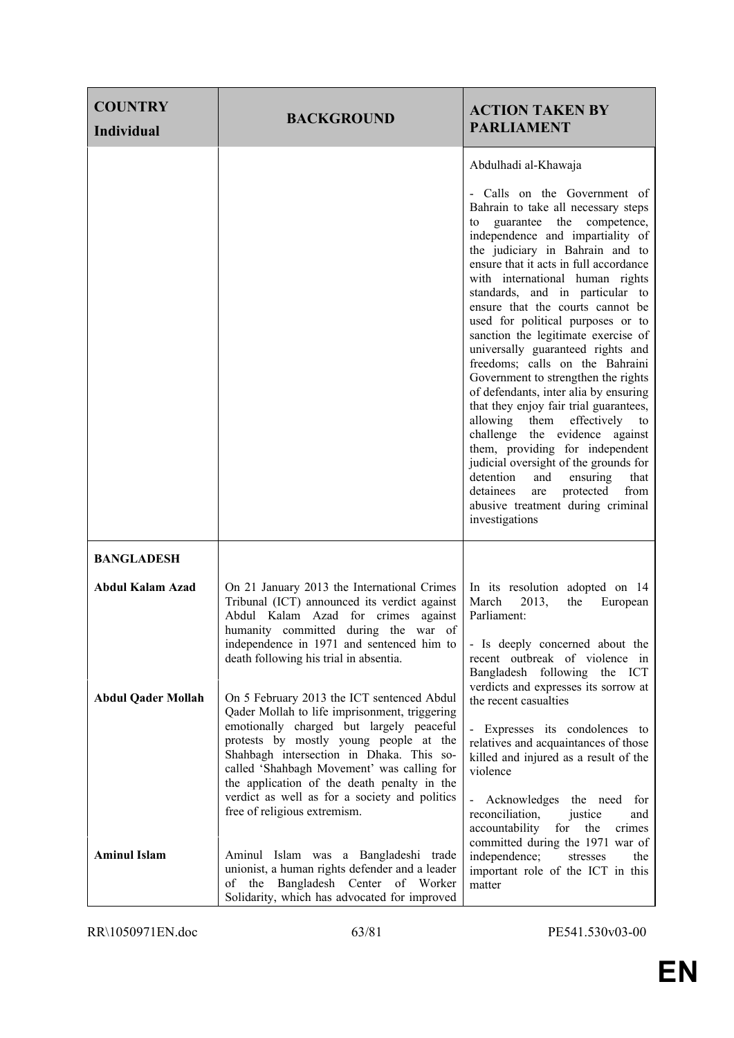| COUNTRY<br>Individual | BACKGROUND | ACTION TAKEN BY PARLIAMENT |
|---|---|---|
| | | Abdulhadi al-Khawaja<br><br>- Calls on the Government of Bahrain to take all necessary steps to guarantee the competence, independence and impartiality of the judiciary in Bahrain and to ensure that it acts in full accordance with international human rights standards, and in particular to ensure that the courts cannot be used for political purposes or to sanction the legitimate exercise of universally guaranteed rights and freedoms; calls on the Bahraini Government to strengthen the rights of defendants, inter alia by ensuring that they enjoy fair trial guarantees, allowing them effectively to challenge the evidence against them, providing for independent judicial oversight of the grounds for detention and ensuring that detainees are protected from abusive treatment during criminal investigations |
| **BANGLADESH** | | |
| **Abdul Kalam Azad** | On 21 January 2013 the International Crimes Tribunal (ICT) announced its verdict against Abdul Kalam Azad for crimes against humanity committed during the war of independence in 1971 and sentenced him to death following his trial in absentia. | In its resolution adopted on 14 March 2013, the European Parliament:<br><br>- Is deeply concerned about the recent outbreak of violence in Bangladesh following the ICT verdicts and expresses its sorrow at the recent casualties<br><br>- Expresses its condolences to relatives and acquaintances of those killed and injured as a result of the violence<br><br>- Acknowledges the need for reconciliation, justice and accountability for the crimes committed during the 1971 war of independence; stresses the important role of the ICT in this matter |
| **Abdul Qader Mollah** | On 5 February 2013 the ICT sentenced Abdul Qader Mollah to life imprisonment, triggering emotionally charged but largely peaceful protests by mostly young people at the Shahbagh intersection in Dhaka. This so-called 'Shahbagh Movement' was calling for the application of the death penalty in the verdict as well as for a society and politics free of religious extremism. | |
| **Aminul Islam** | Aminul Islam was a Bangladeshi trade unionist, a human rights defender and a leader of the Bangladesh Center of Worker Solidarity, which has advocated for improved | |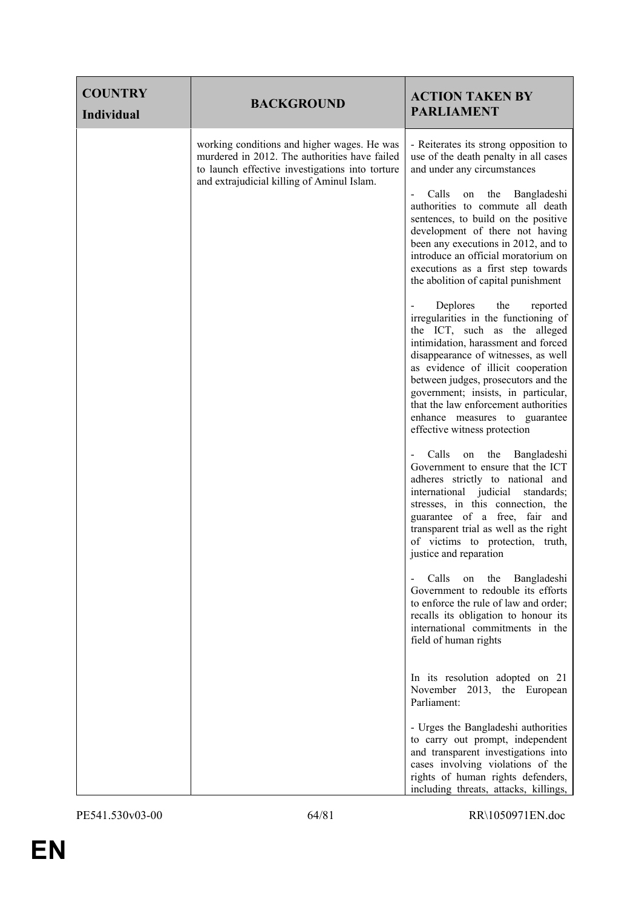| COUNTRY Individual | BACKGROUND | ACTION TAKEN BY PARLIAMENT |
|---|---|---|
| | working conditions and higher wages. He was murdered in 2012. The authorities have failed to launch effective investigations into torture and extrajudicial killing of Aminul Islam. | - Reiterates its strong opposition to use of the death penalty in all cases and under any circumstances<br><br>- Calls on the Bangladeshi authorities to commute all death sentences, to build on the positive development of there not having been any executions in 2012, and to introduce an official moratorium on executions as a first step towards the abolition of capital punishment<br><br>- Deplores the reported irregularities in the functioning of the ICT, such as the alleged intimidation, harassment and forced disappearance of witnesses, as well as evidence of illicit cooperation between judges, prosecutors and the government; insists, in particular, that the law enforcement authorities enhance measures to guarantee effective witness protection<br><br>- Calls on the Bangladeshi Government to ensure that the ICT adheres strictly to national and international judicial standards; stresses, in this connection, the guarantee of a free, fair and transparent trial as well as the right of victims to protection, truth, justice and reparation<br><br>- Calls on the Bangladeshi Government to redouble its efforts to enforce the rule of law and order; recalls its obligation to honour its international commitments in the field of human rights<br><br>In its resolution adopted on 21 November 2013, the European Parliament:<br><br>- Urges the Bangladeshi authorities to carry out prompt, independent and transparent investigations into cases involving violations of the rights of human rights defenders, including threats, attacks, killings, |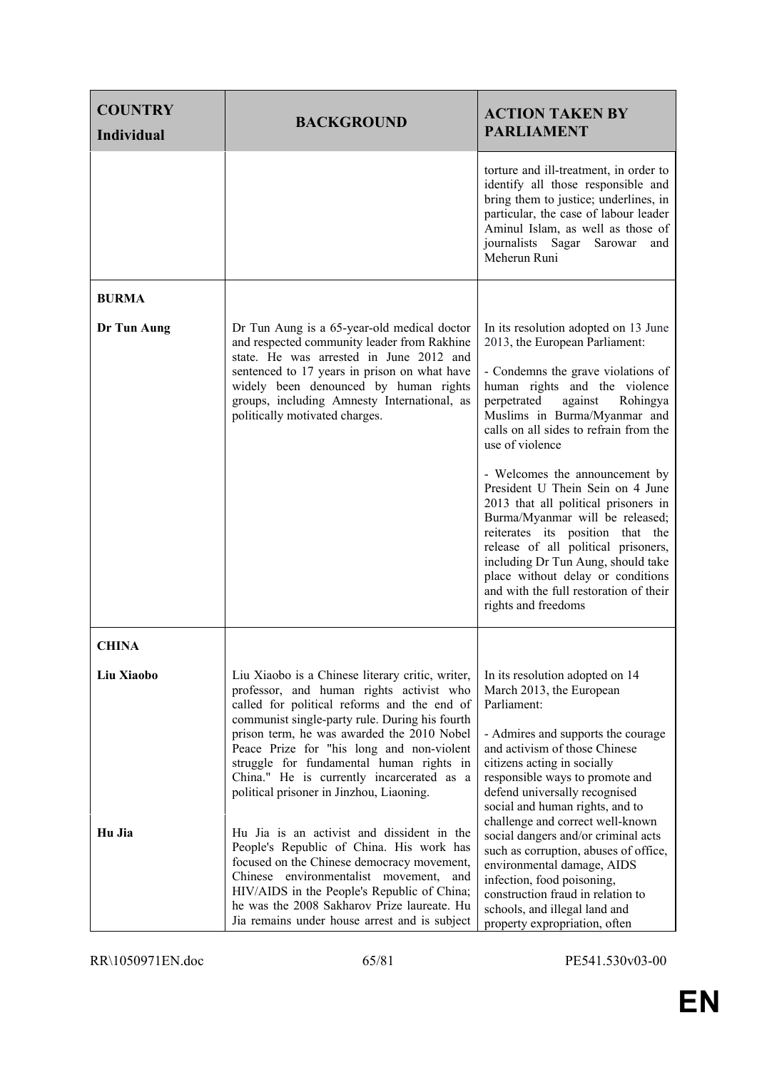| COUNTRY<br>Individual | BACKGROUND | ACTION TAKEN BY PARLIAMENT |
|---|---|---|
| | | torture and ill-treatment, in order to identify all those responsible and bring them to justice; underlines, in particular, the case of labour leader Aminul Islam, as well as those of journalists Sagar Sarowar and Meherun Runi |
| **BURMA**<br><br>**Dr Tun Aung** | Dr Tun Aung is a 65-year-old medical doctor and respected community leader from Rakhine state. He was arrested in June 2012 and sentenced to 17 years in prison on what have widely been denounced by human rights groups, including Amnesty International, as politically motivated charges. | In its resolution adopted on 13 June 2013, the European Parliament:<br><br>- Condemns the grave violations of human rights and the violence perpetrated against Rohingya Muslims in Burma/Myanmar and calls on all sides to refrain from the use of violence<br><br>- Welcomes the announcement by President U Thein Sein on 4 June 2013 that all political prisoners in Burma/Myanmar will be released; reiterates its position that the release of all political prisoners, including Dr Tun Aung, should take place without delay or conditions and with the full restoration of their rights and freedoms |
| **CHINA**<br><br>**Liu Xiaobo**<br><br>**Hu Jia** | Liu Xiaobo is a Chinese literary critic, writer, professor, and human rights activist who called for political reforms and the end of communist single-party rule. During his fourth prison term, he was awarded the 2010 Nobel Peace Prize for "his long and non-violent struggle for fundamental human rights in China." He is currently incarcerated as a political prisoner in Jinzhou, Liaoning.<br><br>Hu Jia is an activist and dissident in the People's Republic of China. His work has focused on the Chinese democracy movement, Chinese environmentalist movement, and HIV/AIDS in the People's Republic of China; he was the 2008 Sakharov Prize laureate. Hu Jia remains under house arrest and is subject | In its resolution adopted on 14 March 2013, the European Parliament:<br><br>- Admires and supports the courage and activism of those Chinese citizens acting in socially responsible ways to promote and defend universally recognised social and human rights, and to challenge and correct well-known social dangers and/or criminal acts such as corruption, abuses of office, environmental damage, AIDS infection, food poisoning, construction fraud in relation to schools, and illegal land and property expropriation, often |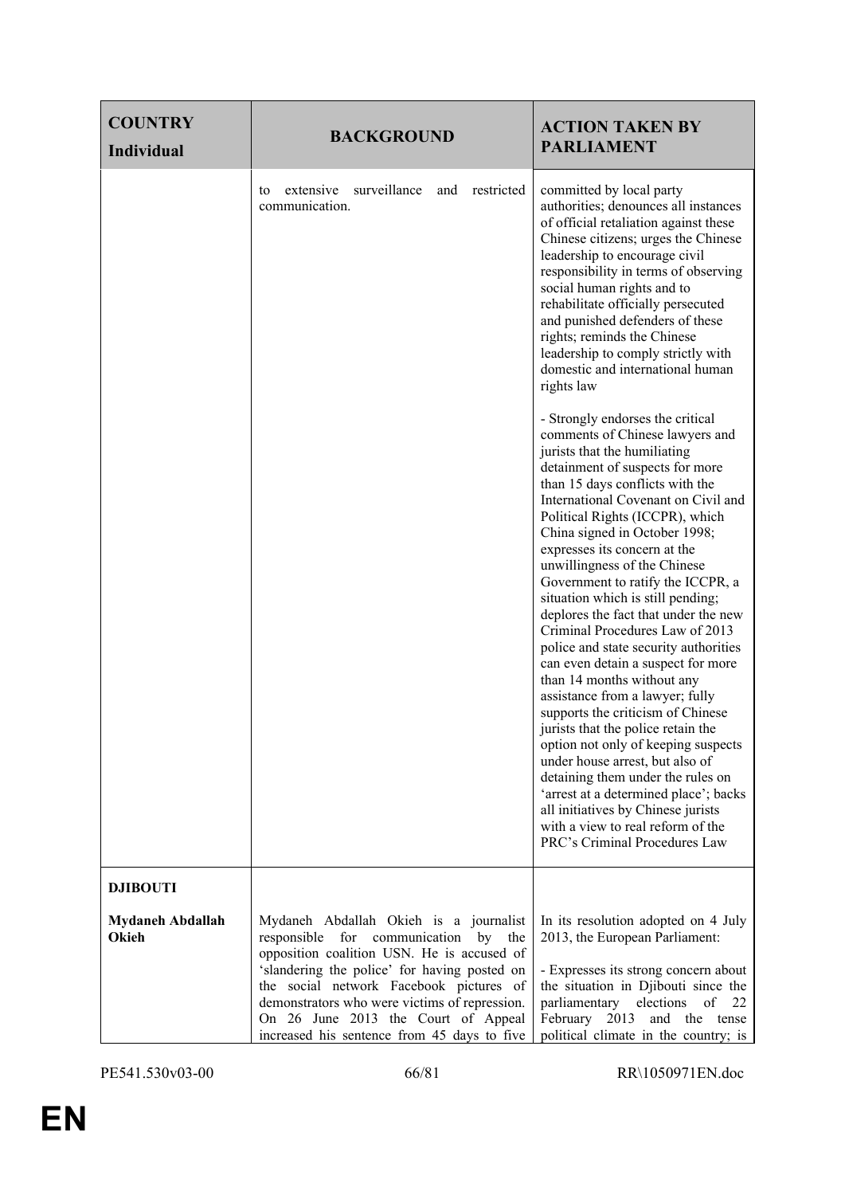| COUNTRY<br>Individual | BACKGROUND | ACTION TAKEN BY PARLIAMENT |
|---|---|---|
| | to extensive surveillance and restricted communication. | committed by local party authorities; denounces all instances of official retaliation against these Chinese citizens; urges the Chinese leadership to encourage civil responsibility in terms of observing social human rights and to rehabilitate officially persecuted and punished defenders of these rights; reminds the Chinese leadership to comply strictly with domestic and international human rights law<br><br>- Strongly endorses the critical comments of Chinese lawyers and jurists that the humiliating detainment of suspects for more than 15 days conflicts with the International Covenant on Civil and Political Rights (ICCPR), which China signed in October 1998; expresses its concern at the unwillingness of the Chinese Government to ratify the ICCPR, a situation which is still pending; deplores the fact that under the new Criminal Procedures Law of 2013 police and state security authorities can even detain a suspect for more than 14 months without any assistance from a lawyer; fully supports the criticism of Chinese jurists that the police retain the option not only of keeping suspects under house arrest, but also of detaining them under the rules on 'arrest at a determined place'; backs all initiatives by Chinese jurists with a view to real reform of the PRC's Criminal Procedures Law |
| **DJIBOUTI**<br><br>**Mydaneh Abdallah Okieh** | Mydaneh Abdallah Okieh is a journalist responsible for communication by the opposition coalition USN. He is accused of 'slandering the police' for having posted on the social network Facebook pictures of demonstrators who were victims of repression. On 26 June 2013 the Court of Appeal increased his sentence from 45 days to five | In its resolution adopted on 4 July 2013, the European Parliament:<br><br>- Expresses its strong concern about the situation in Djibouti since the parliamentary elections of 22 February 2013 and the tense political climate in the country; is |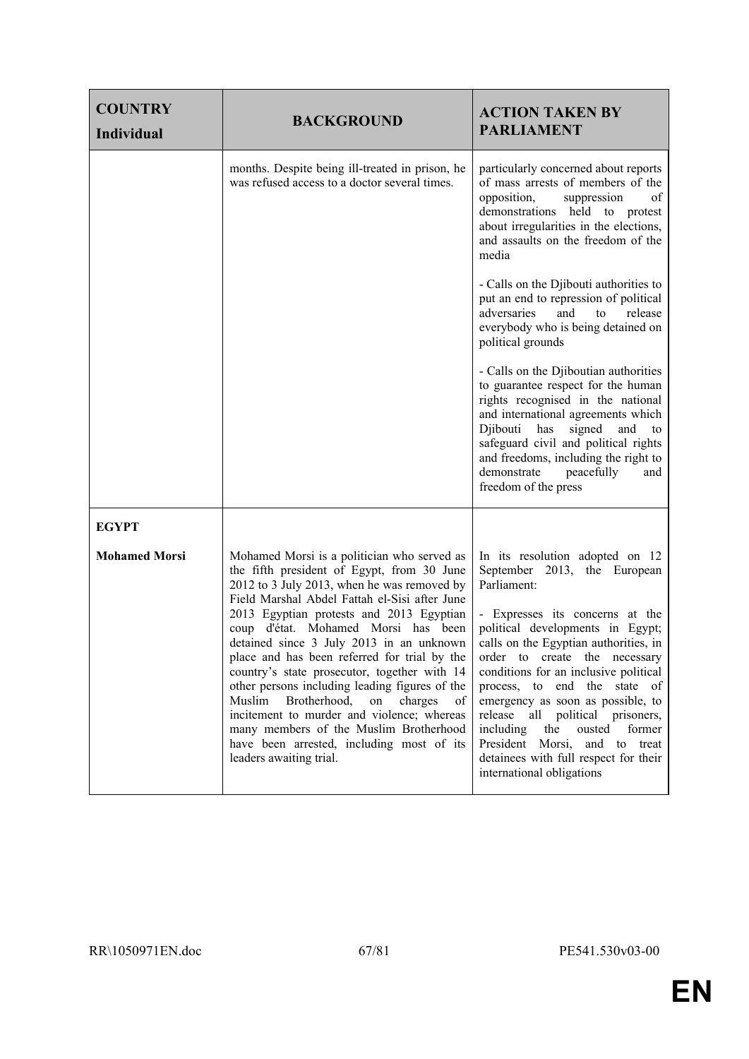| COUNTRY Individual | BACKGROUND | ACTION TAKEN BY PARLIAMENT |
|---|---|---|
| | months. Despite being ill-treated in prison, he was refused access to a doctor several times. | particularly concerned about reports of mass arrests of members of the opposition, suppression of demonstrations held to protest about irregularities in the elections, and assaults on the freedom of the media<br><br>- Calls on the Djibouti authorities to put an end to repression of political adversaries and to release everybody who is being detained on political grounds<br><br>- Calls on the Djiboutian authorities to guarantee respect for the human rights recognised in the national and international agreements which Djibouti has signed and to safeguard civil and political rights and freedoms, including the right to demonstrate peacefully and freedom of the press |
| **EGYPT**<br><br>**Mohamed Morsi** | Mohamed Morsi is a politician who served as the fifth president of Egypt, from 30 June 2012 to 3 July 2013, when he was removed by Field Marshal Abdel Fattah el-Sisi after June 2013 Egyptian protests and 2013 Egyptian coup d'état. Mohamed Morsi has been detained since 3 July 2013 in an unknown place and has been referred for trial by the country's state prosecutor, together with 14 other persons including leading figures of the Muslim Brotherhood, on charges of incitement to murder and violence; whereas many members of the Muslim Brotherhood have been arrested, including most of its leaders awaiting trial. | In its resolution adopted on 12 September 2013, the European Parliament:<br><br>- Expresses its concerns at the political developments in Egypt; calls on the Egyptian authorities, in order to create the necessary conditions for an inclusive political process, to end the state of emergency as soon as possible, to release all political prisoners, including the ousted former President Morsi, and to treat detainees with full respect for their international obligations |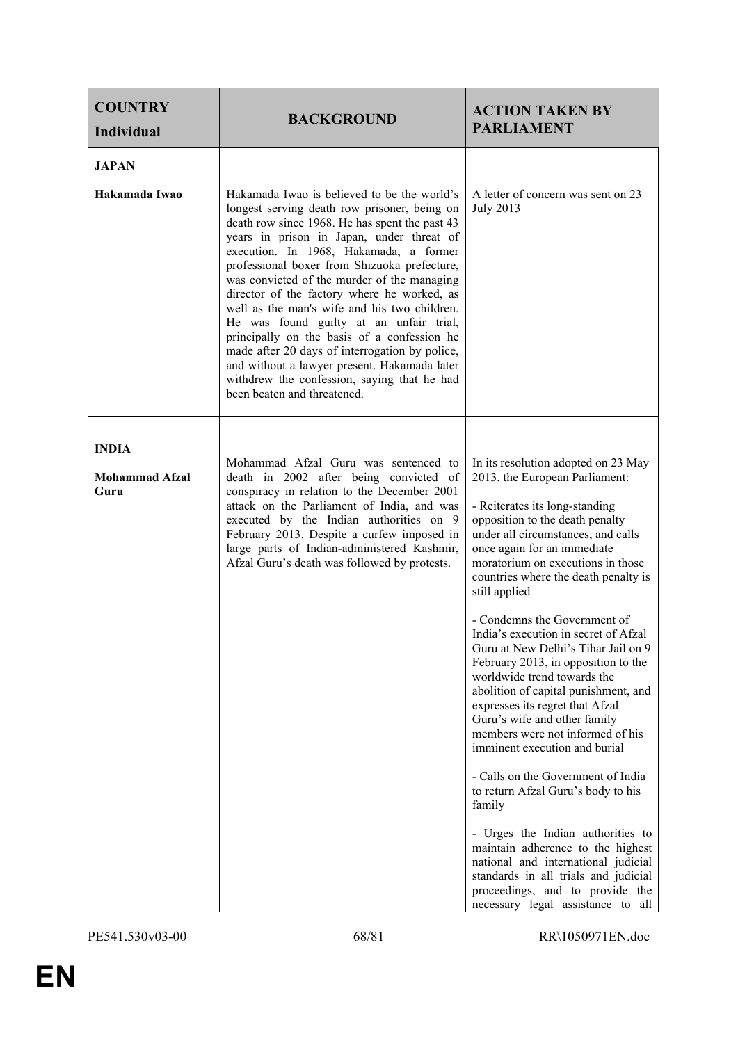| COUNTRY<br>Individual | BACKGROUND | ACTION TAKEN BY PARLIAMENT |
|---|---|---|
| **JAPAN**<br><br>**Hakamada Iwao** | Hakamada Iwao is believed to be the world's longest serving death row prisoner, being on death row since 1968. He has spent the past 43 years in prison in Japan, under threat of execution. In 1968, Hakamada, a former professional boxer from Shizuoka prefecture, was convicted of the murder of the managing director of the factory where he worked, as well as the man's wife and his two children. He was found guilty at an unfair trial, principally on the basis of a confession he made after 20 days of interrogation by police, and without a lawyer present. Hakamada later withdrew the confession, saying that he had been beaten and threatened. | A letter of concern was sent on 23 July 2013 |
| **INDIA**<br><br>**Mohammad Afzal Guru** | Mohammad Afzal Guru was sentenced to death in 2002 after being convicted of conspiracy in relation to the December 2001 attack on the Parliament of India, and was executed by the Indian authorities on 9 February 2013. Despite a curfew imposed in large parts of Indian-administered Kashmir, Afzal Guru's death was followed by protests. | In its resolution adopted on 23 May 2013, the European Parliament:<br><br>- Reiterates its long-standing opposition to the death penalty under all circumstances, and calls once again for an immediate moratorium on executions in those countries where the death penalty is still applied<br><br>- Condemns the Government of India's execution in secret of Afzal Guru at New Delhi's Tihar Jail on 9 February 2013, in opposition to the worldwide trend towards the abolition of capital punishment, and expresses its regret that Afzal Guru's wife and other family members were not informed of his imminent execution and burial<br><br>- Calls on the Government of India to return Afzal Guru's body to his family<br><br>- Urges the Indian authorities to maintain adherence to the highest national and international judicial standards in all trials and judicial proceedings, and to provide the necessary legal assistance to all |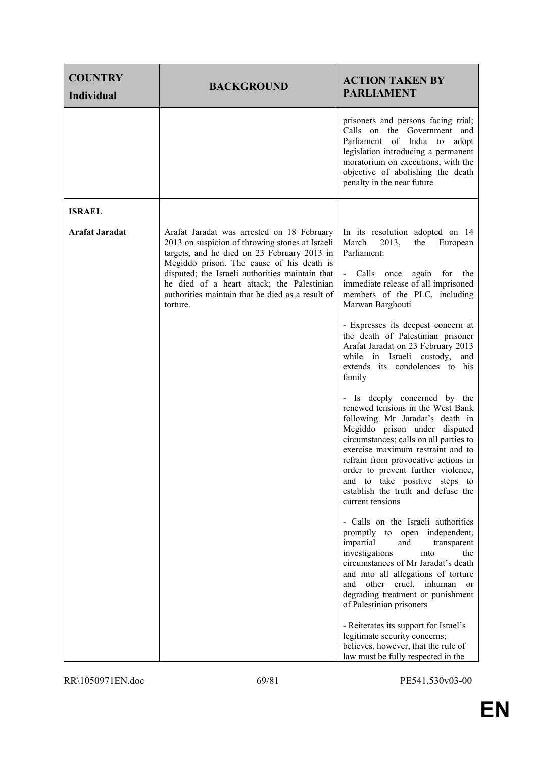| COUNTRY<br>Individual | BACKGROUND | ACTION TAKEN BY PARLIAMENT |
|---|---|---|
| | | prisoners and persons facing trial; Calls on the Government and Parliament of India to adopt legislation introducing a permanent moratorium on executions, with the objective of abolishing the death penalty in the near future |
| **ISRAEL**<br><br>**Arafat Jaradat** | Arafat Jaradat was arrested on 18 February 2013 on suspicion of throwing stones at Israeli targets, and he died on 23 February 2013 in Megiddo prison. The cause of his death is disputed; the Israeli authorities maintain that he died of a heart attack; the Palestinian authorities maintain that he died as a result of torture. | In its resolution adopted on 14 March 2013, the European Parliament:<br><br>- Calls once again for the immediate release of all imprisoned members of the PLC, including Marwan Barghouti<br><br>- Expresses its deepest concern at the death of Palestinian prisoner Arafat Jaradat on 23 February 2013 while in Israeli custody, and extends its condolences to his family<br><br>- Is deeply concerned by the renewed tensions in the West Bank following Mr Jaradat's death in Megiddo prison under disputed circumstances; calls on all parties to exercise maximum restraint and to refrain from provocative actions in order to prevent further violence, and to take positive steps to establish the truth and defuse the current tensions<br><br>- Calls on the Israeli authorities promptly to open independent, impartial and transparent investigations into the circumstances of Mr Jaradat's death and into all allegations of torture and other cruel, inhuman or degrading treatment or punishment of Palestinian prisoners<br><br>- Reiterates its support for Israel's legitimate security concerns; believes, however, that the rule of law must be fully respected in the |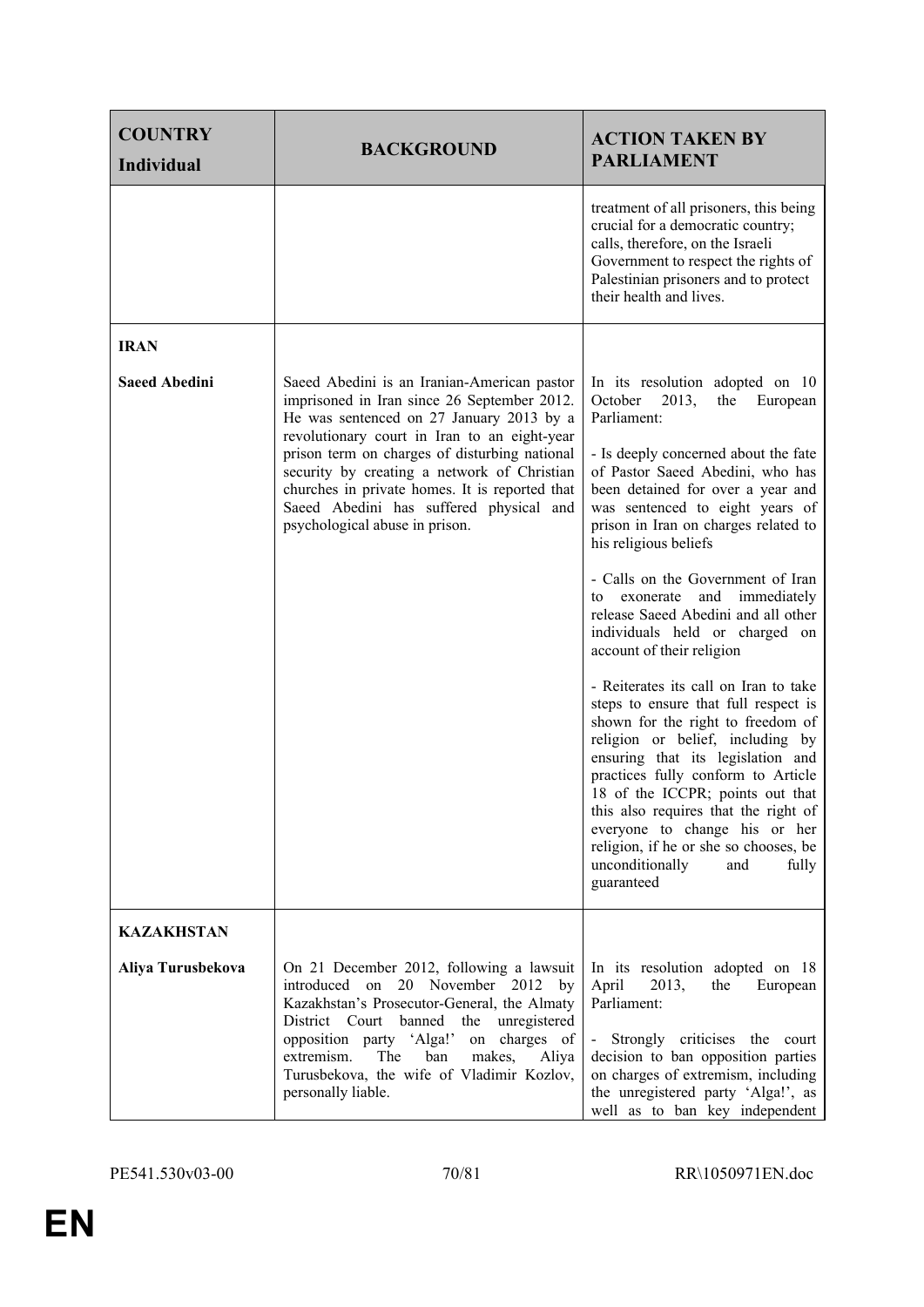| COUNTRY<br>Individual | BACKGROUND | ACTION TAKEN BY PARLIAMENT |
|---|---|---|
| | | treatment of all prisoners, this being crucial for a democratic country; calls, therefore, on the Israeli Government to respect the rights of Palestinian prisoners and to protect their health and lives. |
| **IRAN**<br><br>**Saeed Abedini** | Saeed Abedini is an Iranian-American pastor imprisoned in Iran since 26 September 2012. He was sentenced on 27 January 2013 by a revolutionary court in Iran to an eight-year prison term on charges of disturbing national security by creating a network of Christian churches in private homes. It is reported that Saeed Abedini has suffered physical and psychological abuse in prison. | In its resolution adopted on 10 October 2013, the European Parliament:<br><br>- Is deeply concerned about the fate of Pastor Saeed Abedini, who has been detained for over a year and was sentenced to eight years of prison in Iran on charges related to his religious beliefs<br><br>- Calls on the Government of Iran to exonerate and immediately release Saeed Abedini and all other individuals held or charged on account of their religion<br><br>- Reiterates its call on Iran to take steps to ensure that full respect is shown for the right to freedom of religion or belief, including by ensuring that its legislation and practices fully conform to Article 18 of the ICCPR; points out that this also requires that the right of everyone to change his or her religion, if he or she so chooses, be unconditionally and fully guaranteed |
| **KAZAKHSTAN**<br><br>**Aliya Turusbekova** | On 21 December 2012, following a lawsuit introduced on 20 November 2012 by Kazakhstan's Prosecutor-General, the Almaty District Court banned the unregistered opposition party 'Alga!' on charges of extremism. The ban makes, Aliya Turusbekova, the wife of Vladimir Kozlov, personally liable. | In its resolution adopted on 18 April 2013, the European Parliament:<br><br>- Strongly criticises the court decision to ban opposition parties on charges of extremism, including the unregistered party 'Alga!', as well as to ban key independent |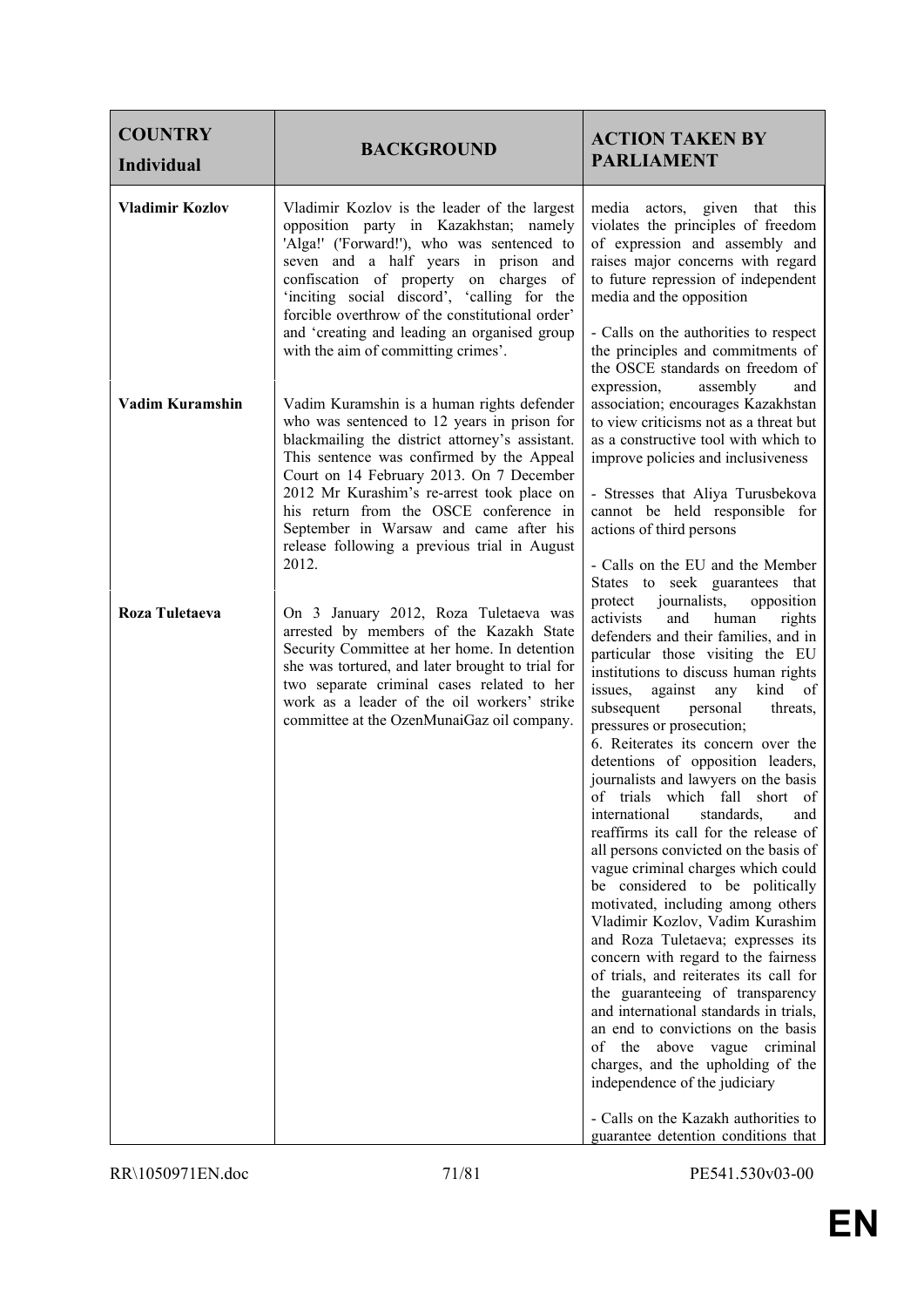| COUNTRY<br>Individual | BACKGROUND | ACTION TAKEN BY PARLIAMENT |
|---|---|---|
| **Vladimir Kozlov** | Vladimir Kozlov is the leader of the largest opposition party in Kazakhstan; namely 'Alga!' ('Forward!'), who was sentenced to seven and a half years in prison and confiscation of property on charges of 'inciting social discord', 'calling for the forcible overthrow of the constitutional order' and 'creating and leading an organised group with the aim of committing crimes'. | media actors, given that this violates the principles of freedom of expression and assembly and raises major concerns with regard to future repression of independent media and the opposition<br><br>- Calls on the authorities to respect the principles and commitments of the OSCE standards on freedom of expression, assembly and association; encourages Kazakhstan to view criticisms not as a threat but as a constructive tool with which to improve policies and inclusiveness<br><br>- Stresses that Aliya Turusbekova cannot be held responsible for actions of third persons<br><br>- Calls on the EU and the Member States to seek guarantees that protect journalists, opposition activists and human rights defenders and their families, and in particular those visiting the EU institutions to discuss human rights issues, against any kind of subsequent personal threats, pressures or prosecution;<br>6. Reiterates its concern over the detentions of opposition leaders, journalists and lawyers on the basis of trials which fall short of international standards, and reaffirms its call for the release of all persons convicted on the basis of vague criminal charges which could be considered to be politically motivated, including among others Vladimir Kozlov, Vadim Kurashim and Roza Tuletaeva; expresses its concern with regard to the fairness of trials, and reiterates its call for the guaranteeing of transparency and international standards in trials, an end to convictions on the basis of the above vague criminal charges, and the upholding of the independence of the judiciary<br><br>- Calls on the Kazakh authorities to guarantee detention conditions that |
| **Vadim Kuramshin** | Vadim Kuramshin is a human rights defender who was sentenced to 12 years in prison for blackmailing the district attorney's assistant. This sentence was confirmed by the Appeal Court on 14 February 2013. On 7 December 2012 Mr Kurashim's re-arrest took place on his return from the OSCE conference in September in Warsaw and came after his release following a previous trial in August 2012. | |
| **Roza Tuletaeva** | On 3 January 2012, Roza Tuletaeva was arrested by members of the Kazakh State Security Committee at her home. In detention she was tortured, and later brought to trial for two separate criminal cases related to her work as a leader of the oil workers' strike committee at the OzenMunaiGaz oil company. | |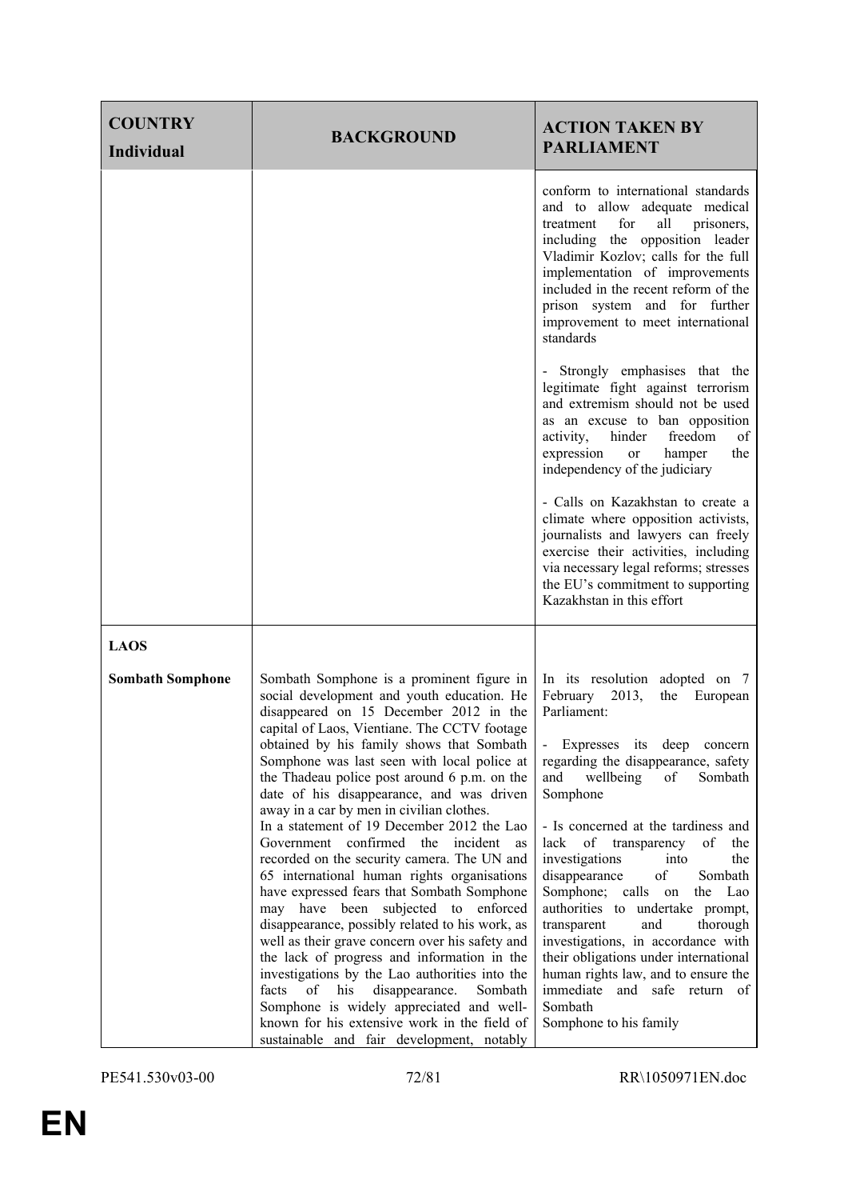| COUNTRY<br>Individual | BACKGROUND | ACTION TAKEN BY PARLIAMENT |
|---|---|---|
| | | conform to international standards and to allow adequate medical treatment for all prisoners, including the opposition leader Vladimir Kozlov; calls for the full implementation of improvements included in the recent reform of the prison system and for further improvement to meet international standards<br><br>- Strongly emphasises that the legitimate fight against terrorism and extremism should not be used as an excuse to ban opposition activity, hinder freedom of expression or hamper the independency of the judiciary<br><br>- Calls on Kazakhstan to create a climate where opposition activists, journalists and lawyers can freely exercise their activities, including via necessary legal reforms; stresses the EU's commitment to supporting Kazakhstan in this effort |
| **LAOS**<br><br>**Sombath Somphone** | Sombath Somphone is a prominent figure in social development and youth education. He disappeared on 15 December 2012 in the capital of Laos, Vientiane. The CCTV footage obtained by his family shows that Sombath Somphone was last seen with local police at the Thadeau police post around 6 p.m. on the date of his disappearance, and was driven away in a car by men in civilian clothes.<br>In a statement of 19 December 2012 the Lao Government confirmed the incident as recorded on the security camera. The UN and 65 international human rights organisations have expressed fears that Sombath Somphone may have been subjected to enforced disappearance, possibly related to his work, as well as their grave concern over his safety and the lack of progress and information in the investigations by the Lao authorities into the facts of his disappearance. Sombath Somphone is widely appreciated and well-known for his extensive work in the field of sustainable and fair development, notably | In its resolution adopted on 7 February 2013, the European Parliament:<br><br>- Expresses its deep concern regarding the disappearance, safety and wellbeing of Sombath Somphone<br><br>- Is concerned at the tardiness and lack of transparency of the investigations into the disappearance of Sombath Somphone; calls on the Lao authorities to undertake prompt, transparent and thorough investigations, in accordance with their obligations under international human rights law, and to ensure the immediate and safe return of Sombath Somphone to his family |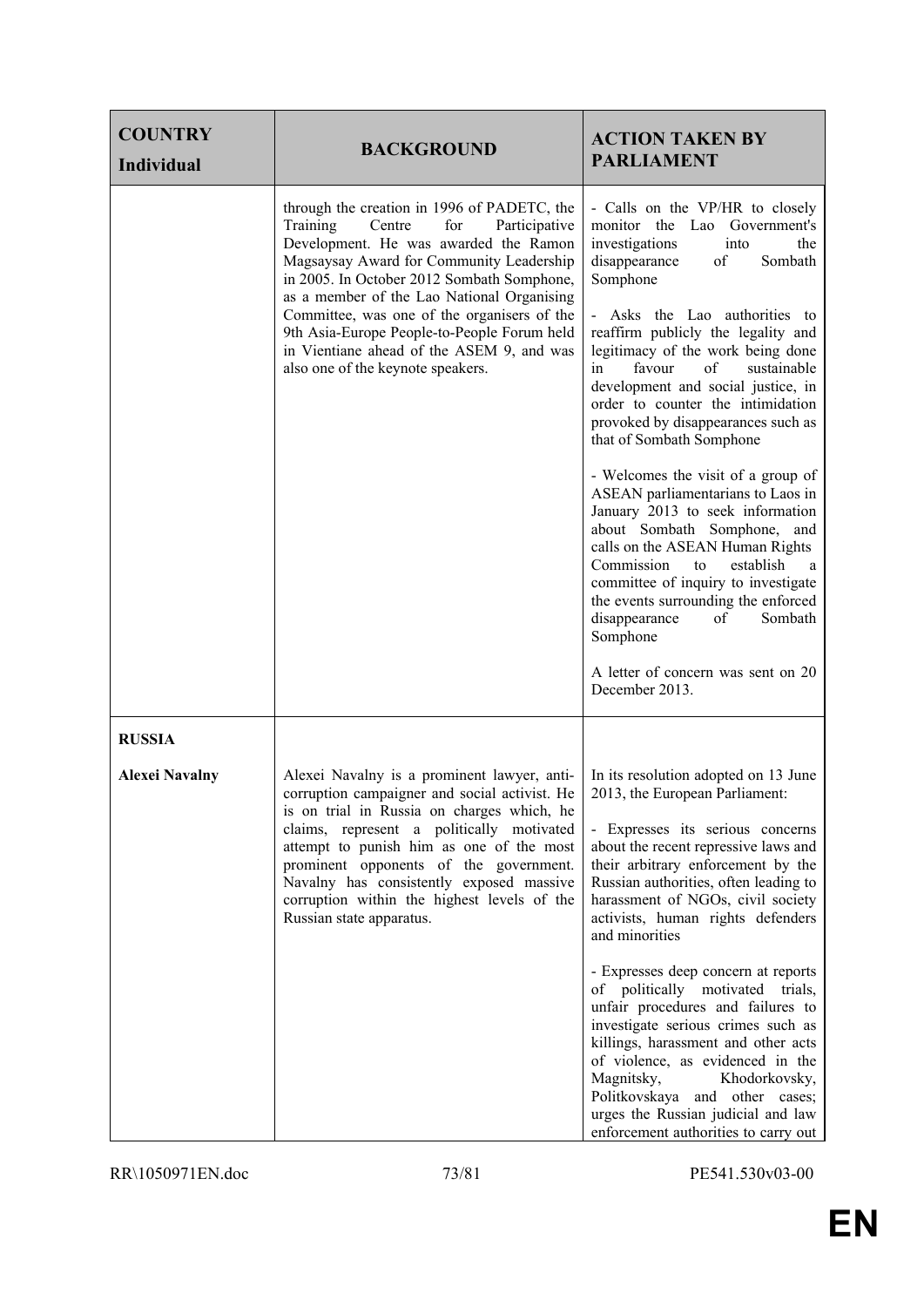| COUNTRY<br>Individual | BACKGROUND | ACTION TAKEN BY PARLIAMENT |
|---|---|---|
| | through the creation in 1996 of PADETC, the Training Centre for Participative Development. He was awarded the Ramon Magsaysay Award for Community Leadership in 2005. In October 2012 Sombath Somphone, as a member of the Lao National Organising Committee, was one of the organisers of the 9th Asia-Europe People-to-People Forum held in Vientiane ahead of the ASEM 9, and was also one of the keynote speakers. | - Calls on the VP/HR to closely monitor the Lao Government's investigations into the disappearance of Sombath Somphone<br><br>- Asks the Lao authorities to reaffirm publicly the legality and legitimacy of the work being done in favour of sustainable development and social justice, in order to counter the intimidation provoked by disappearances such as that of Sombath Somphone<br><br>- Welcomes the visit of a group of ASEAN parliamentarians to Laos in January 2013 to seek information about Sombath Somphone, and calls on the ASEAN Human Rights Commission to establish a committee of inquiry to investigate the events surrounding the enforced disappearance of Sombath Somphone<br><br>A letter of concern was sent on 20 December 2013. |
| **RUSSIA**<br><br>**Alexei Navalny** | Alexei Navalny is a prominent lawyer, anti-corruption campaigner and social activist. He is on trial in Russia on charges which, he claims, represent a politically motivated attempt to punish him as one of the most prominent opponents of the government. Navalny has consistently exposed massive corruption within the highest levels of the Russian state apparatus. | In its resolution adopted on 13 June 2013, the European Parliament:<br><br>- Expresses its serious concerns about the recent repressive laws and their arbitrary enforcement by the Russian authorities, often leading to harassment of NGOs, civil society activists, human rights defenders and minorities<br><br>- Expresses deep concern at reports of politically motivated trials, unfair procedures and failures to investigate serious crimes such as killings, harassment and other acts of violence, as evidenced in the Magnitsky, Khodorkovsky, Politkovskaya and other cases; urges the Russian judicial and law enforcement authorities to carry out |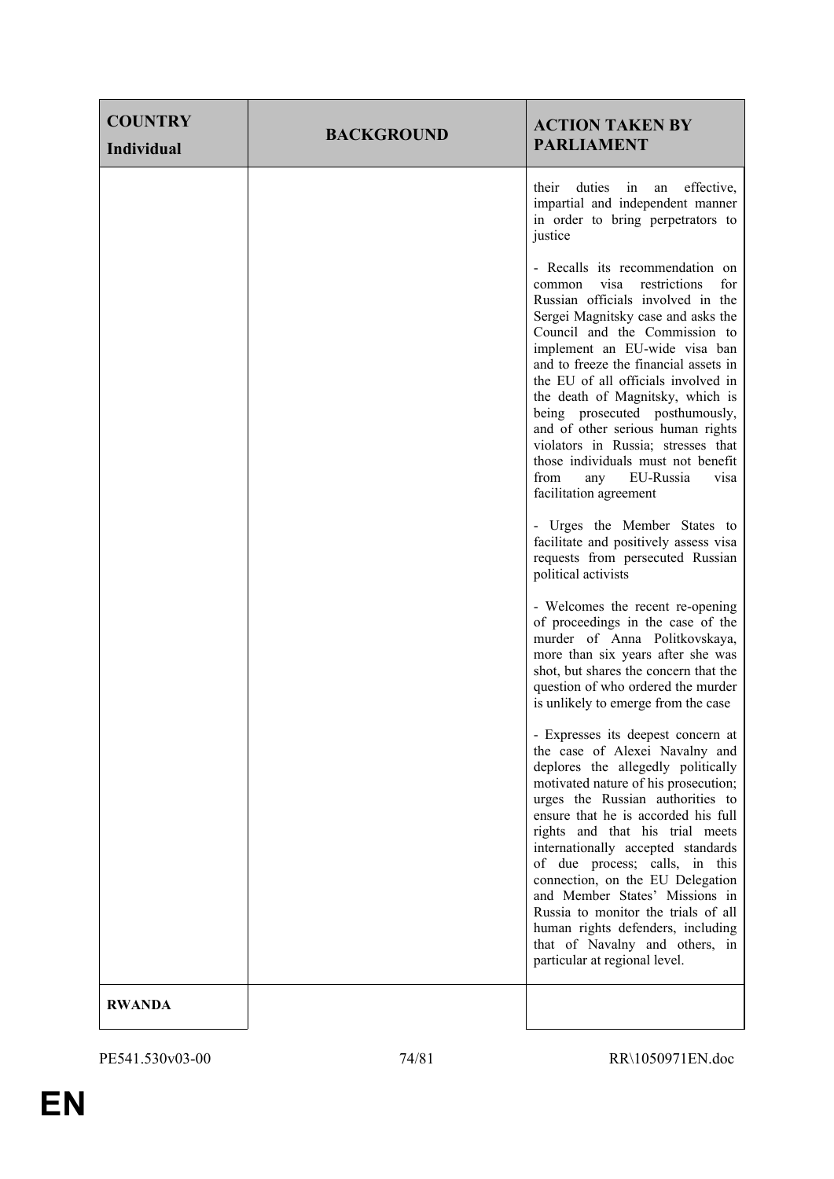| COUNTRY Individual | BACKGROUND | ACTION TAKEN BY PARLIAMENT |
|---|---|---|
| | | their duties in an effective, impartial and independent manner in order to bring perpetrators to justice<br><br>- Recalls its recommendation on common visa restrictions for Russian officials involved in the Sergei Magnitsky case and asks the Council and the Commission to implement an EU-wide visa ban and to freeze the financial assets in the EU of all officials involved in the death of Magnitsky, which is being prosecuted posthumously, and of other serious human rights violators in Russia; stresses that those individuals must not benefit from any EU-Russia visa facilitation agreement<br><br>- Urges the Member States to facilitate and positively assess visa requests from persecuted Russian political activists<br><br>- Welcomes the recent re-opening of proceedings in the case of the murder of Anna Politkovskaya, more than six years after she was shot, but shares the concern that the question of who ordered the murder is unlikely to emerge from the case<br><br>- Expresses its deepest concern at the case of Alexei Navalny and deplores the allegedly politically motivated nature of his prosecution; urges the Russian authorities to ensure that he is accorded his full rights and that his trial meets internationally accepted standards of due process; calls, in this connection, on the EU Delegation and Member States' Missions in Russia to monitor the trials of all human rights defenders, including that of Navalny and others, in particular at regional level. |
| **RWANDA** | | |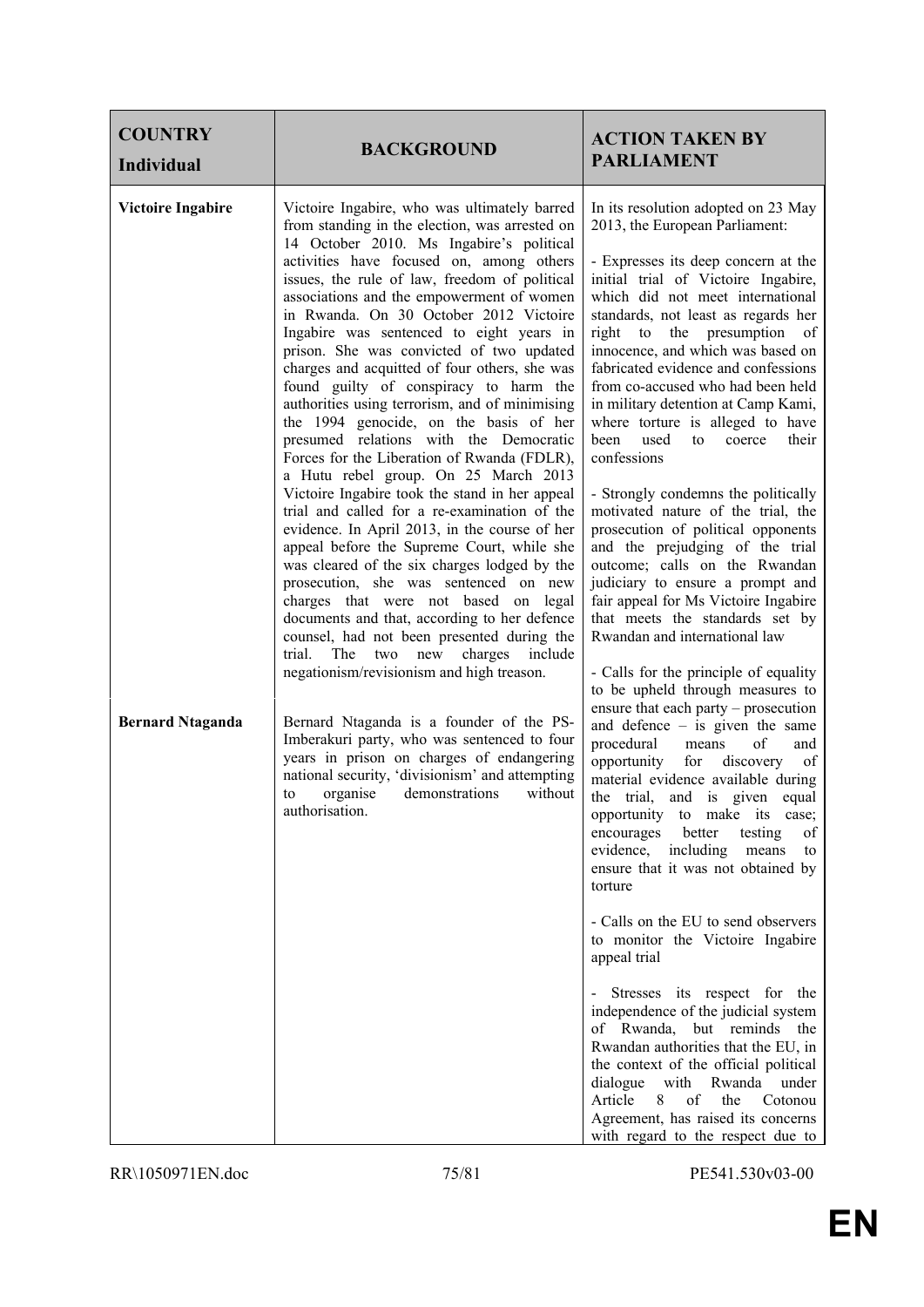| COUNTRY Individual | BACKGROUND | ACTION TAKEN BY PARLIAMENT |
|---|---|---|
| **Victoire Ingabire** | Victoire Ingabire, who was ultimately barred from standing in the election, was arrested on 14 October 2010. Ms Ingabire's political activities have focused on, among others issues, the rule of law, freedom of political associations and the empowerment of women in Rwanda. On 30 October 2012 Victoire Ingabire was sentenced to eight years in prison. She was convicted of two updated charges and acquitted of four others, she was found guilty of conspiracy to harm the authorities using terrorism, and of minimising the 1994 genocide, on the basis of her presumed relations with the Democratic Forces for the Liberation of Rwanda (FDLR), a Hutu rebel group. On 25 March 2013 Victoire Ingabire took the stand in her appeal trial and called for a re-examination of the evidence. In April 2013, in the course of her appeal before the Supreme Court, while she was cleared of the six charges lodged by the prosecution, she was sentenced on new charges that were not based on legal documents and that, according to her defence counsel, had not been presented during the trial. The two new charges include negationism/revisionism and high treason. | In its resolution adopted on 23 May 2013, the European Parliament:<br><br>- Expresses its deep concern at the initial trial of Victoire Ingabire, which did not meet international standards, not least as regards her right to the presumption of innocence, and which was based on fabricated evidence and confessions from co-accused who had been held in military detention at Camp Kami, where torture is alleged to have been used to coerce their confessions<br><br>- Strongly condemns the politically motivated nature of the trial, the prosecution of political opponents and the prejudging of the trial outcome; calls on the Rwandan judiciary to ensure a prompt and fair appeal for Ms Victoire Ingabire that meets the standards set by Rwandan and international law<br><br>- Calls for the principle of equality to be upheld through measures to ensure that each party – prosecution and defence – is given the same procedural means of and opportunity for discovery of material evidence available during the trial, and is given equal opportunity to make its case; encourages better testing of evidence, including means to ensure that it was not obtained by torture<br><br>- Calls on the EU to send observers to monitor the Victoire Ingabire appeal trial<br><br>- Stresses its respect for the independence of the judicial system of Rwanda, but reminds the Rwandan authorities that the EU, in the context of the official political dialogue with Rwanda under Article 8 of the Cotonou Agreement, has raised its concerns with regard to the respect due to |
| **Bernard Ntaganda** | Bernard Ntaganda is a founder of the PS-Imberakuri party, who was sentenced to four years in prison on charges of endangering national security, 'divisionism' and attempting to organise demonstrations without authorisation. | |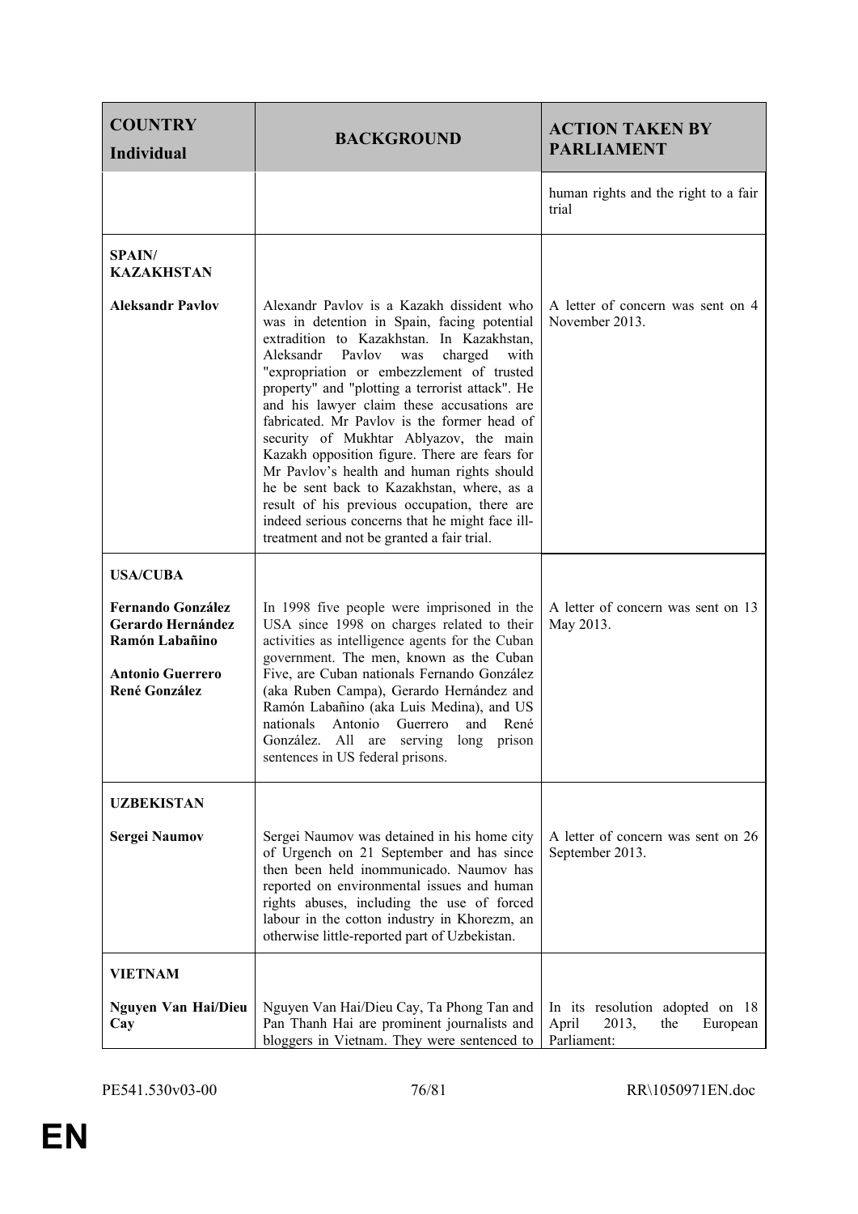| COUNTRY<br>Individual | BACKGROUND | ACTION TAKEN BY PARLIAMENT |
|---|---|---|
| | | human rights and the right to a fair trial |
| **SPAIN/ KAZAKHSTAN**<br><br>**Aleksandr Pavlov** | Alexandr Pavlov is a Kazakh dissident who was in detention in Spain, facing potential extradition to Kazakhstan. In Kazakhstan, Aleksandr Pavlov was charged with "expropriation or embezzlement of trusted property" and "plotting a terrorist attack". He and his lawyer claim these accusations are fabricated. Mr Pavlov is the former head of security of Mukhtar Ablyazov, the main Kazakh opposition figure. There are fears for Mr Pavlov's health and human rights should he be sent back to Kazakhstan, where, as a result of his previous occupation, there are indeed serious concerns that he might face ill-treatment and not be granted a fair trial. | A letter of concern was sent on 4 November 2013. |
| **USA/CUBA**<br><br>**Fernando González**<br>**Gerardo Hernández**<br>**Ramón Labañino**<br><br>**Antonio Guerrero**<br>**René González** | In 1998 five people were imprisoned in the USA since 1998 on charges related to their activities as intelligence agents for the Cuban government. The men, known as the Cuban Five, are Cuban nationals Fernando González (aka Ruben Campa), Gerardo Hernández and Ramón Labañino (aka Luis Medina), and US nationals Antonio Guerrero and René González. All are serving long prison sentences in US federal prisons. | A letter of concern was sent on 13 May 2013. |
| **UZBEKISTAN**<br><br>**Sergei Naumov** | Sergei Naumov was detained in his home city of Urgench on 21 September and has since then been held inommunicado. Naumov has reported on environmental issues and human rights abuses, including the use of forced labour in the cotton industry in Khorezm, an otherwise little-reported part of Uzbekistan. | A letter of concern was sent on 26 September 2013. |
| **VIETNAM**<br><br>**Nguyen Van Hai/Dieu Cay** | Nguyen Van Hai/Dieu Cay, Ta Phong Tan and Pan Thanh Hai are prominent journalists and bloggers in Vietnam. They were sentenced to | In its resolution adopted on 18 April 2013, the European Parliament: |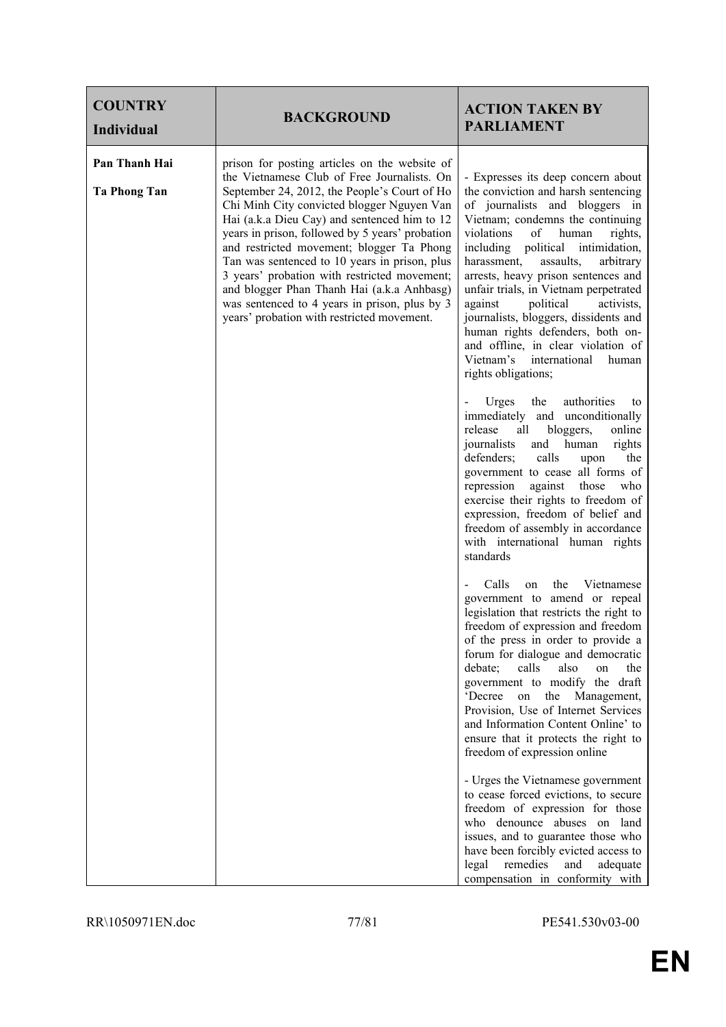| COUNTRY Individual | BACKGROUND | ACTION TAKEN BY PARLIAMENT |
|---|---|---|
| **Pan Thanh Hai** **Ta Phong Tan** | prison for posting articles on the website of the Vietnamese Club of Free Journalists. On September 24, 2012, the People's Court of Ho Chi Minh City convicted blogger Nguyen Van Hai (a.k.a Dieu Cay) and sentenced him to 12 years in prison, followed by 5 years' probation and restricted movement; blogger Ta Phong Tan was sentenced to 10 years in prison, plus 3 years' probation with restricted movement; and blogger Phan Thanh Hai (a.k.a Anhbasg) was sentenced to 4 years in prison, plus by 3 years' probation with restricted movement. | - Expresses its deep concern about the conviction and harsh sentencing of journalists and bloggers in Vietnam; condemns the continuing violations of human rights, including political intimidation, harassment, assaults, arbitrary arrests, heavy prison sentences and unfair trials, in Vietnam perpetrated against political activists, journalists, bloggers, dissidents and human rights defenders, both on- and offline, in clear violation of Vietnam's international human rights obligations;<br><br>- Urges the authorities to immediately and unconditionally release all bloggers, online journalists and human rights defenders; calls upon the government to cease all forms of repression against those who exercise their rights to freedom of expression, freedom of belief and freedom of assembly in accordance with international human rights standards<br><br>- Calls on the Vietnamese government to amend or repeal legislation that restricts the right to freedom of expression and freedom of the press in order to provide a forum for dialogue and democratic debate; calls also on the government to modify the draft 'Decree on the Management, Provision, Use of Internet Services and Information Content Online' to ensure that it protects the right to freedom of expression online<br><br>- Urges the Vietnamese government to cease forced evictions, to secure freedom of expression for those who denounce abuses on land issues, and to guarantee those who have been forcibly evicted access to legal remedies and adequate compensation in conformity with |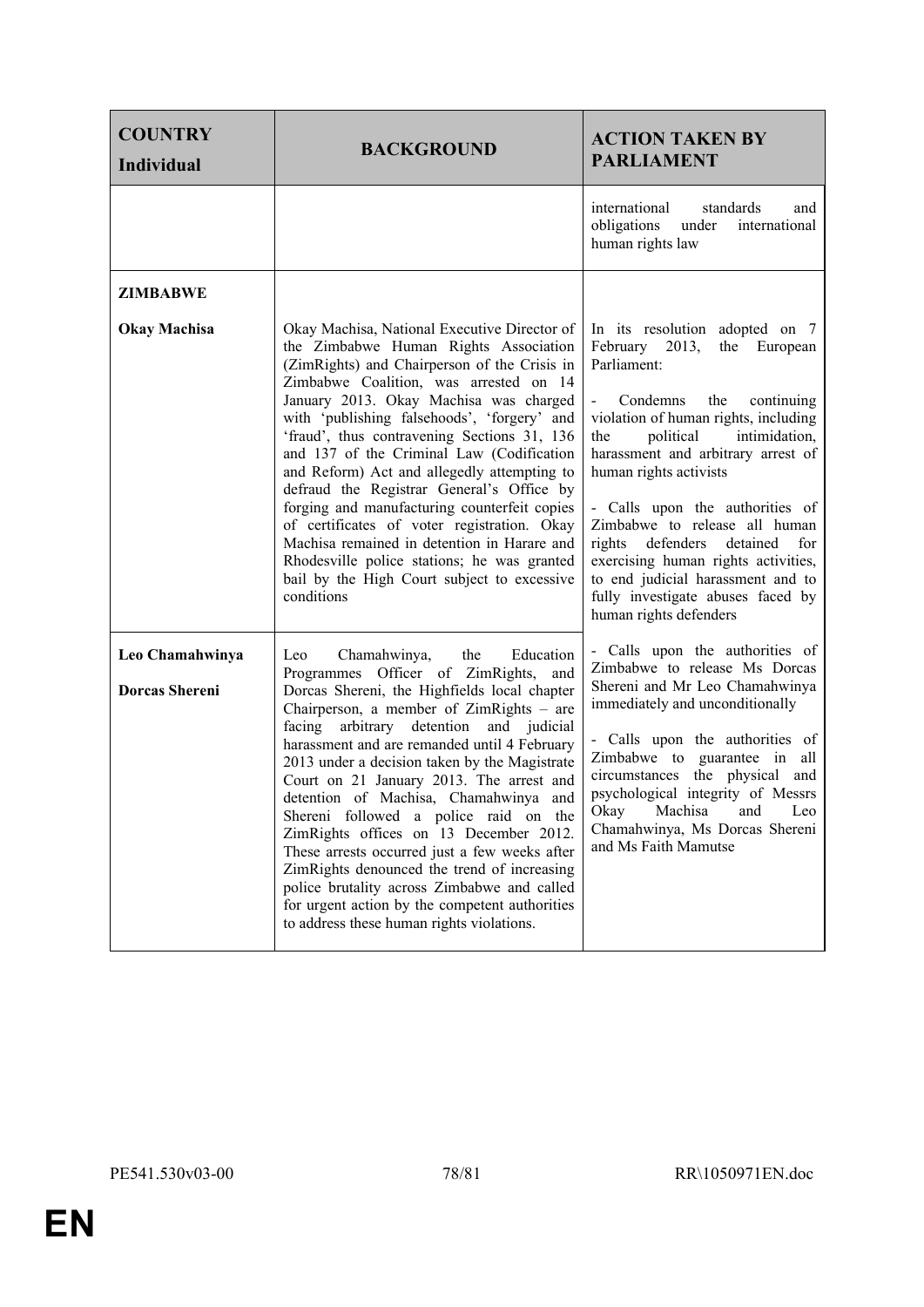| COUNTRY<br>Individual | BACKGROUND | ACTION TAKEN BY PARLIAMENT |
|---|---|---|
| | | international standards and obligations under international human rights law |
| **ZIMBABWE**<br><br>**Okay Machisa** | Okay Machisa, National Executive Director of the Zimbabwe Human Rights Association (ZimRights) and Chairperson of the Crisis in Zimbabwe Coalition, was arrested on 14 January 2013. Okay Machisa was charged with 'publishing falsehoods', 'forgery' and 'fraud', thus contravening Sections 31, 136 and 137 of the Criminal Law (Codification and Reform) Act and allegedly attempting to defraud the Registrar General's Office by forging and manufacturing counterfeit copies of certificates of voter registration. Okay Machisa remained in detention in Harare and Rhodesville police stations; he was granted bail by the High Court subject to excessive conditions | In its resolution adopted on 7 February 2013, the European Parliament:<br><br>- Condemns the continuing violation of human rights, including the political intimidation, harassment and arbitrary arrest of human rights activists<br><br>- Calls upon the authorities of Zimbabwe to release all human rights defenders detained for exercising human rights activities, to end judicial harassment and to fully investigate abuses faced by human rights defenders<br><br>- Calls upon the authorities of Zimbabwe to release Ms Dorcas Shereni and Mr Leo Chamahwinya immediately and unconditionally<br><br>- Calls upon the authorities of Zimbabwe to guarantee in all circumstances the physical and psychological integrity of Messrs Okay Machisa and Leo Chamahwinya, Ms Dorcas Shereni and Ms Faith Mamutse |
| **Leo Chamahwinya**<br><br>**Dorcas Shereni** | Leo Chamahwinya, the Education Programmes Officer of ZimRights, and Dorcas Shereni, the Highfields local chapter Chairperson, a member of ZimRights – are facing arbitrary detention and judicial harassment and are remanded until 4 February 2013 under a decision taken by the Magistrate Court on 21 January 2013. The arrest and detention of Machisa, Chamahwinya and Shereni followed a police raid on the ZimRights offices on 13 December 2012. These arrests occurred just a few weeks after ZimRights denounced the trend of increasing police brutality across Zimbabwe and called for urgent action by the competent authorities to address these human rights violations. | |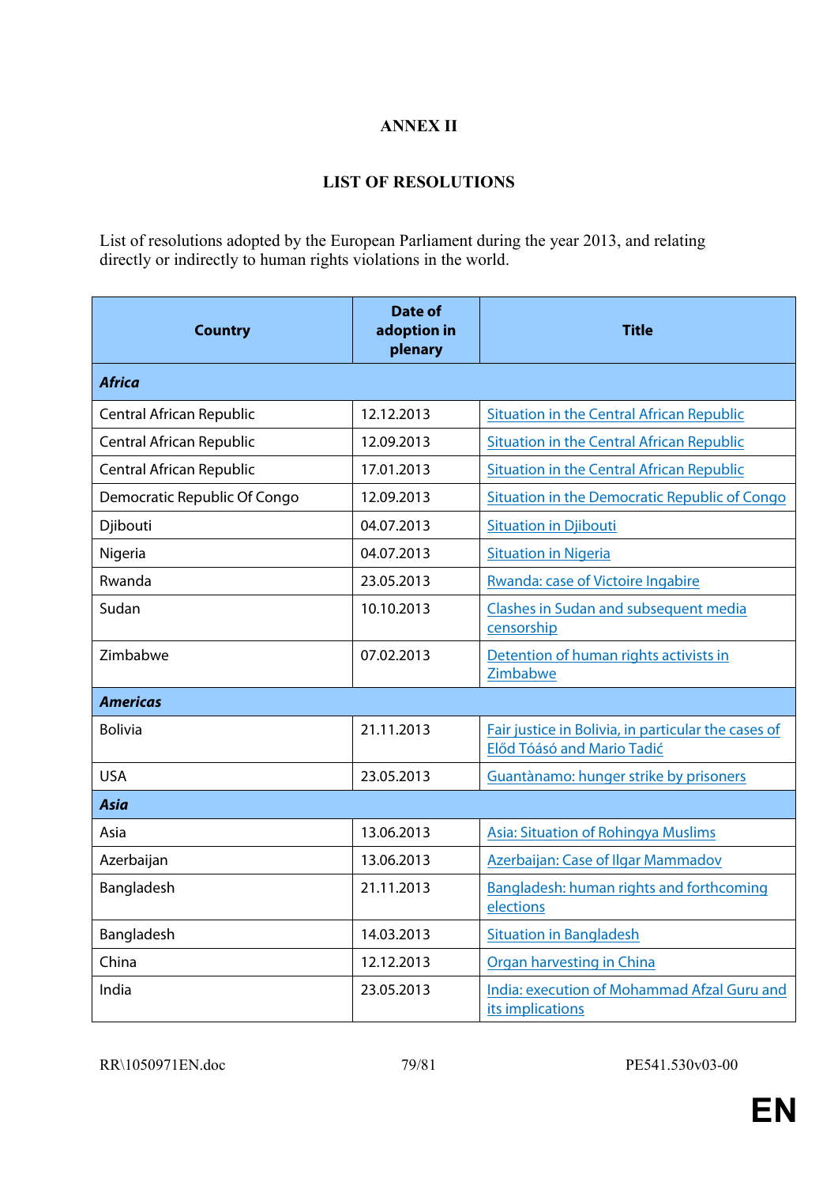# ANNEX II

## LIST OF RESOLUTIONS

List of resolutions adopted by the European Parliament during the year 2013, and relating directly or indirectly to human rights violations in the world.

| Country | Date of adoption in plenary | Title |
|---|---|---|
| ***Africa*** | | |
| Central African Republic | 12.12.2013 | Situation in the Central African Republic |
| Central African Republic | 12.09.2013 | Situation in the Central African Republic |
| Central African Republic | 17.01.2013 | Situation in the Central African Republic |
| Democratic Republic Of Congo | 12.09.2013 | Situation in the Democratic Republic of Congo |
| Djibouti | 04.07.2013 | Situation in Djibouti |
| Nigeria | 04.07.2013 | Situation in Nigeria |
| Rwanda | 23.05.2013 | Rwanda: case of Victoire Ingabire |
| Sudan | 10.10.2013 | Clashes in Sudan and subsequent media censorship |
| Zimbabwe | 07.02.2013 | Detention of human rights activists in Zimbabwe |
| ***Americas*** | | |
| Bolivia | 21.11.2013 | Fair justice in Bolivia, in particular the cases of Előd Tóásó and Mario Tadić |
| USA | 23.05.2013 | Guantànamo: hunger strike by prisoners |
| ***Asia*** | | |
| Asia | 13.06.2013 | Asia: Situation of Rohingya Muslims |
| Azerbaijan | 13.06.2013 | Azerbaijan: Case of Ilgar Mammadov |
| Bangladesh | 21.11.2013 | Bangladesh: human rights and forthcoming elections |
| Bangladesh | 14.03.2013 | Situation in Bangladesh |
| China | 12.12.2013 | Organ harvesting in China |
| India | 23.05.2013 | India: execution of Mohammad Afzal Guru and its implications |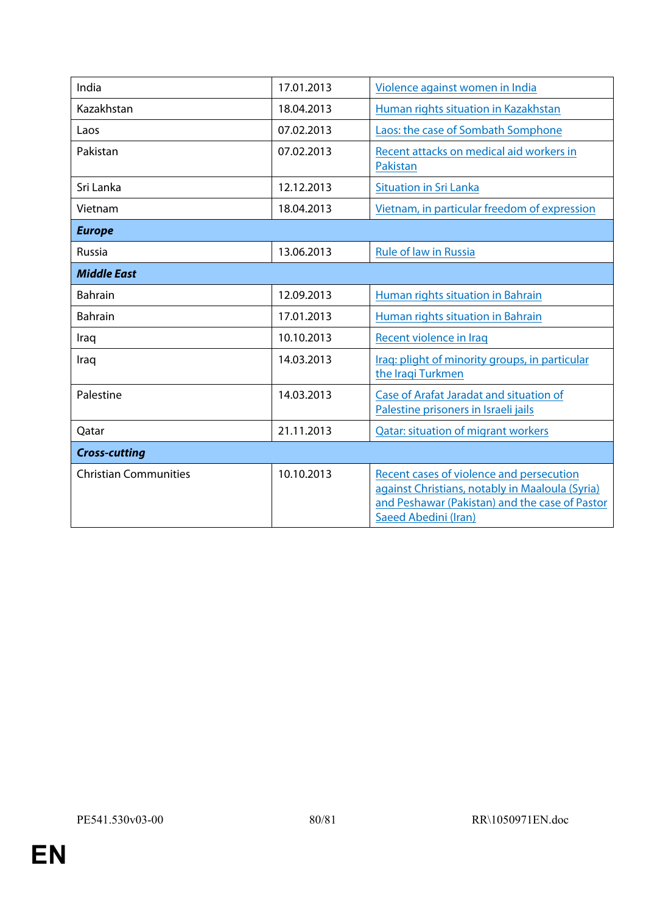| | | |
|---|---|---|
| India | 17.01.2013 | Violence against women in India |
| Kazakhstan | 18.04.2013 | Human rights situation in Kazakhstan |
| Laos | 07.02.2013 | Laos: the case of Sombath Somphone |
| Pakistan | 07.02.2013 | Recent attacks on medical aid workers in Pakistan |
| Sri Lanka | 12.12.2013 | Situation in Sri Lanka |
| Vietnam | 18.04.2013 | Vietnam, in particular freedom of expression |
| ***Europe*** | | |
| Russia | 13.06.2013 | Rule of law in Russia |
| ***Middle East*** | | |
| Bahrain | 12.09.2013 | Human rights situation in Bahrain |
| Bahrain | 17.01.2013 | Human rights situation in Bahrain |
| Iraq | 10.10.2013 | Recent violence in Iraq |
| Iraq | 14.03.2013 | Iraq: plight of minority groups, in particular the Iraqi Turkmen |
| Palestine | 14.03.2013 | Case of Arafat Jaradat and situation of Palestine prisoners in Israeli jails |
| Qatar | 21.11.2013 | Qatar: situation of migrant workers |
| ***Cross-cutting*** | | |
| Christian Communities | 10.10.2013 | Recent cases of violence and persecution against Christians, notably in Maaloula (Syria) and Peshawar (Pakistan) and the case of Pastor Saeed Abedini (Iran) |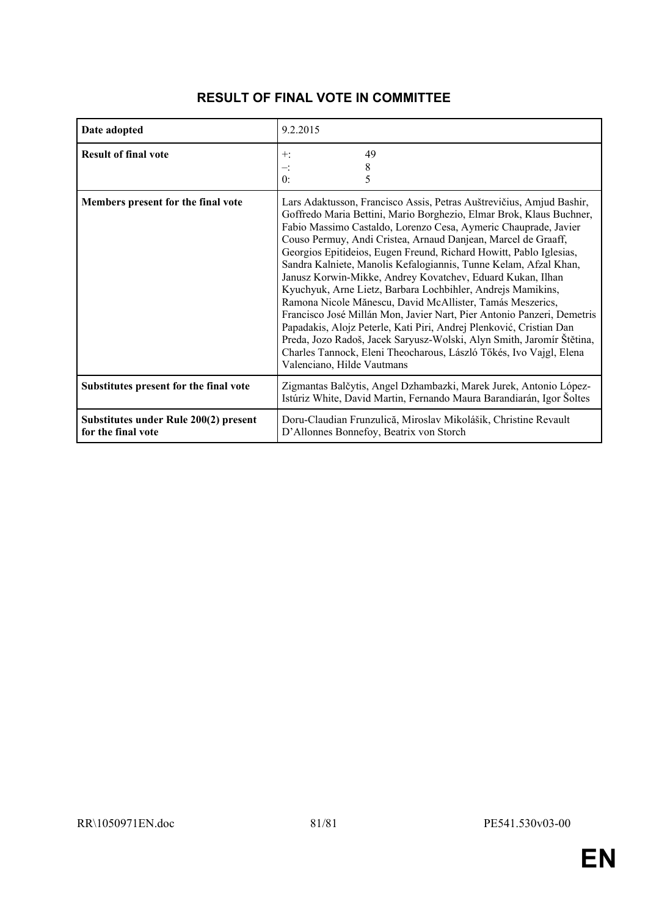# RESULT OF FINAL VOTE IN COMMITTEE

| | |
|---|---|
| **Date adopted** | 9.2.2015 |
| **Result of final vote** | +: 49<br>–: 8<br>0: 5 |
| **Members present for the final vote** | Lars Adaktusson, Francisco Assis, Petras Auštrevičius, Amjud Bashir, Goffredo Maria Bettini, Mario Borghezio, Elmar Brok, Klaus Buchner, Fabio Massimo Castaldo, Lorenzo Cesa, Aymeric Chauprade, Javier Couso Permuy, Andi Cristea, Arnaud Danjean, Marcel de Graaff, Georgios Epitideios, Eugen Freund, Richard Howitt, Pablo Iglesias, Sandra Kalniete, Manolis Kefalogiannis, Tunne Kelam, Afzal Khan, Janusz Korwin-Mikke, Andrey Kovatchev, Eduard Kukan, Ilhan Kyuchyuk, Arne Lietz, Barbara Lochbihler, Andrejs Mamikins, Ramona Nicole Mănescu, David McAllister, Tamás Meszerics, Francisco José Millán Mon, Javier Nart, Pier Antonio Panzeri, Demetris Papadakis, Alojz Peterle, Kati Piri, Andrej Plenković, Cristian Dan Preda, Jozo Radoš, Jacek Saryusz-Wolski, Alyn Smith, Jaromír Štětina, Charles Tannock, Eleni Theocharous, László Tőkés, Ivo Vajgl, Elena Valenciano, Hilde Vautmans |
| **Substitutes present for the final vote** | Zigmantas Balčytis, Angel Dzhambazki, Marek Jurek, Antonio López-Istúriz White, David Martin, Fernando Maura Barandiarán, Igor Šoltes |
| **Substitutes under Rule 200(2) present for the final vote** | Doru-Claudian Frunzulică, Miroslav Mikolášik, Christine Revault D'Allonnes Bonnefoy, Beatrix von Storch |